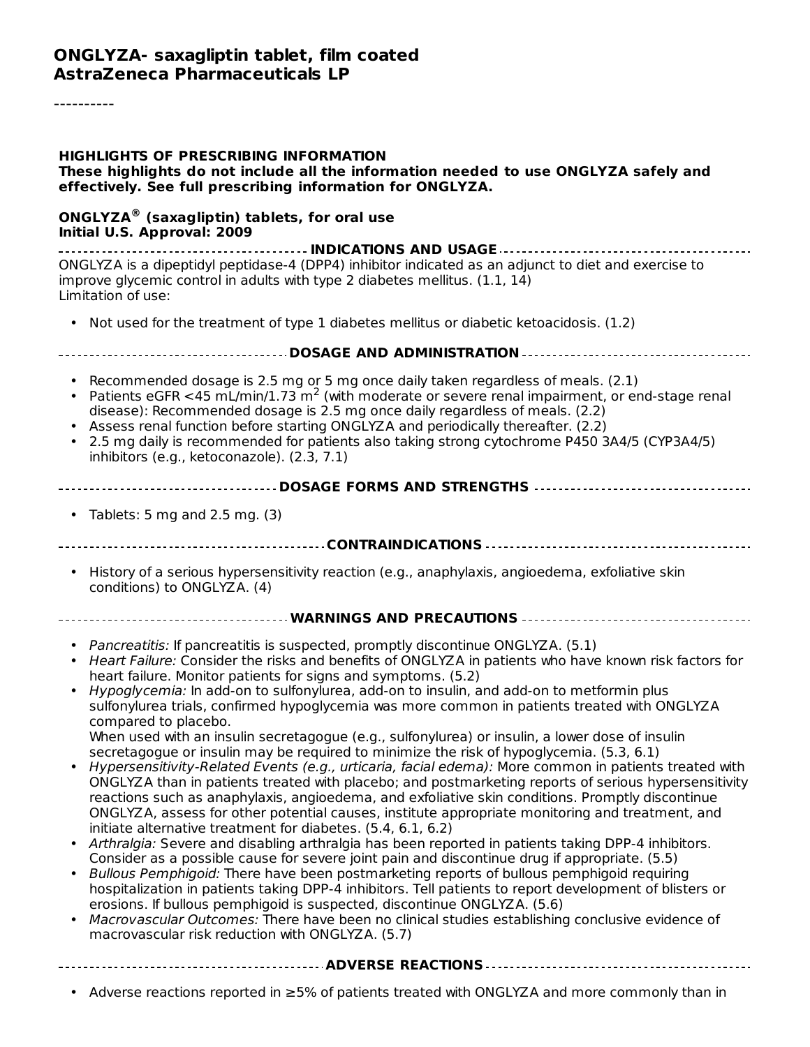# ONGLYZA- saxagliptin tablet, film coated
## AstraZeneca Pharmaceuticals LP

----------

**HIGHLIGHTS OF PRESCRIBING INFORMATION**
**These highlights do not include all the information needed to use ONGLYZA safely and effectively. See full prescribing information for ONGLYZA.**

**ONGLYZA® (saxagliptin) tablets, for oral use**
**Initial U.S. Approval: 2009**

### INDICATIONS AND USAGE

ONGLYZA is a dipeptidyl peptidase-4 (DPP4) inhibitor indicated as an adjunct to diet and exercise to improve glycemic control in adults with type 2 diabetes mellitus. (1.1, 14)
Limitation of use:

- Not used for the treatment of type 1 diabetes mellitus or diabetic ketoacidosis. (1.2)

### DOSAGE AND ADMINISTRATION

- Recommended dosage is 2.5 mg or 5 mg once daily taken regardless of meals. (2.1)
- Patients eGFR <45 mL/min/1.73 $m^2$ (with moderate or severe renal impairment, or end-stage renal disease): Recommended dosage is 2.5 mg once daily regardless of meals. (2.2)
- Assess renal function before starting ONGLYZA and periodically thereafter. (2.2)
- 2.5 mg daily is recommended for patients also taking strong cytochrome P450 3A4/5 (CYP3A4/5) inhibitors (e.g., ketoconazole). (2.3, 7.1)

### DOSAGE FORMS AND STRENGTHS

- Tablets: 5 mg and 2.5 mg. (3)

### CONTRAINDICATIONS

- History of a serious hypersensitivity reaction (e.g., anaphylaxis, angioedema, exfoliative skin conditions) to ONGLYZA. (4)

### WARNINGS AND PRECAUTIONS

- *Pancreatitis:* If pancreatitis is suspected, promptly discontinue ONGLYZA. (5.1)
- *Heart Failure:* Consider the risks and benefits of ONGLYZA in patients who have known risk factors for heart failure. Monitor patients for signs and symptoms. (5.2)
- *Hypoglycemia:* In add-on to sulfonylurea, add-on to insulin, and add-on to metformin plus sulfonylurea trials, confirmed hypoglycemia was more common in patients treated with ONGLYZA compared to placebo.
  When used with an insulin secretagogue (e.g., sulfonylurea) or insulin, a lower dose of insulin secretagogue or insulin may be required to minimize the risk of hypoglycemia. (5.3, 6.1)
- *Hypersensitivity-Related Events (e.g., urticaria, facial edema):* More common in patients treated with ONGLYZA than in patients treated with placebo; and postmarketing reports of serious hypersensitivity reactions such as anaphylaxis, angioedema, and exfoliative skin conditions. Promptly discontinue ONGLYZA, assess for other potential causes, institute appropriate monitoring and treatment, and initiate alternative treatment for diabetes. (5.4, 6.1, 6.2)
- *Arthralgia:* Severe and disabling arthralgia has been reported in patients taking DPP-4 inhibitors. Consider as a possible cause for severe joint pain and discontinue drug if appropriate. (5.5)
- *Bullous Pemphigoid:* There have been postmarketing reports of bullous pemphigoid requiring hospitalization in patients taking DPP-4 inhibitors. Tell patients to report development of blisters or erosions. If bullous pemphigoid is suspected, discontinue ONGLYZA. (5.6)
- *Macrovascular Outcomes:* There have been no clinical studies establishing conclusive evidence of macrovascular risk reduction with ONGLYZA. (5.7)

### ADVERSE REACTIONS

- Adverse reactions reported in ≥5% of patients treated with ONGLYZA and more commonly than in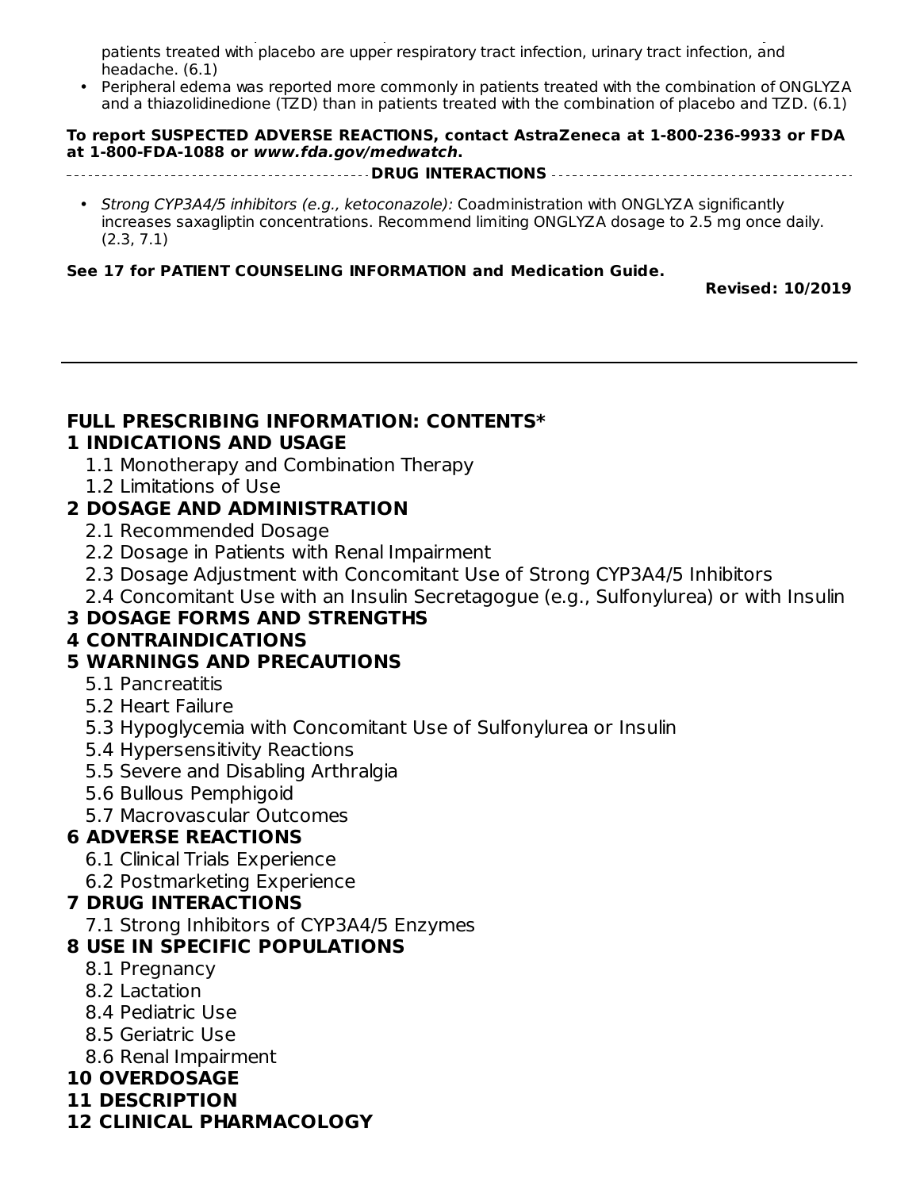patients treated with placebo are upper respiratory tract infection, urinary tract infection, and headache. (6.1)
- Peripheral edema was reported more commonly in patients treated with the combination of ONGLYZA and a thiazolidinedione (TZD) than in patients treated with the combination of placebo and TZD. (6.1)

**To report SUSPECTED ADVERSE REACTIONS, contact AstraZeneca at 1-800-236-9933 or FDA at 1-800-FDA-1088 or *www.fda.gov/medwatch*.**

**DRUG INTERACTIONS**

- *Strong CYP3A4/5 inhibitors (e.g., ketoconazole):* Coadministration with ONGLYZA significantly increases saxagliptin concentrations. Recommend limiting ONGLYZA dosage to 2.5 mg once daily. (2.3, 7.1)

**See 17 for PATIENT COUNSELING INFORMATION and Medication Guide.**

**Revised: 10/2019**

---

## FULL PRESCRIBING INFORMATION: CONTENTS*

**1 INDICATIONS AND USAGE**
- 1.1 Monotherapy and Combination Therapy
- 1.2 Limitations of Use

**2 DOSAGE AND ADMINISTRATION**
- 2.1 Recommended Dosage
- 2.2 Dosage in Patients with Renal Impairment
- 2.3 Dosage Adjustment with Concomitant Use of Strong CYP3A4/5 Inhibitors
- 2.4 Concomitant Use with an Insulin Secretagogue (e.g., Sulfonylurea) or with Insulin

**3 DOSAGE FORMS AND STRENGTHS**

**4 CONTRAINDICATIONS**

**5 WARNINGS AND PRECAUTIONS**
- 5.1 Pancreatitis
- 5.2 Heart Failure
- 5.3 Hypoglycemia with Concomitant Use of Sulfonylurea or Insulin
- 5.4 Hypersensitivity Reactions
- 5.5 Severe and Disabling Arthralgia
- 5.6 Bullous Pemphigoid
- 5.7 Macrovascular Outcomes

**6 ADVERSE REACTIONS**
- 6.1 Clinical Trials Experience
- 6.2 Postmarketing Experience

**7 DRUG INTERACTIONS**
- 7.1 Strong Inhibitors of CYP3A4/5 Enzymes

**8 USE IN SPECIFIC POPULATIONS**
- 8.1 Pregnancy
- 8.2 Lactation
- 8.4 Pediatric Use
- 8.5 Geriatric Use
- 8.6 Renal Impairment

**10 OVERDOSAGE**

**11 DESCRIPTION**

**12 CLINICAL PHARMACOLOGY**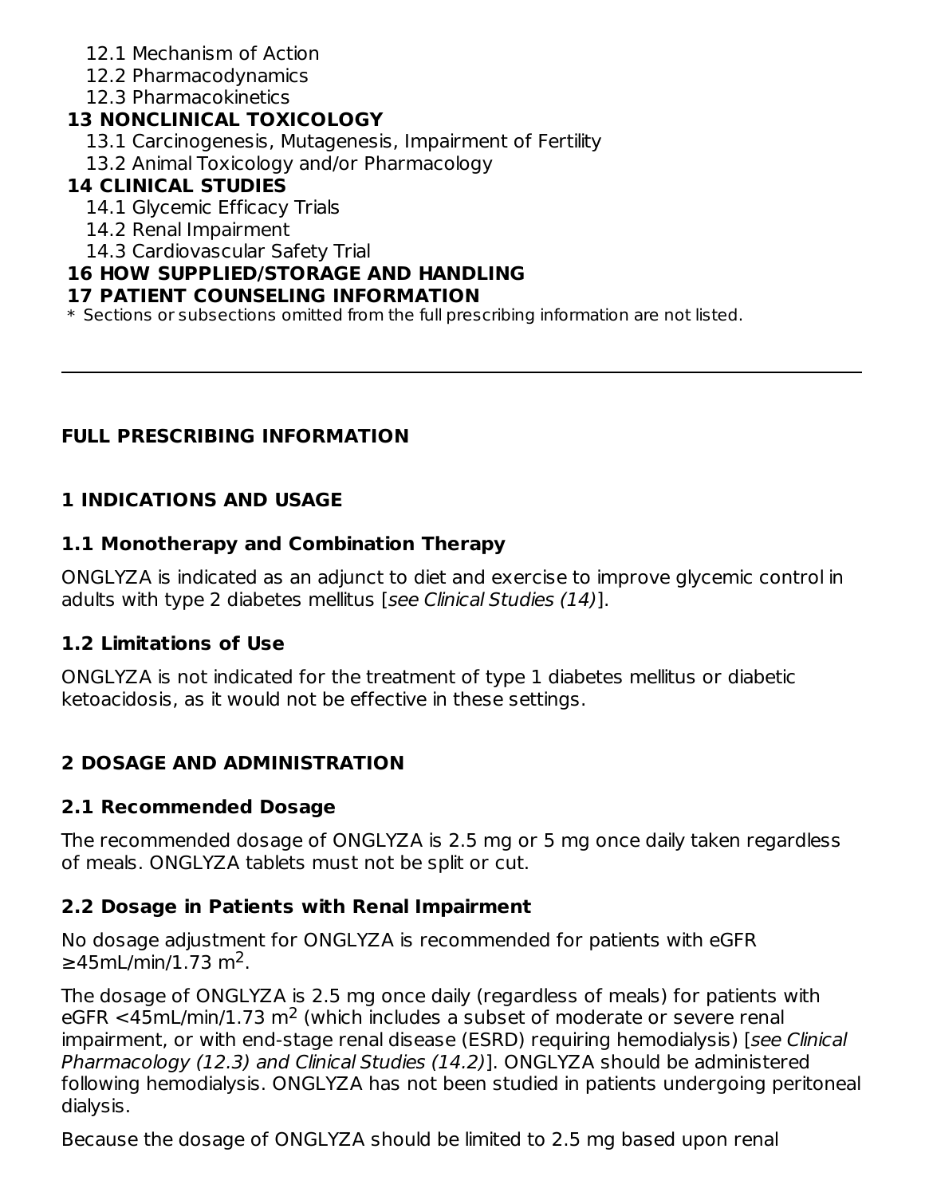12.1 Mechanism of Action
12.2 Pharmacodynamics
12.3 Pharmacokinetics

**13 NONCLINICAL TOXICOLOGY**

13.1 Carcinogenesis, Mutagenesis, Impairment of Fertility
13.2 Animal Toxicology and/or Pharmacology

**14 CLINICAL STUDIES**

14.1 Glycemic Efficacy Trials
14.2 Renal Impairment
14.3 Cardiovascular Safety Trial

**16 HOW SUPPLIED/STORAGE AND HANDLING**

**17 PATIENT COUNSELING INFORMATION**

* Sections or subsections omitted from the full prescribing information are not listed.

---

**FULL PRESCRIBING INFORMATION**

## 1 INDICATIONS AND USAGE

### 1.1 Monotherapy and Combination Therapy

ONGLYZA is indicated as an adjunct to diet and exercise to improve glycemic control in adults with type 2 diabetes mellitus [*see Clinical Studies (14)*].

### 1.2 Limitations of Use

ONGLYZA is not indicated for the treatment of type 1 diabetes mellitus or diabetic ketoacidosis, as it would not be effective in these settings.

## 2 DOSAGE AND ADMINISTRATION

### 2.1 Recommended Dosage

The recommended dosage of ONGLYZA is 2.5 mg or 5 mg once daily taken regardless of meals. ONGLYZA tablets must not be split or cut.

### 2.2 Dosage in Patients with Renal Impairment

No dosage adjustment for ONGLYZA is recommended for patients with eGFR ≥45mL/min/1.73 $m^2$.

The dosage of ONGLYZA is 2.5 mg once daily (regardless of meals) for patients with eGFR <45mL/min/1.73 $m^2$ (which includes a subset of moderate or severe renal impairment, or with end-stage renal disease (ESRD) requiring hemodialysis) [*see Clinical Pharmacology (12.3) and Clinical Studies (14.2)*]. ONGLYZA should be administered following hemodialysis. ONGLYZA has not been studied in patients undergoing peritoneal dialysis.

Because the dosage of ONGLYZA should be limited to 2.5 mg based upon renal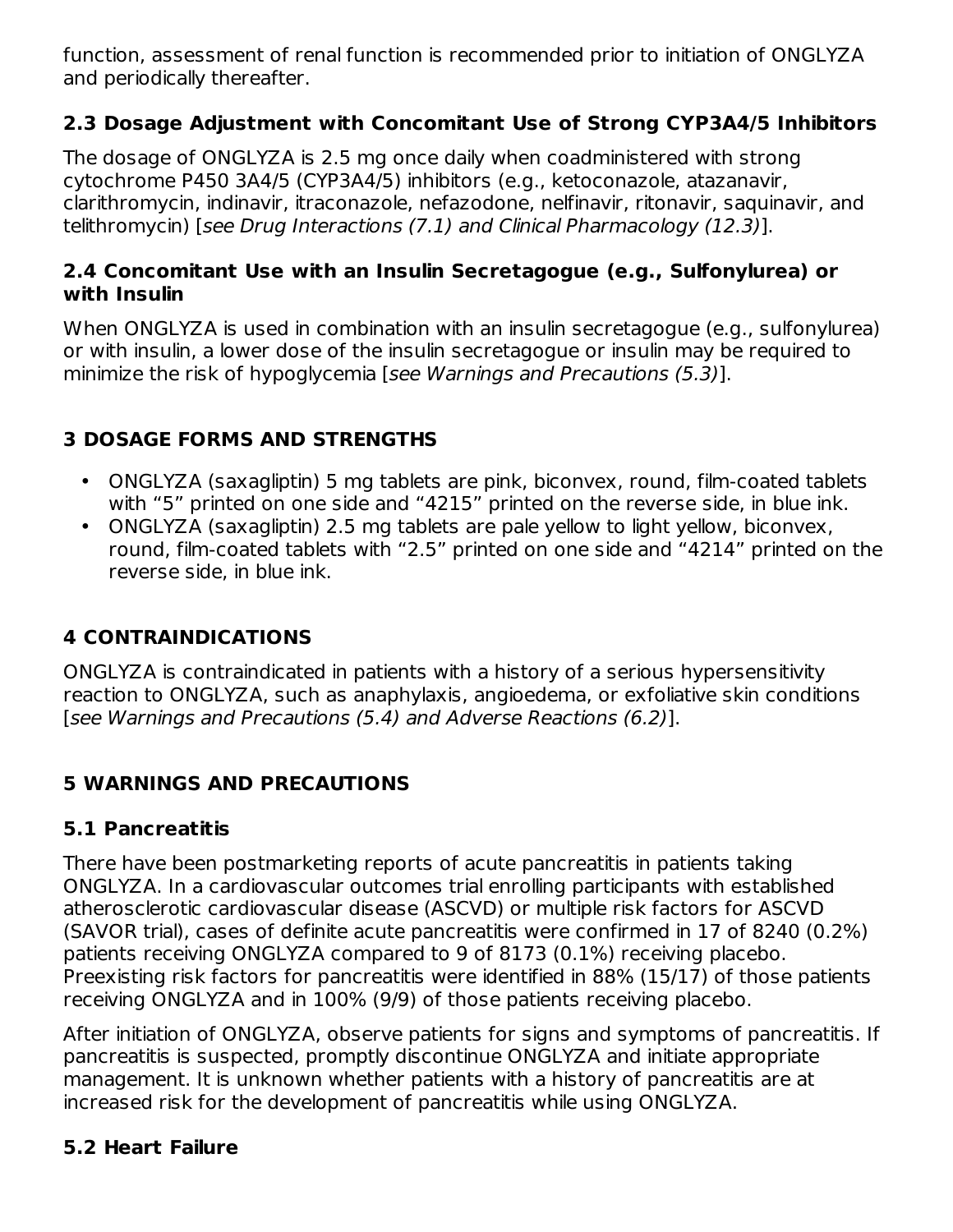function, assessment of renal function is recommended prior to initiation of ONGLYZA and periodically thereafter.

### 2.3 Dosage Adjustment with Concomitant Use of Strong CYP3A4/5 Inhibitors

The dosage of ONGLYZA is 2.5 mg once daily when coadministered with strong cytochrome P450 3A4/5 (CYP3A4/5) inhibitors (e.g., ketoconazole, atazanavir, clarithromycin, indinavir, itraconazole, nefazodone, nelfinavir, ritonavir, saquinavir, and telithromycin) [*see Drug Interactions (7.1) and Clinical Pharmacology (12.3)*].

### 2.4 Concomitant Use with an Insulin Secretagogue (e.g., Sulfonylurea) or with Insulin

When ONGLYZA is used in combination with an insulin secretagogue (e.g., sulfonylurea) or with insulin, a lower dose of the insulin secretagogue or insulin may be required to minimize the risk of hypoglycemia [*see Warnings and Precautions (5.3)*].

## 3 DOSAGE FORMS AND STRENGTHS

- ONGLYZA (saxagliptin) 5 mg tablets are pink, biconvex, round, film-coated tablets with “5” printed on one side and “4215” printed on the reverse side, in blue ink.
- ONGLYZA (saxagliptin) 2.5 mg tablets are pale yellow to light yellow, biconvex, round, film-coated tablets with “2.5” printed on one side and “4214” printed on the reverse side, in blue ink.

## 4 CONTRAINDICATIONS

ONGLYZA is contraindicated in patients with a history of a serious hypersensitivity reaction to ONGLYZA, such as anaphylaxis, angioedema, or exfoliative skin conditions [*see Warnings and Precautions (5.4) and Adverse Reactions (6.2)*].

## 5 WARNINGS AND PRECAUTIONS

### 5.1 Pancreatitis

There have been postmarketing reports of acute pancreatitis in patients taking ONGLYZA. In a cardiovascular outcomes trial enrolling participants with established atherosclerotic cardiovascular disease (ASCVD) or multiple risk factors for ASCVD (SAVOR trial), cases of definite acute pancreatitis were confirmed in 17 of 8240 (0.2%) patients receiving ONGLYZA compared to 9 of 8173 (0.1%) receiving placebo. Preexisting risk factors for pancreatitis were identified in 88% (15/17) of those patients receiving ONGLYZA and in 100% (9/9) of those patients receiving placebo.

After initiation of ONGLYZA, observe patients for signs and symptoms of pancreatitis. If pancreatitis is suspected, promptly discontinue ONGLYZA and initiate appropriate management. It is unknown whether patients with a history of pancreatitis are at increased risk for the development of pancreatitis while using ONGLYZA.

### 5.2 Heart Failure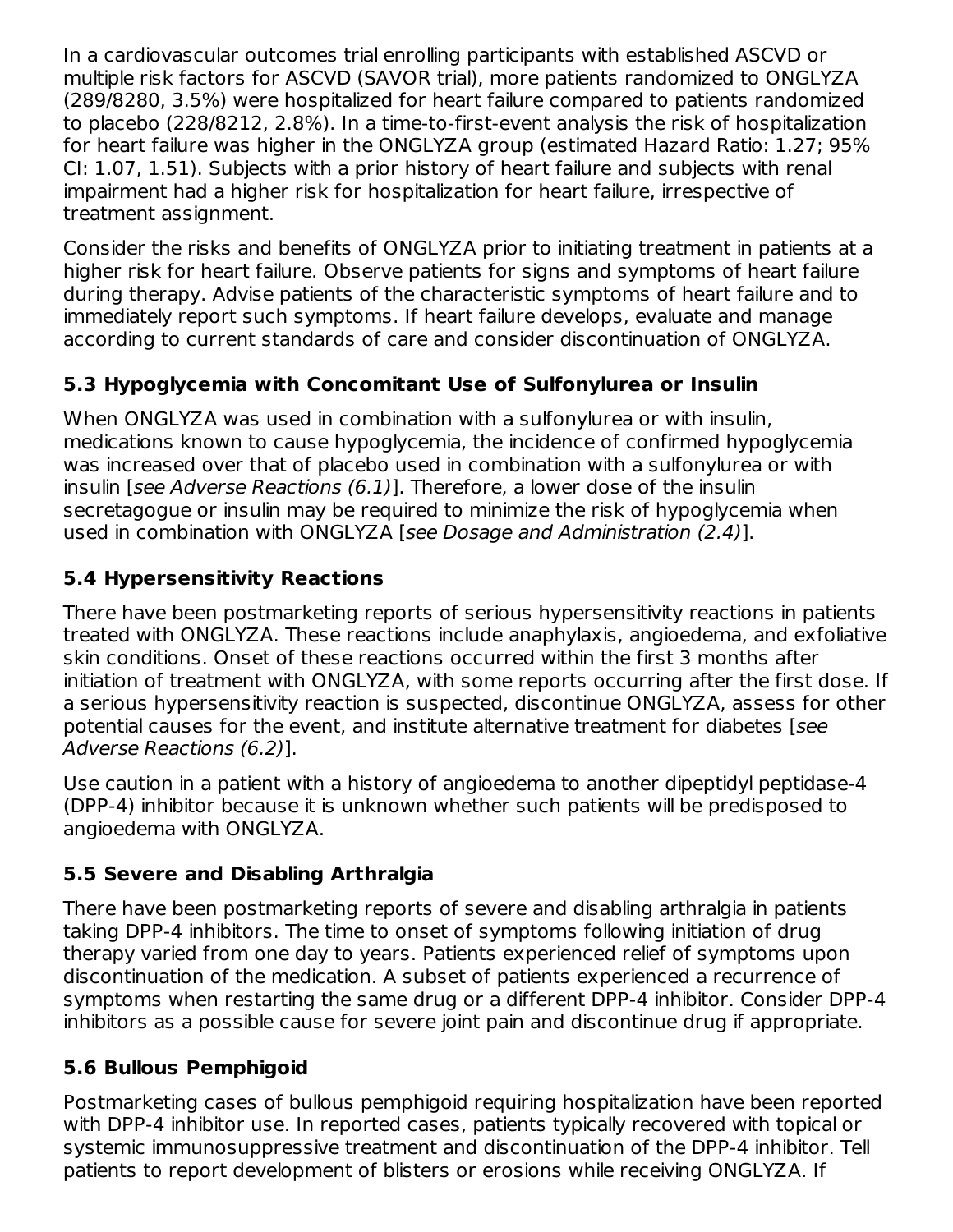In a cardiovascular outcomes trial enrolling participants with established ASCVD or multiple risk factors for ASCVD (SAVOR trial), more patients randomized to ONGLYZA (289/8280, 3.5%) were hospitalized for heart failure compared to patients randomized to placebo (228/8212, 2.8%). In a time-to-first-event analysis the risk of hospitalization for heart failure was higher in the ONGLYZA group (estimated Hazard Ratio: 1.27; 95% CI: 1.07, 1.51). Subjects with a prior history of heart failure and subjects with renal impairment had a higher risk for hospitalization for heart failure, irrespective of treatment assignment.

Consider the risks and benefits of ONGLYZA prior to initiating treatment in patients at a higher risk for heart failure. Observe patients for signs and symptoms of heart failure during therapy. Advise patients of the characteristic symptoms of heart failure and to immediately report such symptoms. If heart failure develops, evaluate and manage according to current standards of care and consider discontinuation of ONGLYZA.

### 5.3 Hypoglycemia with Concomitant Use of Sulfonylurea or Insulin

When ONGLYZA was used in combination with a sulfonylurea or with insulin, medications known to cause hypoglycemia, the incidence of confirmed hypoglycemia was increased over that of placebo used in combination with a sulfonylurea or with insulin [*see Adverse Reactions (6.1)*]. Therefore, a lower dose of the insulin secretagogue or insulin may be required to minimize the risk of hypoglycemia when used in combination with ONGLYZA [*see Dosage and Administration (2.4)*].

### 5.4 Hypersensitivity Reactions

There have been postmarketing reports of serious hypersensitivity reactions in patients treated with ONGLYZA. These reactions include anaphylaxis, angioedema, and exfoliative skin conditions. Onset of these reactions occurred within the first 3 months after initiation of treatment with ONGLYZA, with some reports occurring after the first dose. If a serious hypersensitivity reaction is suspected, discontinue ONGLYZA, assess for other potential causes for the event, and institute alternative treatment for diabetes [*see Adverse Reactions (6.2)*].

Use caution in a patient with a history of angioedema to another dipeptidyl peptidase-4 (DPP-4) inhibitor because it is unknown whether such patients will be predisposed to angioedema with ONGLYZA.

### 5.5 Severe and Disabling Arthralgia

There have been postmarketing reports of severe and disabling arthralgia in patients taking DPP-4 inhibitors. The time to onset of symptoms following initiation of drug therapy varied from one day to years. Patients experienced relief of symptoms upon discontinuation of the medication. A subset of patients experienced a recurrence of symptoms when restarting the same drug or a different DPP-4 inhibitor. Consider DPP-4 inhibitors as a possible cause for severe joint pain and discontinue drug if appropriate.

### 5.6 Bullous Pemphigoid

Postmarketing cases of bullous pemphigoid requiring hospitalization have been reported with DPP-4 inhibitor use. In reported cases, patients typically recovered with topical or systemic immunosuppressive treatment and discontinuation of the DPP-4 inhibitor. Tell patients to report development of blisters or erosions while receiving ONGLYZA. If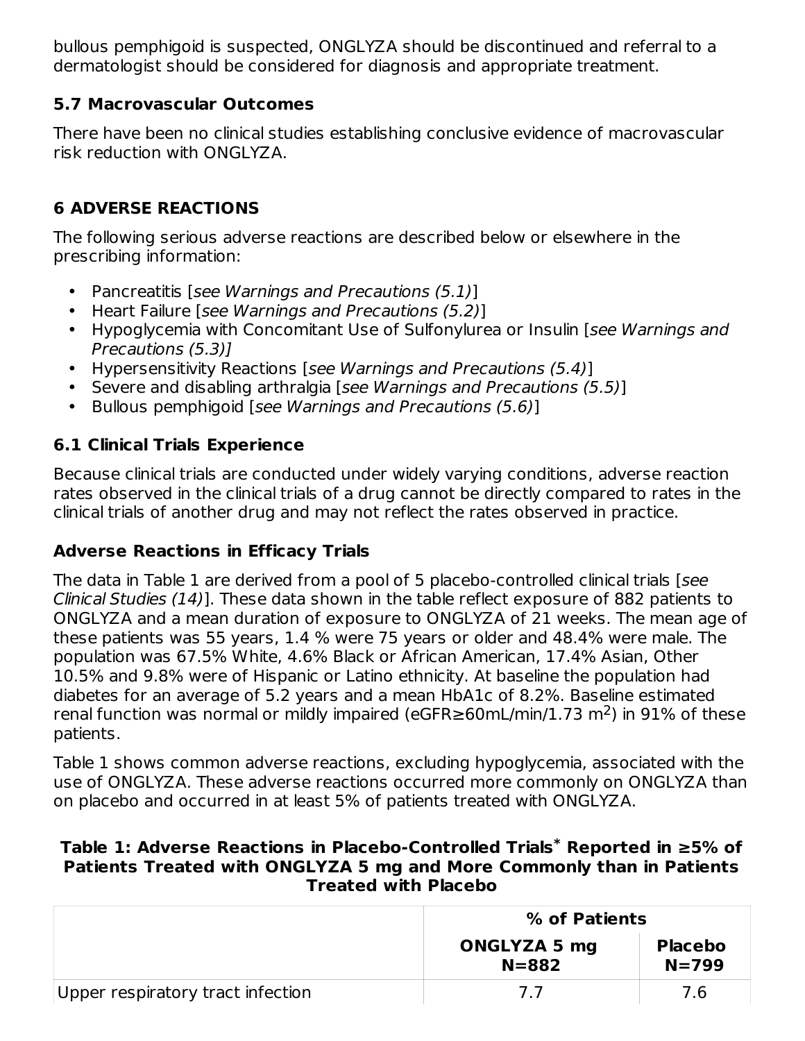bullous pemphigoid is suspected, ONGLYZA should be discontinued and referral to a dermatologist should be considered for diagnosis and appropriate treatment.

### 5.7 Macrovascular Outcomes

There have been no clinical studies establishing conclusive evidence of macrovascular risk reduction with ONGLYZA.

## 6 ADVERSE REACTIONS

The following serious adverse reactions are described below or elsewhere in the prescribing information:

- Pancreatitis [*see Warnings and Precautions (5.1)*]
- Heart Failure [*see Warnings and Precautions (5.2)*]
- Hypoglycemia with Concomitant Use of Sulfonylurea or Insulin [*see Warnings and Precautions (5.3)]*
- Hypersensitivity Reactions [*see Warnings and Precautions (5.4)*]
- Severe and disabling arthralgia [*see Warnings and Precautions (5.5)*]
- Bullous pemphigoid [*see Warnings and Precautions (5.6)*]

### 6.1 Clinical Trials Experience

Because clinical trials are conducted under widely varying conditions, adverse reaction rates observed in the clinical trials of a drug cannot be directly compared to rates in the clinical trials of another drug and may not reflect the rates observed in practice.

**Adverse Reactions in Efficacy Trials**

The data in Table 1 are derived from a pool of 5 placebo-controlled clinical trials [*see Clinical Studies (14)*]. These data shown in the table reflect exposure of 882 patients to ONGLYZA and a mean duration of exposure to ONGLYZA of 21 weeks. The mean age of these patients was 55 years, 1.4 % were 75 years or older and 48.4% were male. The population was 67.5% White, 4.6% Black or African American, 17.4% Asian, Other 10.5% and 9.8% were of Hispanic or Latino ethnicity. At baseline the population had diabetes for an average of 5.2 years and a mean HbA1c of 8.2%. Baseline estimated renal function was normal or mildly impaired (eGFR≥60mL/min/1.73 $m^2$) in 91% of these patients.

Table 1 shows common adverse reactions, excluding hypoglycemia, associated with the use of ONGLYZA. These adverse reactions occurred more commonly on ONGLYZA than on placebo and occurred in at least 5% of patients treated with ONGLYZA.

**Table 1: Adverse Reactions in Placebo-Controlled Trials* Reported in ≥5% of Patients Treated with ONGLYZA 5 mg and More Commonly than in Patients Treated with Placebo**

| | % of Patients | |
|---|---|---|
| | **ONGLYZA 5 mg N=882** | **Placebo N=799** |
| Upper respiratory tract infection | 7.7 | 7.6 |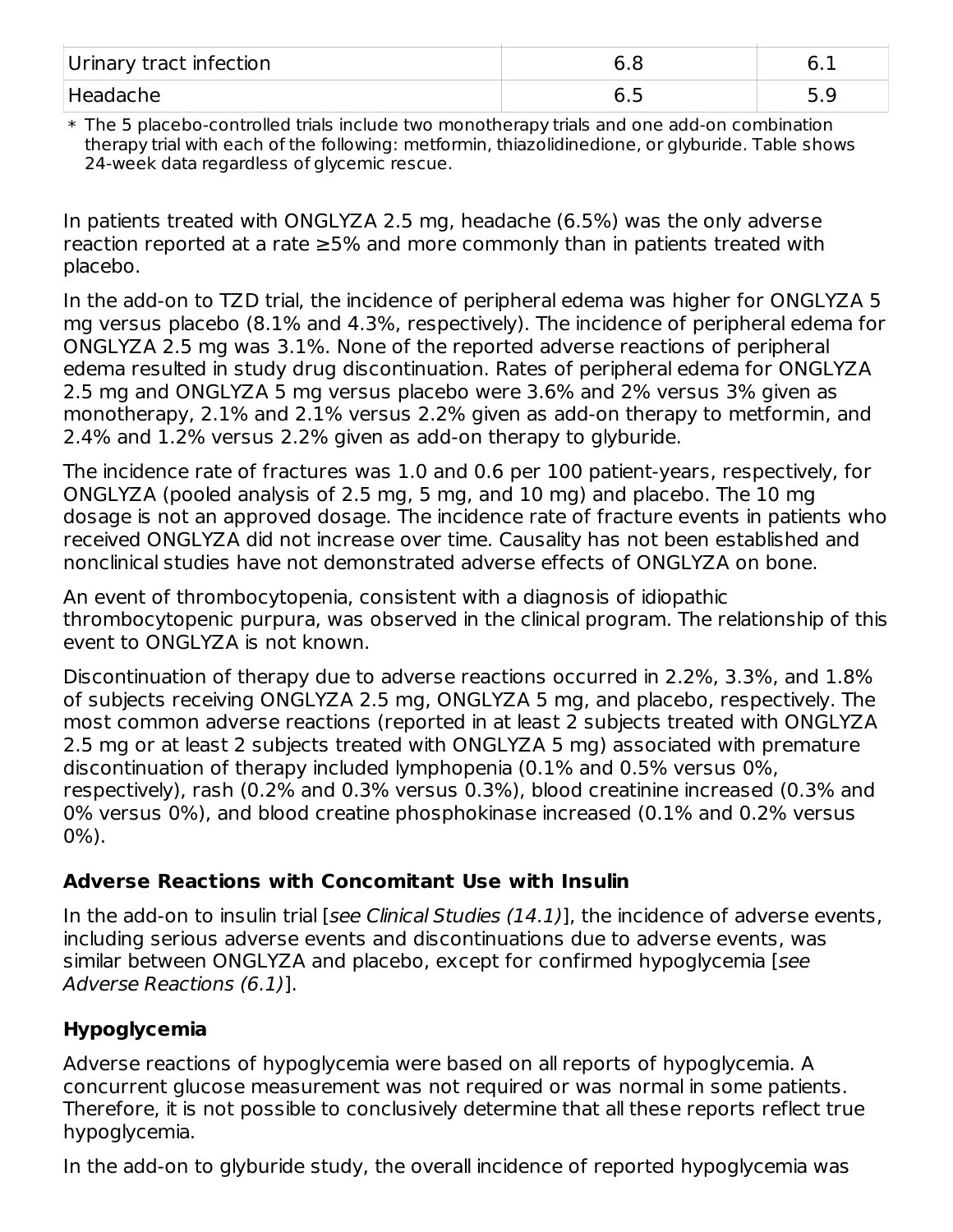| Urinary tract infection | 6.8 | 6.1 |
| --- | --- | --- |
| Headache | 6.5 | 5.9 |

\* The 5 placebo-controlled trials include two monotherapy trials and one add-on combination therapy trial with each of the following: metformin, thiazolidinedione, or glyburide. Table shows 24-week data regardless of glycemic rescue.

In patients treated with ONGLYZA 2.5 mg, headache (6.5%) was the only adverse reaction reported at a rate ≥5% and more commonly than in patients treated with placebo.

In the add-on to TZD trial, the incidence of peripheral edema was higher for ONGLYZA 5 mg versus placebo (8.1% and 4.3%, respectively). The incidence of peripheral edema for ONGLYZA 2.5 mg was 3.1%. None of the reported adverse reactions of peripheral edema resulted in study drug discontinuation. Rates of peripheral edema for ONGLYZA 2.5 mg and ONGLYZA 5 mg versus placebo were 3.6% and 2% versus 3% given as monotherapy, 2.1% and 2.1% versus 2.2% given as add-on therapy to metformin, and 2.4% and 1.2% versus 2.2% given as add-on therapy to glyburide.

The incidence rate of fractures was 1.0 and 0.6 per 100 patient-years, respectively, for ONGLYZA (pooled analysis of 2.5 mg, 5 mg, and 10 mg) and placebo. The 10 mg dosage is not an approved dosage. The incidence rate of fracture events in patients who received ONGLYZA did not increase over time. Causality has not been established and nonclinical studies have not demonstrated adverse effects of ONGLYZA on bone.

An event of thrombocytopenia, consistent with a diagnosis of idiopathic thrombocytopenic purpura, was observed in the clinical program. The relationship of this event to ONGLYZA is not known.

Discontinuation of therapy due to adverse reactions occurred in 2.2%, 3.3%, and 1.8% of subjects receiving ONGLYZA 2.5 mg, ONGLYZA 5 mg, and placebo, respectively. The most common adverse reactions (reported in at least 2 subjects treated with ONGLYZA 2.5 mg or at least 2 subjects treated with ONGLYZA 5 mg) associated with premature discontinuation of therapy included lymphopenia (0.1% and 0.5% versus 0%, respectively), rash (0.2% and 0.3% versus 0.3%), blood creatinine increased (0.3% and 0% versus 0%), and blood creatine phosphokinase increased (0.1% and 0.2% versus 0%).

**Adverse Reactions with Concomitant Use with Insulin**

In the add-on to insulin trial [*see Clinical Studies (14.1)*], the incidence of adverse events, including serious adverse events and discontinuations due to adverse events, was similar between ONGLYZA and placebo, except for confirmed hypoglycemia [*see Adverse Reactions (6.1)*].

**Hypoglycemia**

Adverse reactions of hypoglycemia were based on all reports of hypoglycemia. A concurrent glucose measurement was not required or was normal in some patients. Therefore, it is not possible to conclusively determine that all these reports reflect true hypoglycemia.

In the add-on to glyburide study, the overall incidence of reported hypoglycemia was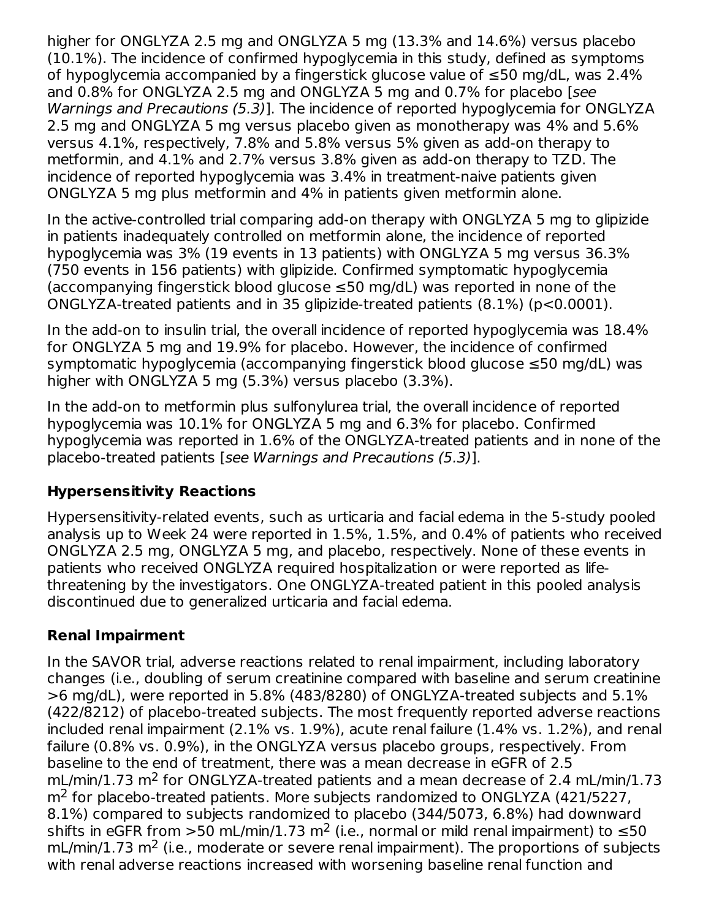higher for ONGLYZA 2.5 mg and ONGLYZA 5 mg (13.3% and 14.6%) versus placebo (10.1%). The incidence of confirmed hypoglycemia in this study, defined as symptoms of hypoglycemia accompanied by a fingerstick glucose value of ≤50 mg/dL, was 2.4% and 0.8% for ONGLYZA 2.5 mg and ONGLYZA 5 mg and 0.7% for placebo [*see Warnings and Precautions (5.3)*]. The incidence of reported hypoglycemia for ONGLYZA 2.5 mg and ONGLYZA 5 mg versus placebo given as monotherapy was 4% and 5.6% versus 4.1%, respectively, 7.8% and 5.8% versus 5% given as add-on therapy to metformin, and 4.1% and 2.7% versus 3.8% given as add-on therapy to TZD. The incidence of reported hypoglycemia was 3.4% in treatment-naive patients given ONGLYZA 5 mg plus metformin and 4% in patients given metformin alone.

In the active-controlled trial comparing add-on therapy with ONGLYZA 5 mg to glipizide in patients inadequately controlled on metformin alone, the incidence of reported hypoglycemia was 3% (19 events in 13 patients) with ONGLYZA 5 mg versus 36.3% (750 events in 156 patients) with glipizide. Confirmed symptomatic hypoglycemia (accompanying fingerstick blood glucose ≤50 mg/dL) was reported in none of the ONGLYZA-treated patients and in 35 glipizide-treated patients (8.1%) ($p<0.0001$).

In the add-on to insulin trial, the overall incidence of reported hypoglycemia was 18.4% for ONGLYZA 5 mg and 19.9% for placebo. However, the incidence of confirmed symptomatic hypoglycemia (accompanying fingerstick blood glucose ≤50 mg/dL) was higher with ONGLYZA 5 mg (5.3%) versus placebo (3.3%).

In the add-on to metformin plus sulfonylurea trial, the overall incidence of reported hypoglycemia was 10.1% for ONGLYZA 5 mg and 6.3% for placebo. Confirmed hypoglycemia was reported in 1.6% of the ONGLYZA-treated patients and in none of the placebo-treated patients [*see Warnings and Precautions (5.3)*].

**Hypersensitivity Reactions**

Hypersensitivity-related events, such as urticaria and facial edema in the 5-study pooled analysis up to Week 24 were reported in 1.5%, 1.5%, and 0.4% of patients who received ONGLYZA 2.5 mg, ONGLYZA 5 mg, and placebo, respectively. None of these events in patients who received ONGLYZA required hospitalization or were reported as life-threatening by the investigators. One ONGLYZA-treated patient in this pooled analysis discontinued due to generalized urticaria and facial edema.

**Renal Impairment**

In the SAVOR trial, adverse reactions related to renal impairment, including laboratory changes (i.e., doubling of serum creatinine compared with baseline and serum creatinine >6 mg/dL), were reported in 5.8% (483/8280) of ONGLYZA-treated subjects and 5.1% (422/8212) of placebo-treated subjects. The most frequently reported adverse reactions included renal impairment (2.1% vs. 1.9%), acute renal failure (1.4% vs. 1.2%), and renal failure (0.8% vs. 0.9%), in the ONGLYZA versus placebo groups, respectively. From baseline to the end of treatment, there was a mean decrease in eGFR of 2.5 mL/min/1.73 $m^2$ for ONGLYZA-treated patients and a mean decrease of 2.4 mL/min/1.73 $m^2$ for placebo-treated patients. More subjects randomized to ONGLYZA (421/5227, 8.1%) compared to subjects randomized to placebo (344/5073, 6.8%) had downward shifts in eGFR from >50 mL/min/1.73 $m^2$ (i.e., normal or mild renal impairment) to ≤50 mL/min/1.73 $m^2$ (i.e., moderate or severe renal impairment). The proportions of subjects with renal adverse reactions increased with worsening baseline renal function and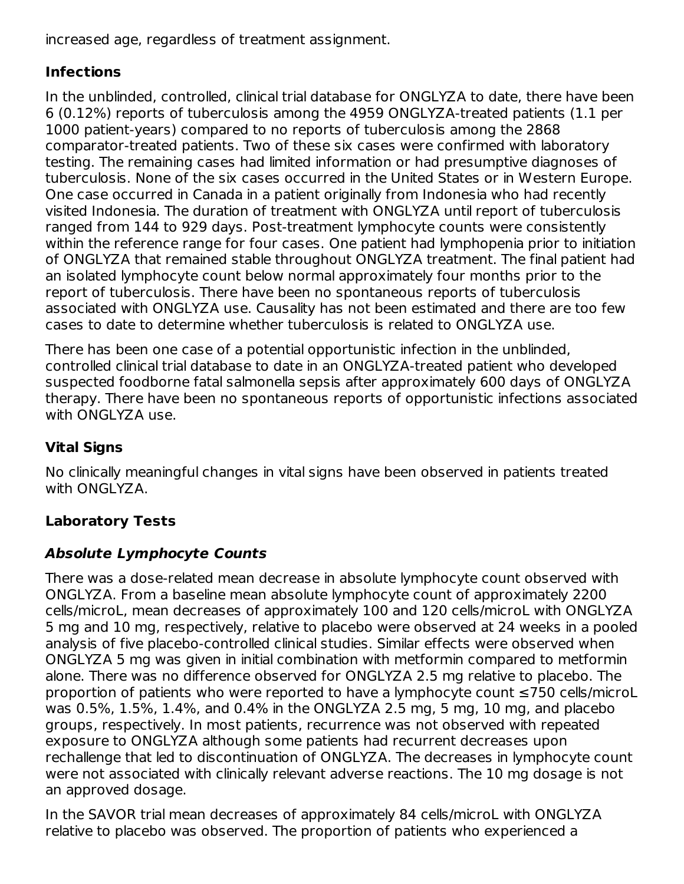increased age, regardless of treatment assignment.

**Infections**

In the unblinded, controlled, clinical trial database for ONGLYZA to date, there have been 6 (0.12%) reports of tuberculosis among the 4959 ONGLYZA-treated patients (1.1 per 1000 patient-years) compared to no reports of tuberculosis among the 2868 comparator-treated patients. Two of these six cases were confirmed with laboratory testing. The remaining cases had limited information or had presumptive diagnoses of tuberculosis. None of the six cases occurred in the United States or in Western Europe. One case occurred in Canada in a patient originally from Indonesia who had recently visited Indonesia. The duration of treatment with ONGLYZA until report of tuberculosis ranged from 144 to 929 days. Post-treatment lymphocyte counts were consistently within the reference range for four cases. One patient had lymphopenia prior to initiation of ONGLYZA that remained stable throughout ONGLYZA treatment. The final patient had an isolated lymphocyte count below normal approximately four months prior to the report of tuberculosis. There have been no spontaneous reports of tuberculosis associated with ONGLYZA use. Causality has not been estimated and there are too few cases to date to determine whether tuberculosis is related to ONGLYZA use.

There has been one case of a potential opportunistic infection in the unblinded, controlled clinical trial database to date in an ONGLYZA-treated patient who developed suspected foodborne fatal salmonella sepsis after approximately 600 days of ONGLYZA therapy. There have been no spontaneous reports of opportunistic infections associated with ONGLYZA use.

**Vital Signs**

No clinically meaningful changes in vital signs have been observed in patients treated with ONGLYZA.

**Laboratory Tests**

***Absolute Lymphocyte Counts***

There was a dose-related mean decrease in absolute lymphocyte count observed with ONGLYZA. From a baseline mean absolute lymphocyte count of approximately 2200 cells/microL, mean decreases of approximately 100 and 120 cells/microL with ONGLYZA 5 mg and 10 mg, respectively, relative to placebo were observed at 24 weeks in a pooled analysis of five placebo-controlled clinical studies. Similar effects were observed when ONGLYZA 5 mg was given in initial combination with metformin compared to metformin alone. There was no difference observed for ONGLYZA 2.5 mg relative to placebo. The proportion of patients who were reported to have a lymphocyte count ≤750 cells/microL was 0.5%, 1.5%, 1.4%, and 0.4% in the ONGLYZA 2.5 mg, 5 mg, 10 mg, and placebo groups, respectively. In most patients, recurrence was not observed with repeated exposure to ONGLYZA although some patients had recurrent decreases upon rechallenge that led to discontinuation of ONGLYZA. The decreases in lymphocyte count were not associated with clinically relevant adverse reactions. The 10 mg dosage is not an approved dosage.

In the SAVOR trial mean decreases of approximately 84 cells/microL with ONGLYZA relative to placebo was observed. The proportion of patients who experienced a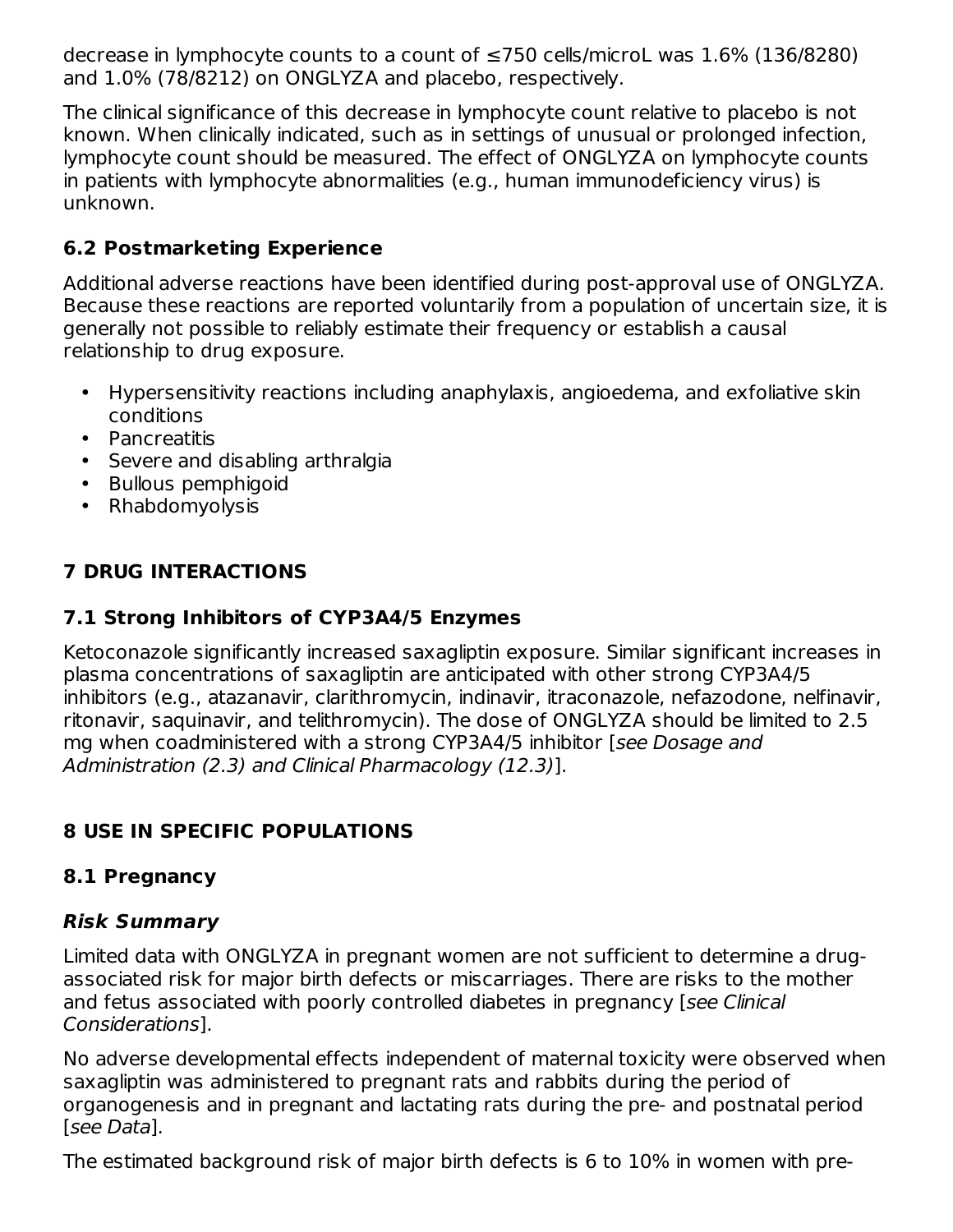decrease in lymphocyte counts to a count of ≤750 cells/microL was 1.6% (136/8280) and 1.0% (78/8212) on ONGLYZA and placebo, respectively.

The clinical significance of this decrease in lymphocyte count relative to placebo is not known. When clinically indicated, such as in settings of unusual or prolonged infection, lymphocyte count should be measured. The effect of ONGLYZA on lymphocyte counts in patients with lymphocyte abnormalities (e.g., human immunodeficiency virus) is unknown.

### 6.2 Postmarketing Experience

Additional adverse reactions have been identified during post-approval use of ONGLYZA. Because these reactions are reported voluntarily from a population of uncertain size, it is generally not possible to reliably estimate their frequency or establish a causal relationship to drug exposure.

- Hypersensitivity reactions including anaphylaxis, angioedema, and exfoliative skin conditions
- Pancreatitis
- Severe and disabling arthralgia
- Bullous pemphigoid
- Rhabdomyolysis

## 7 DRUG INTERACTIONS

### 7.1 Strong Inhibitors of CYP3A4/5 Enzymes

Ketoconazole significantly increased saxagliptin exposure. Similar significant increases in plasma concentrations of saxagliptin are anticipated with other strong CYP3A4/5 inhibitors (e.g., atazanavir, clarithromycin, indinavir, itraconazole, nefazodone, nelfinavir, ritonavir, saquinavir, and telithromycin). The dose of ONGLYZA should be limited to 2.5 mg when coadministered with a strong CYP3A4/5 inhibitor [*see Dosage and Administration (2.3) and Clinical Pharmacology (12.3)*].

## 8 USE IN SPECIFIC POPULATIONS

### 8.1 Pregnancy

#### *Risk Summary*

Limited data with ONGLYZA in pregnant women are not sufficient to determine a drug-associated risk for major birth defects or miscarriages. There are risks to the mother and fetus associated with poorly controlled diabetes in pregnancy [*see Clinical Considerations*].

No adverse developmental effects independent of maternal toxicity were observed when saxagliptin was administered to pregnant rats and rabbits during the period of organogenesis and in pregnant and lactating rats during the pre- and postnatal period [*see Data*].

The estimated background risk of major birth defects is 6 to 10% in women with pre-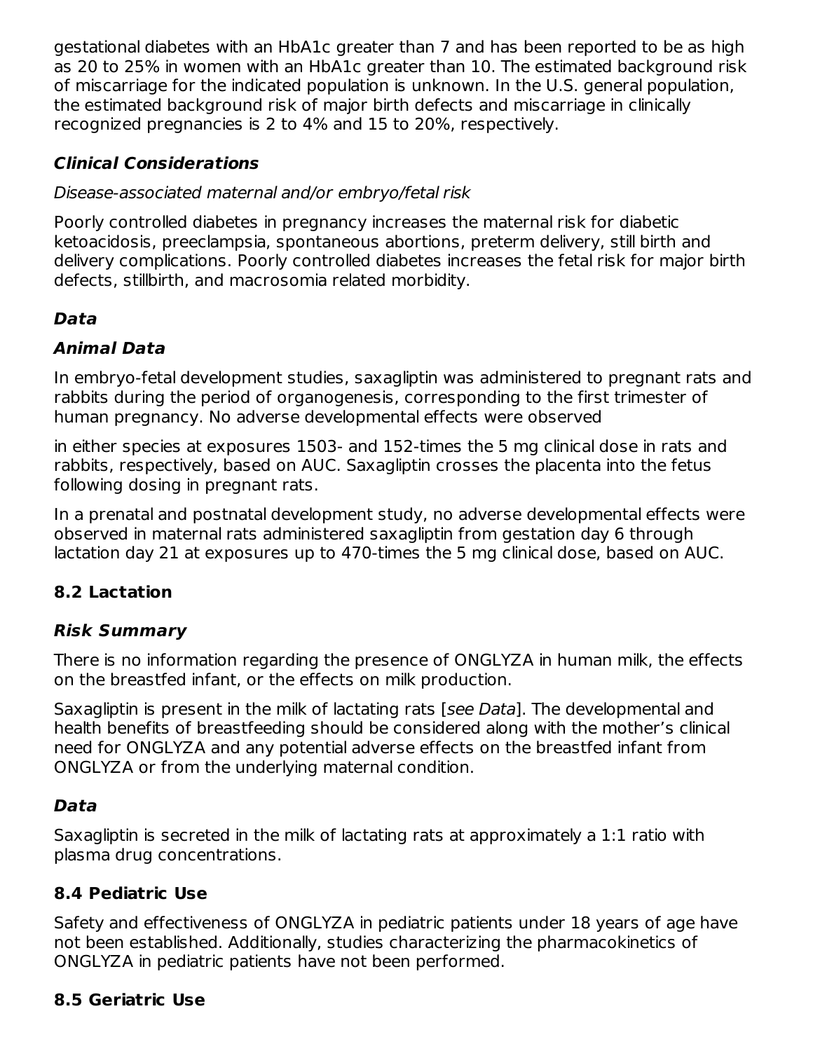gestational diabetes with an HbA1c greater than 7 and has been reported to be as high as 20 to 25% in women with an HbA1c greater than 10. The estimated background risk of miscarriage for the indicated population is unknown. In the U.S. general population, the estimated background risk of major birth defects and miscarriage in clinically recognized pregnancies is 2 to 4% and 15 to 20%, respectively.

### *Clinical Considerations*

*Disease-associated maternal and/or embryo/fetal risk*

Poorly controlled diabetes in pregnancy increases the maternal risk for diabetic ketoacidosis, preeclampsia, spontaneous abortions, preterm delivery, still birth and delivery complications. Poorly controlled diabetes increases the fetal risk for major birth defects, stillbirth, and macrosomia related morbidity.

### *Data*

### *Animal Data*

In embryo-fetal development studies, saxagliptin was administered to pregnant rats and rabbits during the period of organogenesis, corresponding to the first trimester of human pregnancy. No adverse developmental effects were observed

in either species at exposures 1503- and 152-times the 5 mg clinical dose in rats and rabbits, respectively, based on AUC. Saxagliptin crosses the placenta into the fetus following dosing in pregnant rats.

In a prenatal and postnatal development study, no adverse developmental effects were observed in maternal rats administered saxagliptin from gestation day 6 through lactation day 21 at exposures up to 470-times the 5 mg clinical dose, based on AUC.

## 8.2 Lactation

### *Risk Summary*

There is no information regarding the presence of ONGLYZA in human milk, the effects on the breastfed infant, or the effects on milk production.

Saxagliptin is present in the milk of lactating rats [*see Data*]. The developmental and health benefits of breastfeeding should be considered along with the mother's clinical need for ONGLYZA and any potential adverse effects on the breastfed infant from ONGLYZA or from the underlying maternal condition.

### *Data*

Saxagliptin is secreted in the milk of lactating rats at approximately a 1:1 ratio with plasma drug concentrations.

## 8.4 Pediatric Use

Safety and effectiveness of ONGLYZA in pediatric patients under 18 years of age have not been established. Additionally, studies characterizing the pharmacokinetics of ONGLYZA in pediatric patients have not been performed.

## 8.5 Geriatric Use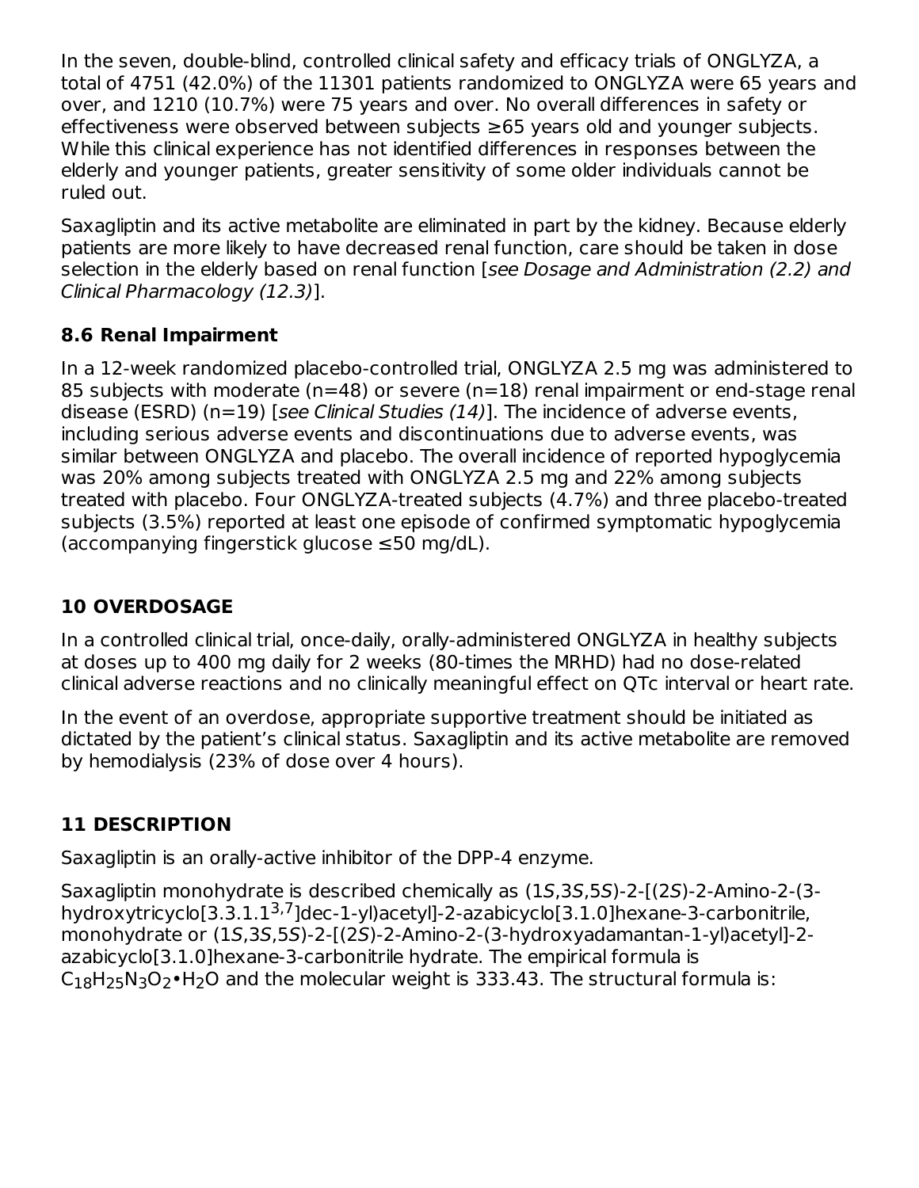In the seven, double-blind, controlled clinical safety and efficacy trials of ONGLYZA, a total of 4751 (42.0%) of the 11301 patients randomized to ONGLYZA were 65 years and over, and 1210 (10.7%) were 75 years and over. No overall differences in safety or effectiveness were observed between subjects ≥65 years old and younger subjects. While this clinical experience has not identified differences in responses between the elderly and younger patients, greater sensitivity of some older individuals cannot be ruled out.

Saxagliptin and its active metabolite are eliminated in part by the kidney. Because elderly patients are more likely to have decreased renal function, care should be taken in dose selection in the elderly based on renal function [*see Dosage and Administration (2.2) and Clinical Pharmacology (12.3)*].

### 8.6 Renal Impairment

In a 12-week randomized placebo-controlled trial, ONGLYZA 2.5 mg was administered to 85 subjects with moderate (n=48) or severe (n=18) renal impairment or end-stage renal disease (ESRD) (n=19) [*see Clinical Studies (14)*]. The incidence of adverse events, including serious adverse events and discontinuations due to adverse events, was similar between ONGLYZA and placebo. The overall incidence of reported hypoglycemia was 20% among subjects treated with ONGLYZA 2.5 mg and 22% among subjects treated with placebo. Four ONGLYZA-treated subjects (4.7%) and three placebo-treated subjects (3.5%) reported at least one episode of confirmed symptomatic hypoglycemia (accompanying fingerstick glucose ≤50 mg/dL).

## 10 OVERDOSAGE

In a controlled clinical trial, once-daily, orally-administered ONGLYZA in healthy subjects at doses up to 400 mg daily for 2 weeks (80-times the MRHD) had no dose-related clinical adverse reactions and no clinically meaningful effect on QTc interval or heart rate.

In the event of an overdose, appropriate supportive treatment should be initiated as dictated by the patient's clinical status. Saxagliptin and its active metabolite are removed by hemodialysis (23% of dose over 4 hours).

## 11 DESCRIPTION

Saxagliptin is an orally-active inhibitor of the DPP-4 enzyme.

Saxagliptin monohydrate is described chemically as (1*S*,3*S*,5*S*)-2-[(2*S*)-2-Amino-2-(3-hydroxytricyclo[3.3.1.1$^{3,7}$]dec-1-yl)acetyl]-2-azabicyclo[3.1.0]hexane-3-carbonitrile, monohydrate or (1*S*,3*S*,5*S*)-2-[(2*S*)-2-Amino-2-(3-hydroxyadamantan-1-yl)acetyl]-2-azabicyclo[3.1.0]hexane-3-carbonitrile hydrate. The empirical formula is $C_{18}H_{25}N_3O_2 \bullet H_2O$ and the molecular weight is 333.43. The structural formula is: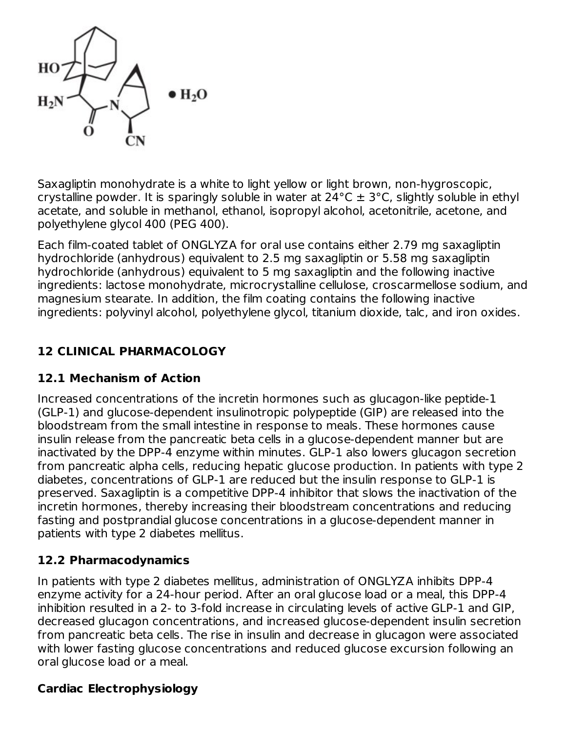Saxagliptin monohydrate is a white to light yellow or light brown, non-hygroscopic, crystalline powder. It is sparingly soluble in water at 24°C ± 3°C, slightly soluble in ethyl acetate, and soluble in methanol, ethanol, isopropyl alcohol, acetonitrile, acetone, and polyethylene glycol 400 (PEG 400).

Each film-coated tablet of ONGLYZA for oral use contains either 2.79 mg saxagliptin hydrochloride (anhydrous) equivalent to 2.5 mg saxagliptin or 5.58 mg saxagliptin hydrochloride (anhydrous) equivalent to 5 mg saxagliptin and the following inactive ingredients: lactose monohydrate, microcrystalline cellulose, croscarmellose sodium, and magnesium stearate. In addition, the film coating contains the following inactive ingredients: polyvinyl alcohol, polyethylene glycol, titanium dioxide, talc, and iron oxides.

## 12 CLINICAL PHARMACOLOGY

### 12.1 Mechanism of Action

Increased concentrations of the incretin hormones such as glucagon-like peptide-1 (GLP-1) and glucose-dependent insulinotropic polypeptide (GIP) are released into the bloodstream from the small intestine in response to meals. These hormones cause insulin release from the pancreatic beta cells in a glucose-dependent manner but are inactivated by the DPP-4 enzyme within minutes. GLP-1 also lowers glucagon secretion from pancreatic alpha cells, reducing hepatic glucose production. In patients with type 2 diabetes, concentrations of GLP-1 are reduced but the insulin response to GLP-1 is preserved. Saxagliptin is a competitive DPP-4 inhibitor that slows the inactivation of the incretin hormones, thereby increasing their bloodstream concentrations and reducing fasting and postprandial glucose concentrations in a glucose-dependent manner in patients with type 2 diabetes mellitus.

### 12.2 Pharmacodynamics

In patients with type 2 diabetes mellitus, administration of ONGLYZA inhibits DPP-4 enzyme activity for a 24-hour period. After an oral glucose load or a meal, this DPP-4 inhibition resulted in a 2- to 3-fold increase in circulating levels of active GLP-1 and GIP, decreased glucagon concentrations, and increased glucose-dependent insulin secretion from pancreatic beta cells. The rise in insulin and decrease in glucagon were associated with lower fasting glucose concentrations and reduced glucose excursion following an oral glucose load or a meal.

**Cardiac Electrophysiology**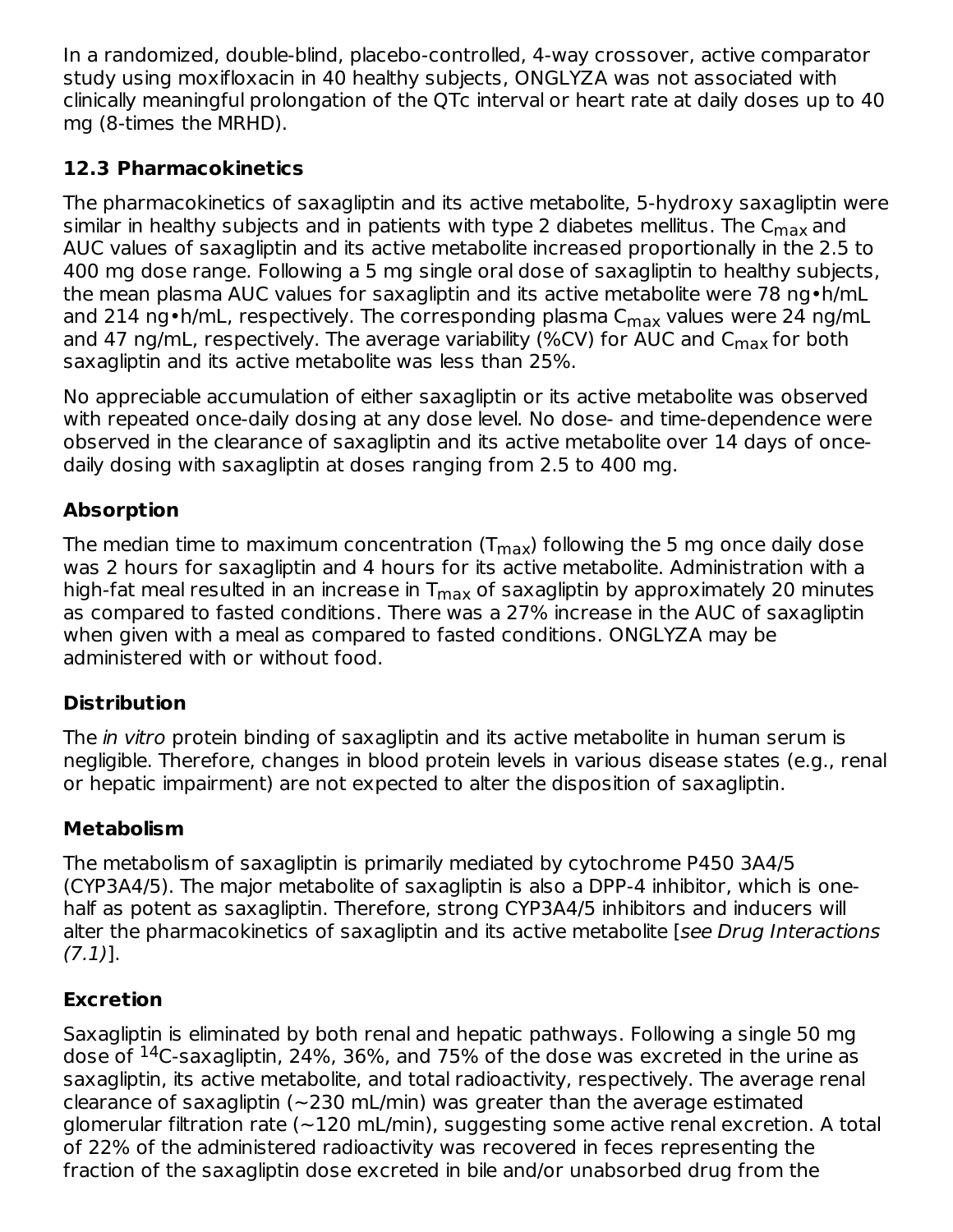In a randomized, double-blind, placebo-controlled, 4-way crossover, active comparator study using moxifloxacin in 40 healthy subjects, ONGLYZA was not associated with clinically meaningful prolongation of the QTc interval or heart rate at daily doses up to 40 mg (8-times the MRHD).

### 12.3 Pharmacokinetics

The pharmacokinetics of saxagliptin and its active metabolite, 5-hydroxy saxagliptin were similar in healthy subjects and in patients with type 2 diabetes mellitus. The $C_{max}$ and AUC values of saxagliptin and its active metabolite increased proportionally in the 2.5 to 400 mg dose range. Following a 5 mg single oral dose of saxagliptin to healthy subjects, the mean plasma AUC values for saxagliptin and its active metabolite were 78 ng•h/mL and 214 ng•h/mL, respectively. The corresponding plasma $C_{max}$ values were 24 ng/mL and 47 ng/mL, respectively. The average variability (%CV) for AUC and $C_{max}$ for both saxagliptin and its active metabolite was less than 25%.

No appreciable accumulation of either saxagliptin or its active metabolite was observed with repeated once-daily dosing at any dose level. No dose- and time-dependence were observed in the clearance of saxagliptin and its active metabolite over 14 days of once-daily dosing with saxagliptin at doses ranging from 2.5 to 400 mg.

#### Absorption

The median time to maximum concentration ($T_{max}$) following the 5 mg once daily dose was 2 hours for saxagliptin and 4 hours for its active metabolite. Administration with a high-fat meal resulted in an increase in $T_{max}$ of saxagliptin by approximately 20 minutes as compared to fasted conditions. There was a 27% increase in the AUC of saxagliptin when given with a meal as compared to fasted conditions. ONGLYZA may be administered with or without food.

#### Distribution

The *in vitro* protein binding of saxagliptin and its active metabolite in human serum is negligible. Therefore, changes in blood protein levels in various disease states (e.g., renal or hepatic impairment) are not expected to alter the disposition of saxagliptin.

#### Metabolism

The metabolism of saxagliptin is primarily mediated by cytochrome P450 3A4/5 (CYP3A4/5). The major metabolite of saxagliptin is also a DPP-4 inhibitor, which is one-half as potent as saxagliptin. Therefore, strong CYP3A4/5 inhibitors and inducers will alter the pharmacokinetics of saxagliptin and its active metabolite [*see Drug Interactions (7.1)*].

#### Excretion

Saxagliptin is eliminated by both renal and hepatic pathways. Following a single 50 mg dose of $^{14}$C-saxagliptin, 24%, 36%, and 75% of the dose was excreted in the urine as saxagliptin, its active metabolite, and total radioactivity, respectively. The average renal clearance of saxagliptin (~230 mL/min) was greater than the average estimated glomerular filtration rate (~120 mL/min), suggesting some active renal excretion. A total of 22% of the administered radioactivity was recovered in feces representing the fraction of the saxagliptin dose excreted in bile and/or unabsorbed drug from the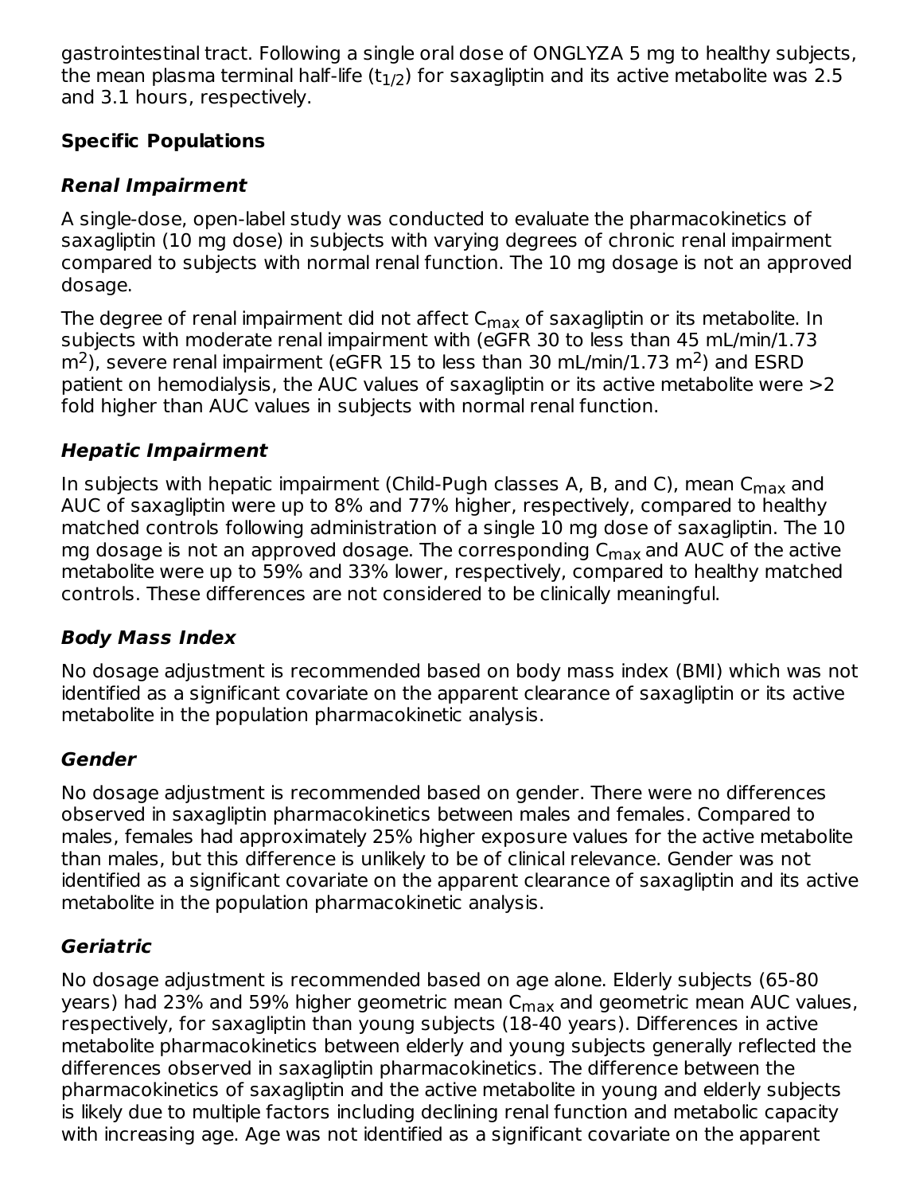gastrointestinal tract. Following a single oral dose of ONGLYZA 5 mg to healthy subjects, the mean plasma terminal half-life ($t_{1/2}$) for saxagliptin and its active metabolite was 2.5 and 3.1 hours, respectively.

### Specific Populations

#### *Renal Impairment*

A single-dose, open-label study was conducted to evaluate the pharmacokinetics of saxagliptin (10 mg dose) in subjects with varying degrees of chronic renal impairment compared to subjects with normal renal function. The 10 mg dosage is not an approved dosage.

The degree of renal impairment did not affect $C_{max}$ of saxagliptin or its metabolite. In subjects with moderate renal impairment with (eGFR 30 to less than 45 mL/min/1.73 $m^2$), severe renal impairment (eGFR 15 to less than 30 mL/min/1.73 $m^2$) and ESRD patient on hemodialysis, the AUC values of saxagliptin or its active metabolite were >2 fold higher than AUC values in subjects with normal renal function.

#### *Hepatic Impairment*

In subjects with hepatic impairment (Child-Pugh classes A, B, and C), mean $C_{max}$ and AUC of saxagliptin were up to 8% and 77% higher, respectively, compared to healthy matched controls following administration of a single 10 mg dose of saxagliptin. The 10 mg dosage is not an approved dosage. The corresponding $C_{max}$ and AUC of the active metabolite were up to 59% and 33% lower, respectively, compared to healthy matched controls. These differences are not considered to be clinically meaningful.

#### *Body Mass Index*

No dosage adjustment is recommended based on body mass index (BMI) which was not identified as a significant covariate on the apparent clearance of saxagliptin or its active metabolite in the population pharmacokinetic analysis.

#### *Gender*

No dosage adjustment is recommended based on gender. There were no differences observed in saxagliptin pharmacokinetics between males and females. Compared to males, females had approximately 25% higher exposure values for the active metabolite than males, but this difference is unlikely to be of clinical relevance. Gender was not identified as a significant covariate on the apparent clearance of saxagliptin and its active metabolite in the population pharmacokinetic analysis.

#### *Geriatric*

No dosage adjustment is recommended based on age alone. Elderly subjects (65-80 years) had 23% and 59% higher geometric mean $C_{max}$ and geometric mean AUC values, respectively, for saxagliptin than young subjects (18-40 years). Differences in active metabolite pharmacokinetics between elderly and young subjects generally reflected the differences observed in saxagliptin pharmacokinetics. The difference between the pharmacokinetics of saxagliptin and the active metabolite in young and elderly subjects is likely due to multiple factors including declining renal function and metabolic capacity with increasing age. Age was not identified as a significant covariate on the apparent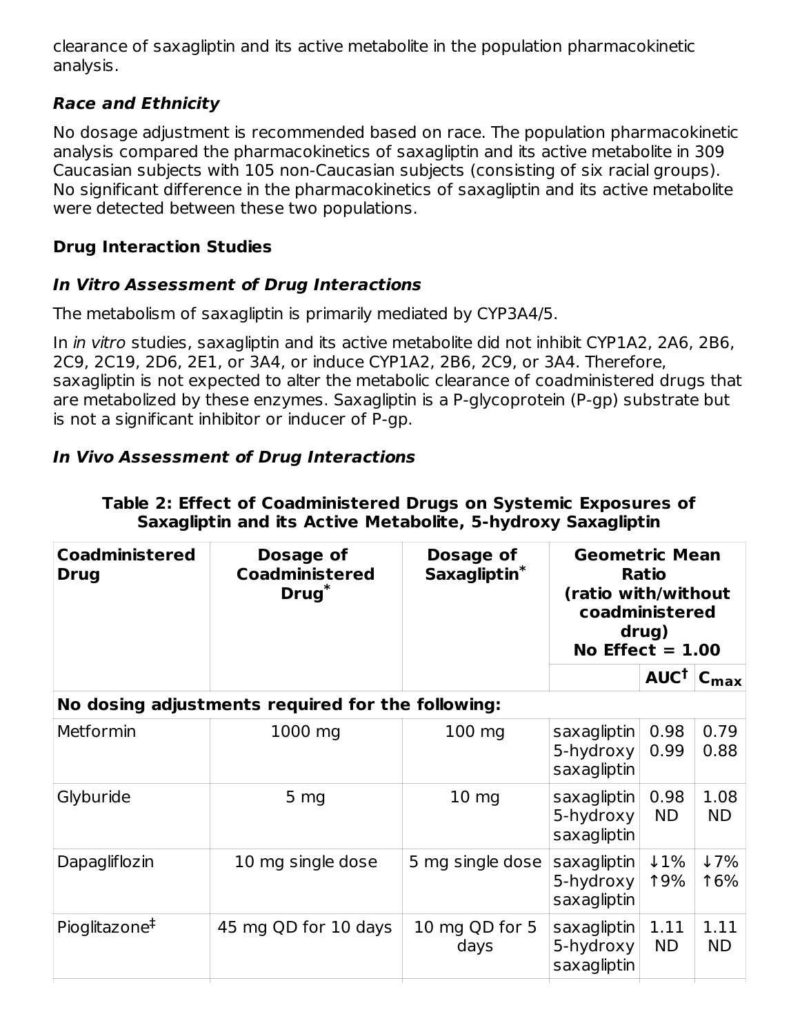clearance of saxagliptin and its active metabolite in the population pharmacokinetic analysis.

### *Race and Ethnicity*

No dosage adjustment is recommended based on race. The population pharmacokinetic analysis compared the pharmacokinetics of saxagliptin and its active metabolite in 309 Caucasian subjects with 105 non-Caucasian subjects (consisting of six racial groups). No significant difference in the pharmacokinetics of saxagliptin and its active metabolite were detected between these two populations.

## Drug Interaction Studies

### *In Vitro Assessment of Drug Interactions*

The metabolism of saxagliptin is primarily mediated by CYP3A4/5.

In *in vitro* studies, saxagliptin and its active metabolite did not inhibit CYP1A2, 2A6, 2B6, 2C9, 2C19, 2D6, 2E1, or 3A4, or induce CYP1A2, 2B6, 2C9, or 3A4. Therefore, saxagliptin is not expected to alter the metabolic clearance of coadministered drugs that are metabolized by these enzymes. Saxagliptin is a P-glycoprotein (P-gp) substrate but is not a significant inhibitor or inducer of P-gp.

### *In Vivo Assessment of Drug Interactions*

**Table 2: Effect of Coadministered Drugs on Systemic Exposures of Saxagliptin and its Active Metabolite, 5-hydroxy Saxagliptin**

| Coadministered Drug | Dosage of Coadministered Drug* | Dosage of Saxagliptin* | Geometric Mean Ratio (ratio with/without coadministered drug) No Effect = 1.00 | | |
|---|---|---|---|---|---|
| | | | | AUC† | $C_{max}$ |
| **No dosing adjustments required for the following:** | | | | | |
| Metformin | 1000 mg | 100 mg | saxagliptin<br>5-hydroxy saxagliptin | 0.98<br>0.99 | 0.79<br>0.88 |
| Glyburide | 5 mg | 10 mg | saxagliptin<br>5-hydroxy saxagliptin | 0.98<br>ND | 1.08<br>ND |
| Dapagliflozin | 10 mg single dose | 5 mg single dose | saxagliptin<br>5-hydroxy saxagliptin | ↓1%<br>↑9% | ↓7%<br>↑6% |
| Pioglitazone‡ | 45 mg QD for 10 days | 10 mg QD for 5 days | saxagliptin<br>5-hydroxy saxagliptin | 1.11<br>ND | 1.11<br>ND |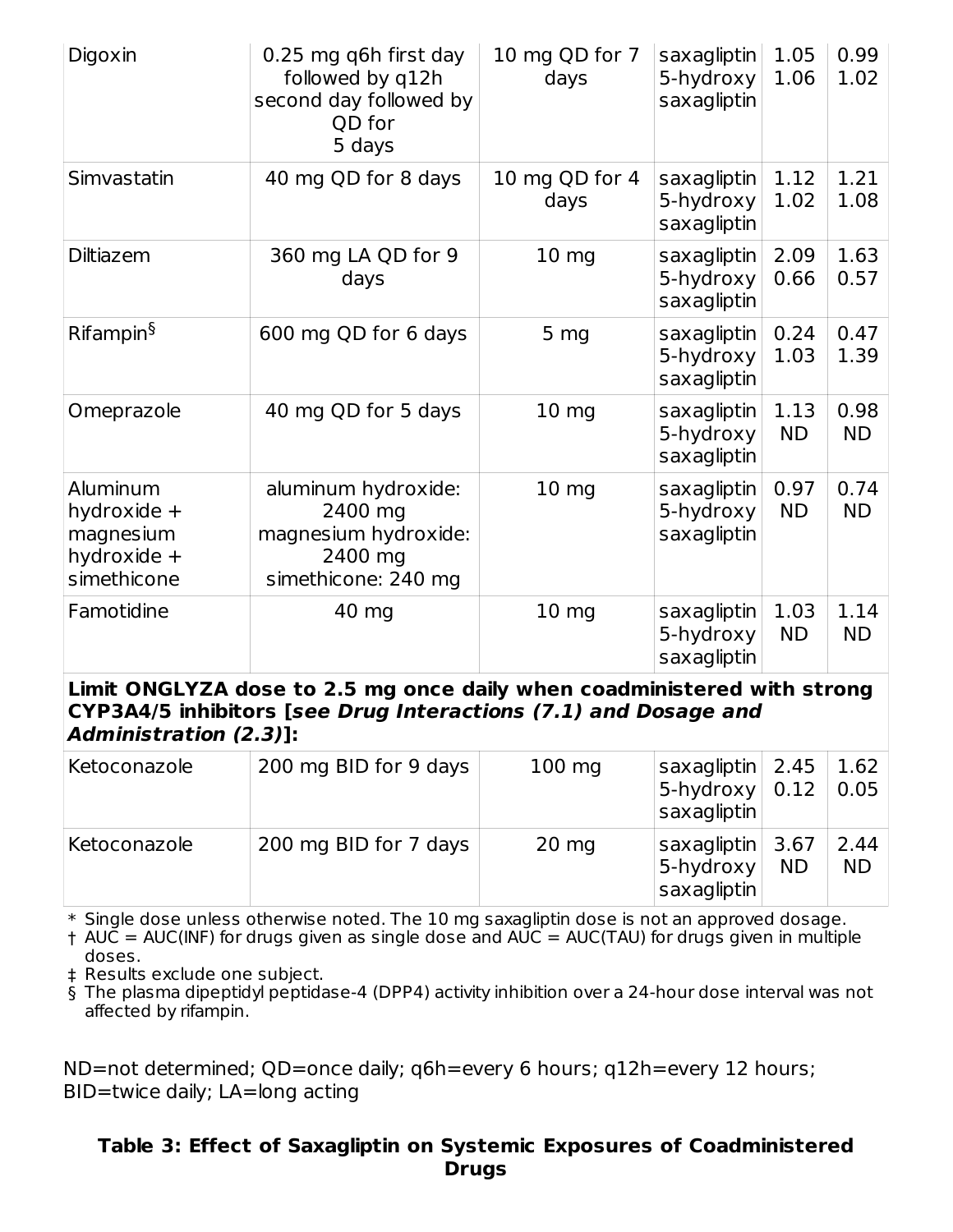| | | | | | |
|---|---|---|---|---|---|
| Digoxin | 0.25 mg q6h first day followed by q12h second day followed by QD for 5 days | 10 mg QD for 7 days | saxagliptin<br>5-hydroxy saxagliptin | 1.05<br>1.06 | 0.99<br>1.02 |
| Simvastatin | 40 mg QD for 8 days | 10 mg QD for 4 days | saxagliptin<br>5-hydroxy saxagliptin | 1.12<br>1.02 | 1.21<br>1.08 |
| Diltiazem | 360 mg LA QD for 9 days | 10 mg | saxagliptin<br>5-hydroxy saxagliptin | 2.09<br>0.66 | 1.63<br>0.57 |
| Rifampin§ | 600 mg QD for 6 days | 5 mg | saxagliptin<br>5-hydroxy saxagliptin | 0.24<br>1.03 | 0.47<br>1.39 |
| Omeprazole | 40 mg QD for 5 days | 10 mg | saxagliptin<br>5-hydroxy saxagliptin | 1.13<br>ND | 0.98<br>ND |
| Aluminum hydroxide + magnesium hydroxide + simethicone | aluminum hydroxide: 2400 mg<br>magnesium hydroxide: 2400 mg<br>simethicone: 240 mg | 10 mg | saxagliptin<br>5-hydroxy saxagliptin | 0.97<br>ND | 0.74<br>ND |
| Famotidine | 40 mg | 10 mg | saxagliptin<br>5-hydroxy saxagliptin | 1.03<br>ND | 1.14<br>ND |
| **Limit ONGLYZA dose to 2.5 mg once daily when coadministered with strong CYP3A4/5 inhibitors [*see Drug Interactions (7.1) and Dosage and Administration (2.3)*]:** | | | | | |
| Ketoconazole | 200 mg BID for 9 days | 100 mg | saxagliptin<br>5-hydroxy saxagliptin | 2.45<br>0.12 | 1.62<br>0.05 |
| Ketoconazole | 200 mg BID for 7 days | 20 mg | saxagliptin<br>5-hydroxy saxagliptin | 3.67<br>ND | 2.44<br>ND |

\* Single dose unless otherwise noted. The 10 mg saxagliptin dose is not an approved dosage.

† AUC = AUC(INF) for drugs given as single dose and AUC = AUC(TAU) for drugs given in multiple doses.

‡ Results exclude one subject.

§ The plasma dipeptidyl peptidase-4 (DPP4) activity inhibition over a 24-hour dose interval was not affected by rifampin.

ND=not determined; QD=once daily; q6h=every 6 hours; q12h=every 12 hours; BID=twice daily; LA=long acting

**Table 3: Effect of Saxagliptin on Systemic Exposures of Coadministered Drugs**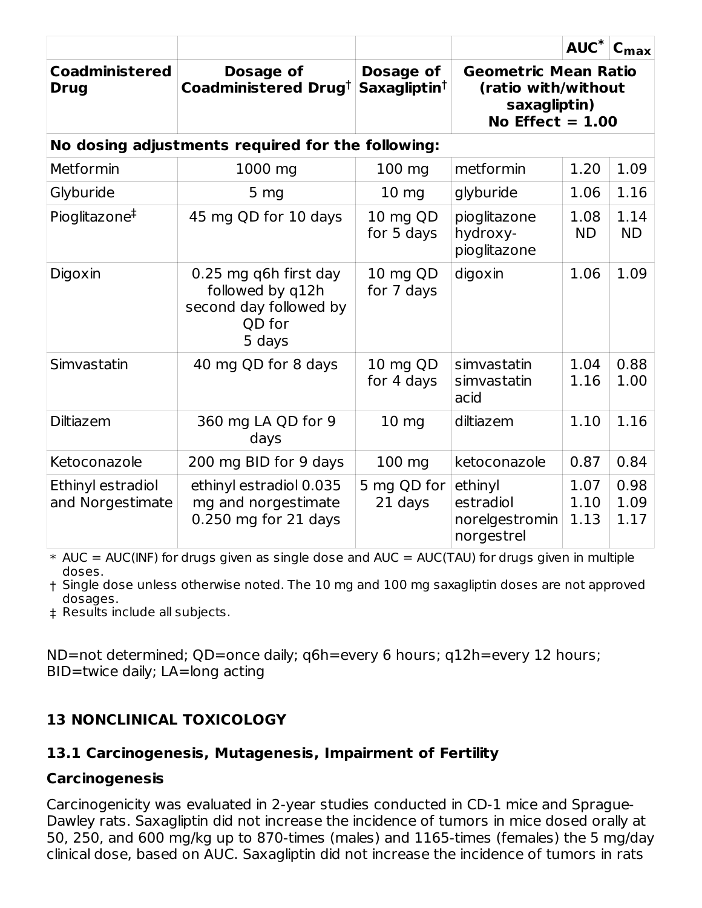| | | | | AUC* | $C_{max}$ |
|---|---|---|---|---|---|
| **Coadministered Drug** | **Dosage of Coadministered Drug†** | **Dosage of Saxagliptin†** | **Geometric Mean Ratio (ratio with/without saxagliptin) No Effect = 1.00** | | |
| **No dosing adjustments required for the following:** | | | | | |
| Metformin | 1000 mg | 100 mg | metformin | 1.20 | 1.09 |
| Glyburide | 5 mg | 10 mg | glyburide | 1.06 | 1.16 |
| Pioglitazone‡ | 45 mg QD for 10 days | 10 mg QD for 5 days | pioglitazone<br>hydroxy-pioglitazone | 1.08<br>ND | 1.14<br>ND |
| Digoxin | 0.25 mg q6h first day followed by q12h second day followed by QD for 5 days | 10 mg QD for 7 days | digoxin | 1.06 | 1.09 |
| Simvastatin | 40 mg QD for 8 days | 10 mg QD for 4 days | simvastatin<br>simvastatin acid | 1.04<br>1.16 | 0.88<br>1.00 |
| Diltiazem | 360 mg LA QD for 9 days | 10 mg | diltiazem | 1.10 | 1.16 |
| Ketoconazole | 200 mg BID for 9 days | 100 mg | ketoconazole | 0.87 | 0.84 |
| Ethinyl estradiol and Norgestimate | ethinyl estradiol 0.035 mg and norgestimate 0.250 mg for 21 days | 5 mg QD for 21 days | ethinyl estradiol<br>norelgestromin<br>norgestrel | 1.07<br>1.10<br>1.13 | 0.98<br>1.09<br>1.17 |

\* AUC = AUC(INF) for drugs given as single dose and AUC = AUC(TAU) for drugs given in multiple doses.
† Single dose unless otherwise noted. The 10 mg and 100 mg saxagliptin doses are not approved dosages.
‡ Results include all subjects.

ND=not determined; QD=once daily; q6h=every 6 hours; q12h=every 12 hours; BID=twice daily; LA=long acting

## 13 NONCLINICAL TOXICOLOGY

### 13.1 Carcinogenesis, Mutagenesis, Impairment of Fertility

**Carcinogenesis**

Carcinogenicity was evaluated in 2-year studies conducted in CD-1 mice and Sprague-Dawley rats. Saxagliptin did not increase the incidence of tumors in mice dosed orally at 50, 250, and 600 mg/kg up to 870-times (males) and 1165-times (females) the 5 mg/day clinical dose, based on AUC. Saxagliptin did not increase the incidence of tumors in rats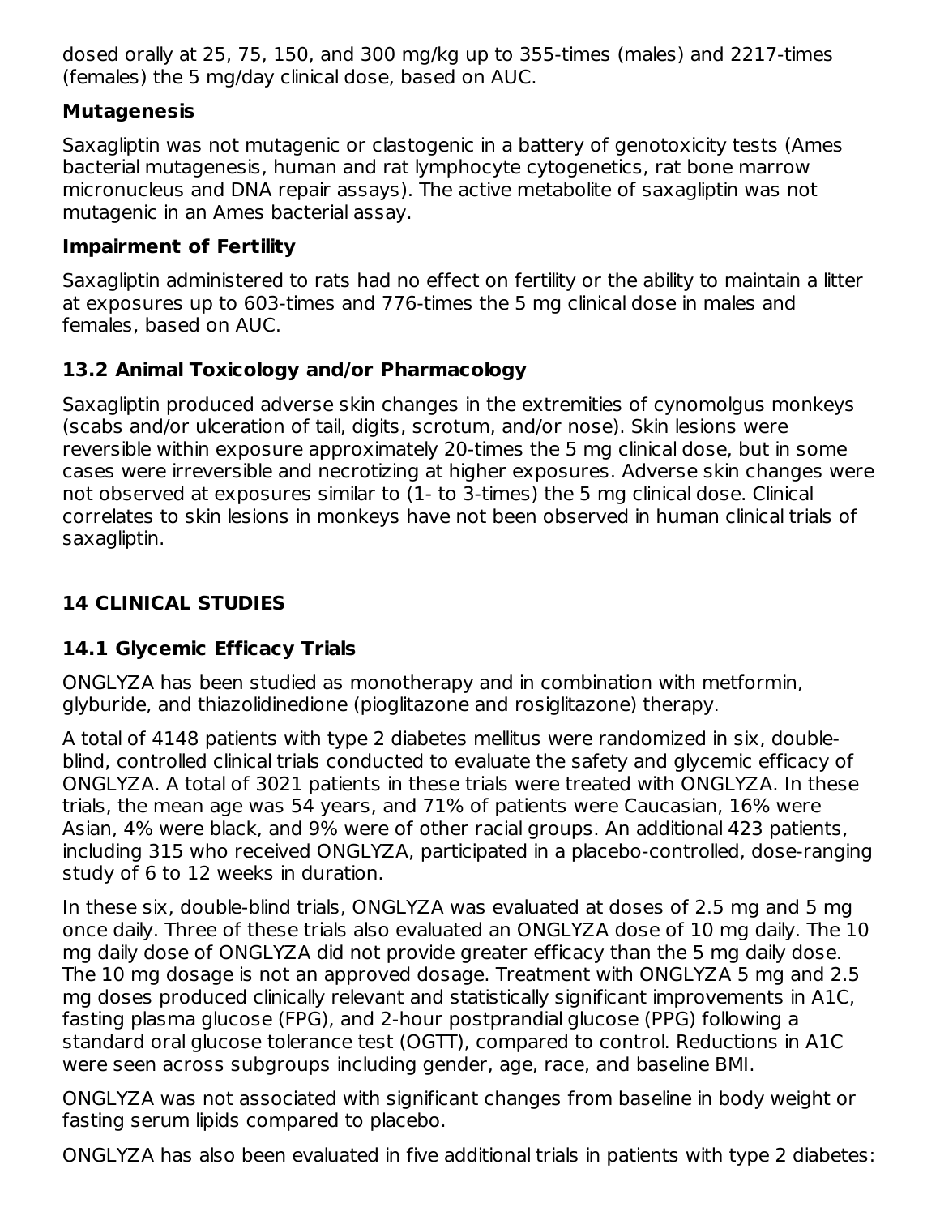dosed orally at 25, 75, 150, and 300 mg/kg up to 355-times (males) and 2217-times (females) the 5 mg/day clinical dose, based on AUC.

### Mutagenesis

Saxagliptin was not mutagenic or clastogenic in a battery of genotoxicity tests (Ames bacterial mutagenesis, human and rat lymphocyte cytogenetics, rat bone marrow micronucleus and DNA repair assays). The active metabolite of saxagliptin was not mutagenic in an Ames bacterial assay.

### Impairment of Fertility

Saxagliptin administered to rats had no effect on fertility or the ability to maintain a litter at exposures up to 603-times and 776-times the 5 mg clinical dose in males and females, based on AUC.

## 13.2 Animal Toxicology and/or Pharmacology

Saxagliptin produced adverse skin changes in the extremities of cynomolgus monkeys (scabs and/or ulceration of tail, digits, scrotum, and/or nose). Skin lesions were reversible within exposure approximately 20-times the 5 mg clinical dose, but in some cases were irreversible and necrotizing at higher exposures. Adverse skin changes were not observed at exposures similar to (1- to 3-times) the 5 mg clinical dose. Clinical correlates to skin lesions in monkeys have not been observed in human clinical trials of saxagliptin.

# 14 CLINICAL STUDIES

## 14.1 Glycemic Efficacy Trials

ONGLYZA has been studied as monotherapy and in combination with metformin, glyburide, and thiazolidinedione (pioglitazone and rosiglitazone) therapy.

A total of 4148 patients with type 2 diabetes mellitus were randomized in six, double-blind, controlled clinical trials conducted to evaluate the safety and glycemic efficacy of ONGLYZA. A total of 3021 patients in these trials were treated with ONGLYZA. In these trials, the mean age was 54 years, and 71% of patients were Caucasian, 16% were Asian, 4% were black, and 9% were of other racial groups. An additional 423 patients, including 315 who received ONGLYZA, participated in a placebo-controlled, dose-ranging study of 6 to 12 weeks in duration.

In these six, double-blind trials, ONGLYZA was evaluated at doses of 2.5 mg and 5 mg once daily. Three of these trials also evaluated an ONGLYZA dose of 10 mg daily. The 10 mg daily dose of ONGLYZA did not provide greater efficacy than the 5 mg daily dose. The 10 mg dosage is not an approved dosage. Treatment with ONGLYZA 5 mg and 2.5 mg doses produced clinically relevant and statistically significant improvements in A1C, fasting plasma glucose (FPG), and 2-hour postprandial glucose (PPG) following a standard oral glucose tolerance test (OGTT), compared to control. Reductions in A1C were seen across subgroups including gender, age, race, and baseline BMI.

ONGLYZA was not associated with significant changes from baseline in body weight or fasting serum lipids compared to placebo.

ONGLYZA has also been evaluated in five additional trials in patients with type 2 diabetes: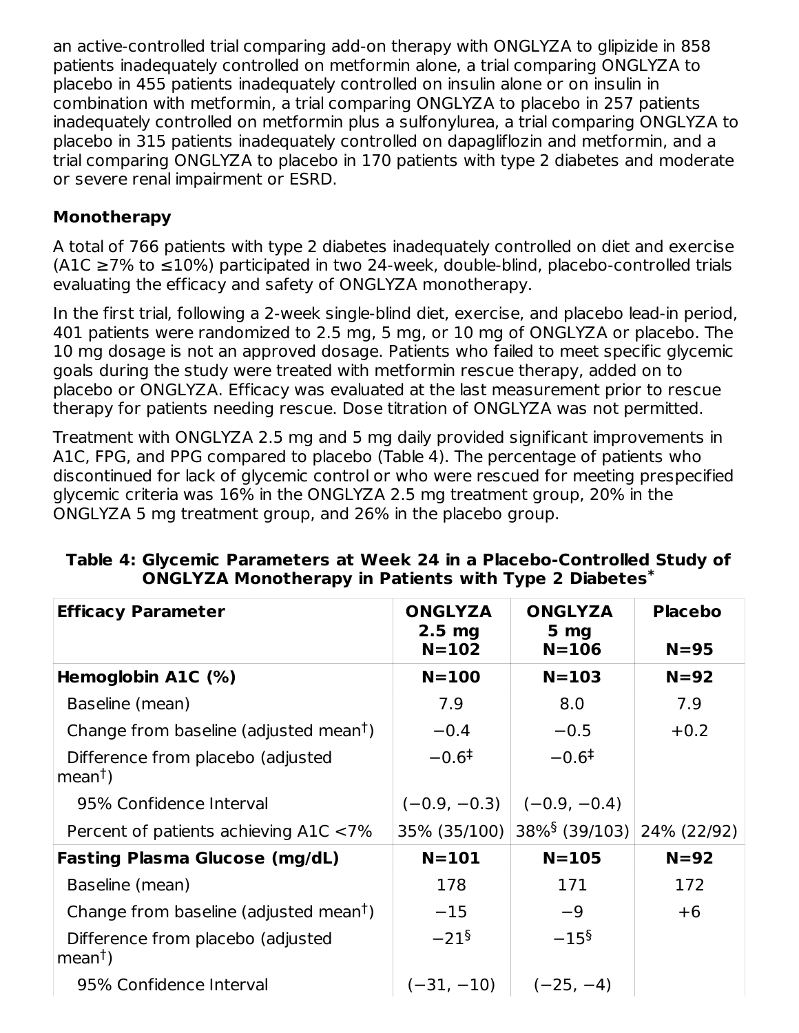an active-controlled trial comparing add-on therapy with ONGLYZA to glipizide in 858 patients inadequately controlled on metformin alone, a trial comparing ONGLYZA to placebo in 455 patients inadequately controlled on insulin alone or on insulin in combination with metformin, a trial comparing ONGLYZA to placebo in 257 patients inadequately controlled on metformin plus a sulfonylurea, a trial comparing ONGLYZA to placebo in 315 patients inadequately controlled on dapagliflozin and metformin, and a trial comparing ONGLYZA to placebo in 170 patients with type 2 diabetes and moderate or severe renal impairment or ESRD.

**Monotherapy**

A total of 766 patients with type 2 diabetes inadequately controlled on diet and exercise (A1C ≥7% to ≤10%) participated in two 24-week, double-blind, placebo-controlled trials evaluating the efficacy and safety of ONGLYZA monotherapy.

In the first trial, following a 2-week single-blind diet, exercise, and placebo lead-in period, 401 patients were randomized to 2.5 mg, 5 mg, or 10 mg of ONGLYZA or placebo. The 10 mg dosage is not an approved dosage. Patients who failed to meet specific glycemic goals during the study were treated with metformin rescue therapy, added on to placebo or ONGLYZA. Efficacy was evaluated at the last measurement prior to rescue therapy for patients needing rescue. Dose titration of ONGLYZA was not permitted.

Treatment with ONGLYZA 2.5 mg and 5 mg daily provided significant improvements in A1C, FPG, and PPG compared to placebo (Table 4). The percentage of patients who discontinued for lack of glycemic control or who were rescued for meeting prespecified glycemic criteria was 16% in the ONGLYZA 2.5 mg treatment group, 20% in the ONGLYZA 5 mg treatment group, and 26% in the placebo group.

**Table 4: Glycemic Parameters at Week 24 in a Placebo-Controlled Study of ONGLYZA Monotherapy in Patients with Type 2 Diabetes***

| Efficacy Parameter | ONGLYZA 2.5 mg N=102 | ONGLYZA 5 mg N=106 | Placebo N=95 |
|---|---|---|---|
| **Hemoglobin A1C (%)** | **N=100** | **N=103** | **N=92** |
| Baseline (mean) | 7.9 | 8.0 | 7.9 |
| Change from baseline (adjusted mean†) | −0.4 | −0.5 | +0.2 |
| Difference from placebo (adjusted mean†) | −0.6‡ | −0.6‡ | |
| 95% Confidence Interval | (−0.9, −0.3) | (−0.9, −0.4) | |
| Percent of patients achieving A1C <7% | 35% (35/100) | 38%§ (39/103) | 24% (22/92) |
| **Fasting Plasma Glucose (mg/dL)** | **N=101** | **N=105** | **N=92** |
| Baseline (mean) | 178 | 171 | 172 |
| Change from baseline (adjusted mean†) | −15 | −9 | +6 |
| Difference from placebo (adjusted mean†) | −21§ | −15§ | |
| 95% Confidence Interval | (−31, −10) | (−25, −4) | |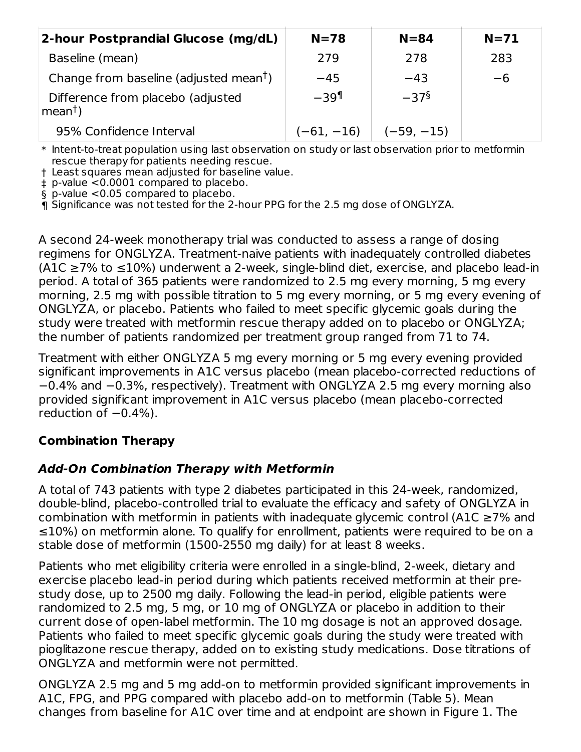| 2-hour Postprandial Glucose (mg/dL) | N=78 | N=84 | N=71 |
|---|---|---|---|
| Baseline (mean) | 279 | 278 | 283 |
| Change from baseline (adjusted mean†) | −45 | −43 | −6 |
| Difference from placebo (adjusted mean†) | −39¶ | −37§ | |
| 95% Confidence Interval | (−61, −16) | (−59, −15) | |

\* Intent-to-treat population using last observation on study or last observation prior to metformin rescue therapy for patients needing rescue.
† Least squares mean adjusted for baseline value.
‡ p-value <0.0001 compared to placebo.
§ p-value <0.05 compared to placebo.
¶ Significance was not tested for the 2-hour PPG for the 2.5 mg dose of ONGLYZA.

A second 24-week monotherapy trial was conducted to assess a range of dosing regimens for ONGLYZA. Treatment-naive patients with inadequately controlled diabetes (A1C ≥7% to ≤10%) underwent a 2-week, single-blind diet, exercise, and placebo lead-in period. A total of 365 patients were randomized to 2.5 mg every morning, 5 mg every morning, 2.5 mg with possible titration to 5 mg every morning, or 5 mg every evening of ONGLYZA, or placebo. Patients who failed to meet specific glycemic goals during the study were treated with metformin rescue therapy added on to placebo or ONGLYZA; the number of patients randomized per treatment group ranged from 71 to 74.

Treatment with either ONGLYZA 5 mg every morning or 5 mg every evening provided significant improvements in A1C versus placebo (mean placebo-corrected reductions of −0.4% and −0.3%, respectively). Treatment with ONGLYZA 2.5 mg every morning also provided significant improvement in A1C versus placebo (mean placebo-corrected reduction of −0.4%).

**Combination Therapy**

***Add-On Combination Therapy with Metformin***

A total of 743 patients with type 2 diabetes participated in this 24-week, randomized, double-blind, placebo-controlled trial to evaluate the efficacy and safety of ONGLYZA in combination with metformin in patients with inadequate glycemic control (A1C ≥7% and ≤10%) on metformin alone. To qualify for enrollment, patients were required to be on a stable dose of metformin (1500-2550 mg daily) for at least 8 weeks.

Patients who met eligibility criteria were enrolled in a single-blind, 2-week, dietary and exercise placebo lead-in period during which patients received metformin at their pre-study dose, up to 2500 mg daily. Following the lead-in period, eligible patients were randomized to 2.5 mg, 5 mg, or 10 mg of ONGLYZA or placebo in addition to their current dose of open-label metformin. The 10 mg dosage is not an approved dosage. Patients who failed to meet specific glycemic goals during the study were treated with pioglitazone rescue therapy, added on to existing study medications. Dose titrations of ONGLYZA and metformin were not permitted.

ONGLYZA 2.5 mg and 5 mg add-on to metformin provided significant improvements in A1C, FPG, and PPG compared with placebo add-on to metformin (Table 5). Mean changes from baseline for A1C over time and at endpoint are shown in Figure 1. The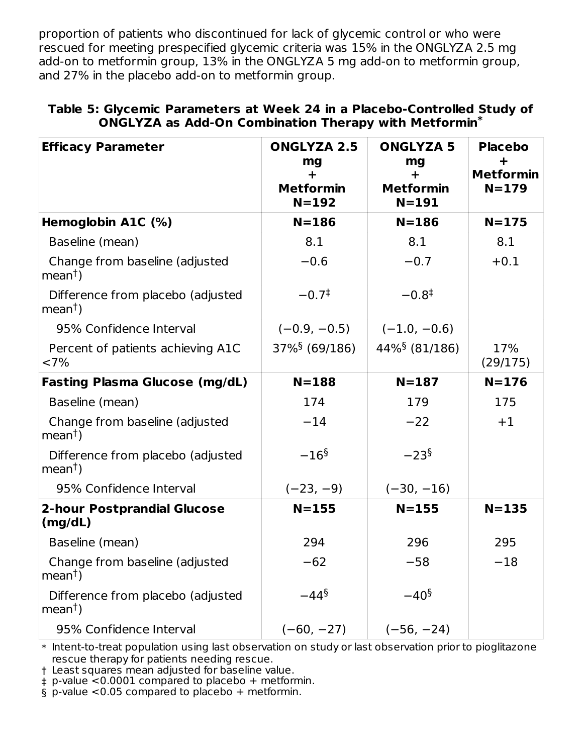proportion of patients who discontinued for lack of glycemic control or who were rescued for meeting prespecified glycemic criteria was 15% in the ONGLYZA 2.5 mg add-on to metformin group, 13% in the ONGLYZA 5 mg add-on to metformin group, and 27% in the placebo add-on to metformin group.

**Table 5: Glycemic Parameters at Week 24 in a Placebo-Controlled Study of ONGLYZA as Add-On Combination Therapy with Metformin***

| Efficacy Parameter | ONGLYZA 2.5 mg + Metformin N=192 | ONGLYZA 5 mg + Metformin N=191 | Placebo + Metformin N=179 |
|---|---|---|---|
| **Hemoglobin A1C (%)** | **N=186** | **N=186** | **N=175** |
| Baseline (mean) | 8.1 | 8.1 | 8.1 |
| Change from baseline (adjusted mean†) | −0.6 | −0.7 | +0.1 |
| Difference from placebo (adjusted mean†) | −0.7‡ | −0.8‡ | |
| 95% Confidence Interval | (−0.9, −0.5) | (−1.0, −0.6) | |
| Percent of patients achieving A1C <7% | 37%§ (69/186) | 44%§ (81/186) | 17% (29/175) |
| **Fasting Plasma Glucose (mg/dL)** | **N=188** | **N=187** | **N=176** |
| Baseline (mean) | 174 | 179 | 175 |
| Change from baseline (adjusted mean†) | −14 | −22 | +1 |
| Difference from placebo (adjusted mean†) | −16§ | −23§ | |
| 95% Confidence Interval | (−23, −9) | (−30, −16) | |
| **2-hour Postprandial Glucose (mg/dL)** | **N=155** | **N=155** | **N=135** |
| Baseline (mean) | 294 | 296 | 295 |
| Change from baseline (adjusted mean†) | −62 | −58 | −18 |
| Difference from placebo (adjusted mean†) | −44§ | −40§ | |
| 95% Confidence Interval | (−60, −27) | (−56, −24) | |

\* Intent-to-treat population using last observation on study or last observation prior to pioglitazone rescue therapy for patients needing rescue.

† Least squares mean adjusted for baseline value.

‡ p-value <0.0001 compared to placebo + metformin.

§ p-value <0.05 compared to placebo + metformin.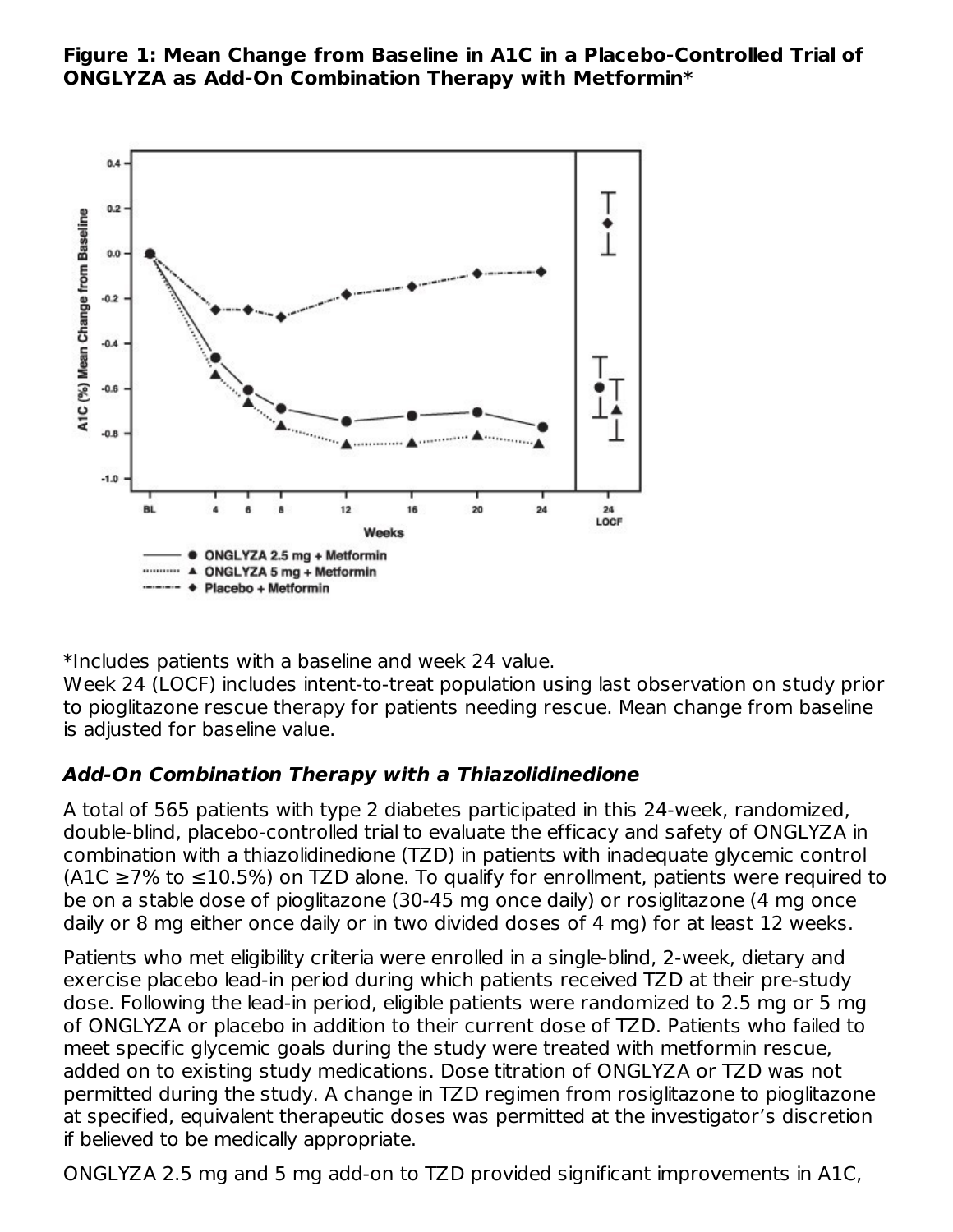**Figure 1: Mean Change from Baseline in A1C in a Placebo-Controlled Trial of ONGLYZA as Add-On Combination Therapy with Metformin***

*Includes patients with a baseline and week 24 value.
Week 24 (LOCF) includes intent-to-treat population using last observation on study prior to pioglitazone rescue therapy for patients needing rescue. Mean change from baseline is adjusted for baseline value.

### *Add-On Combination Therapy with a Thiazolidinedione*

A total of 565 patients with type 2 diabetes participated in this 24-week, randomized, double-blind, placebo-controlled trial to evaluate the efficacy and safety of ONGLYZA in combination with a thiazolidinedione (TZD) in patients with inadequate glycemic control (A1C ≥7% to ≤10.5%) on TZD alone. To qualify for enrollment, patients were required to be on a stable dose of pioglitazone (30-45 mg once daily) or rosiglitazone (4 mg once daily or 8 mg either once daily or in two divided doses of 4 mg) for at least 12 weeks.

Patients who met eligibility criteria were enrolled in a single-blind, 2-week, dietary and exercise placebo lead-in period during which patients received TZD at their pre-study dose. Following the lead-in period, eligible patients were randomized to 2.5 mg or 5 mg of ONGLYZA or placebo in addition to their current dose of TZD. Patients who failed to meet specific glycemic goals during the study were treated with metformin rescue, added on to existing study medications. Dose titration of ONGLYZA or TZD was not permitted during the study. A change in TZD regimen from rosiglitazone to pioglitazone at specified, equivalent therapeutic doses was permitted at the investigator's discretion if believed to be medically appropriate.

ONGLYZA 2.5 mg and 5 mg add-on to TZD provided significant improvements in A1C,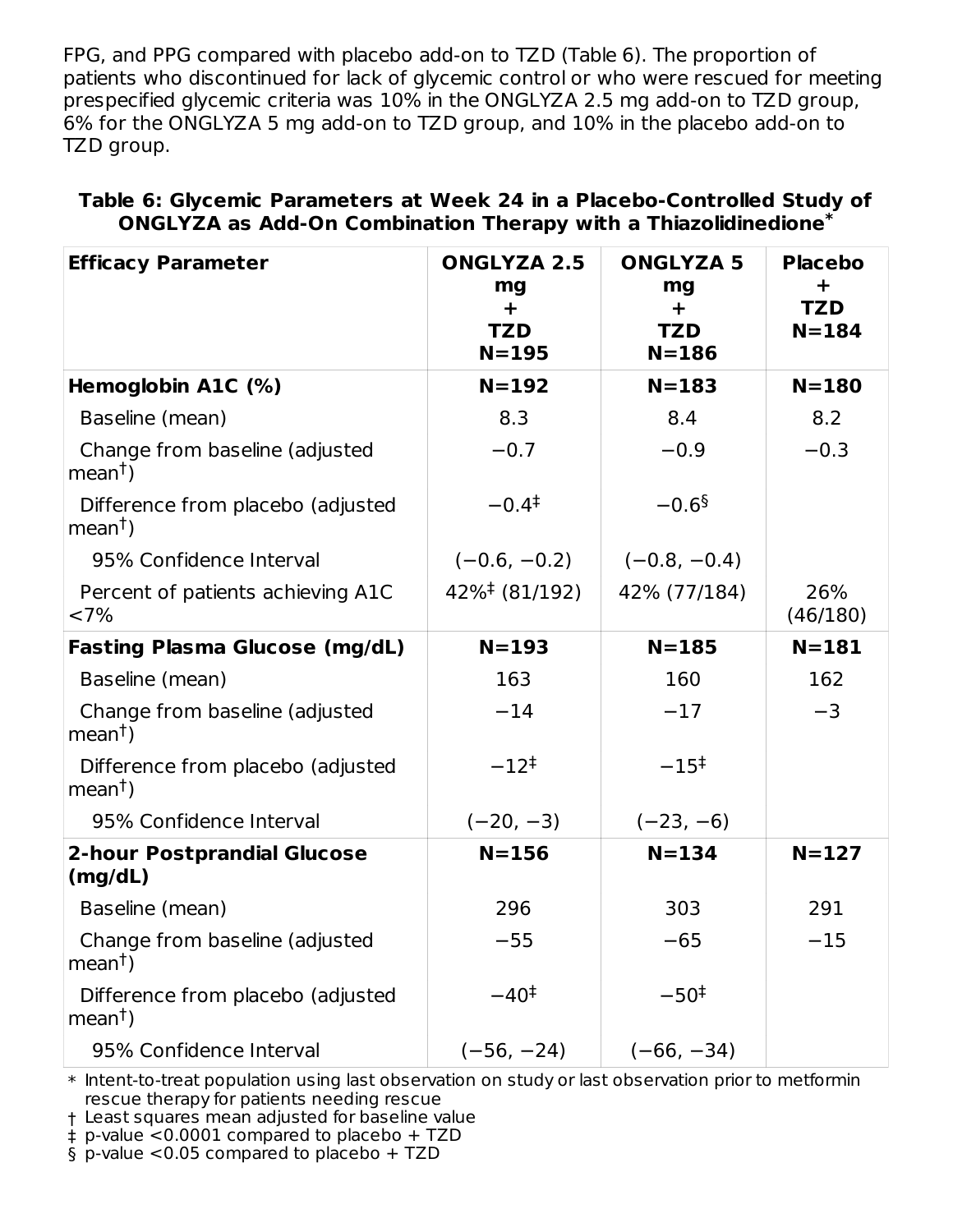FPG, and PPG compared with placebo add-on to TZD (Table 6). The proportion of patients who discontinued for lack of glycemic control or who were rescued for meeting prespecified glycemic criteria was 10% in the ONGLYZA 2.5 mg add-on to TZD group, 6% for the ONGLYZA 5 mg add-on to TZD group, and 10% in the placebo add-on to TZD group.

**Table 6: Glycemic Parameters at Week 24 in a Placebo-Controlled Study of ONGLYZA as Add-On Combination Therapy with a Thiazolidinedione***

| Efficacy Parameter | ONGLYZA 2.5 mg + TZD N=195 | ONGLYZA 5 mg + TZD N=186 | Placebo + TZD N=184 |
|---|---|---|---|
| **Hemoglobin A1C (%)** | **N=192** | **N=183** | **N=180** |
| Baseline (mean) | 8.3 | 8.4 | 8.2 |
| Change from baseline (adjusted mean†) | −0.7 | −0.9 | −0.3 |
| Difference from placebo (adjusted mean†) | −0.4‡ | −0.6§ | |
| 95% Confidence Interval | (−0.6, −0.2) | (−0.8, −0.4) | |
| Percent of patients achieving A1C <7% | 42%‡ (81/192) | 42% (77/184) | 26% (46/180) |
| **Fasting Plasma Glucose (mg/dL)** | **N=193** | **N=185** | **N=181** |
| Baseline (mean) | 163 | 160 | 162 |
| Change from baseline (adjusted mean†) | −14 | −17 | −3 |
| Difference from placebo (adjusted mean†) | −12‡ | −15‡ | |
| 95% Confidence Interval | (−20, −3) | (−23, −6) | |
| **2-hour Postprandial Glucose (mg/dL)** | **N=156** | **N=134** | **N=127** |
| Baseline (mean) | 296 | 303 | 291 |
| Change from baseline (adjusted mean†) | −55 | −65 | −15 |
| Difference from placebo (adjusted mean†) | −40‡ | −50‡ | |
| 95% Confidence Interval | (−56, −24) | (−66, −34) | |

\* Intent-to-treat population using last observation on study or last observation prior to metformin rescue therapy for patients needing rescue

† Least squares mean adjusted for baseline value

‡ p-value <0.0001 compared to placebo + TZD

§ p-value <0.05 compared to placebo + TZD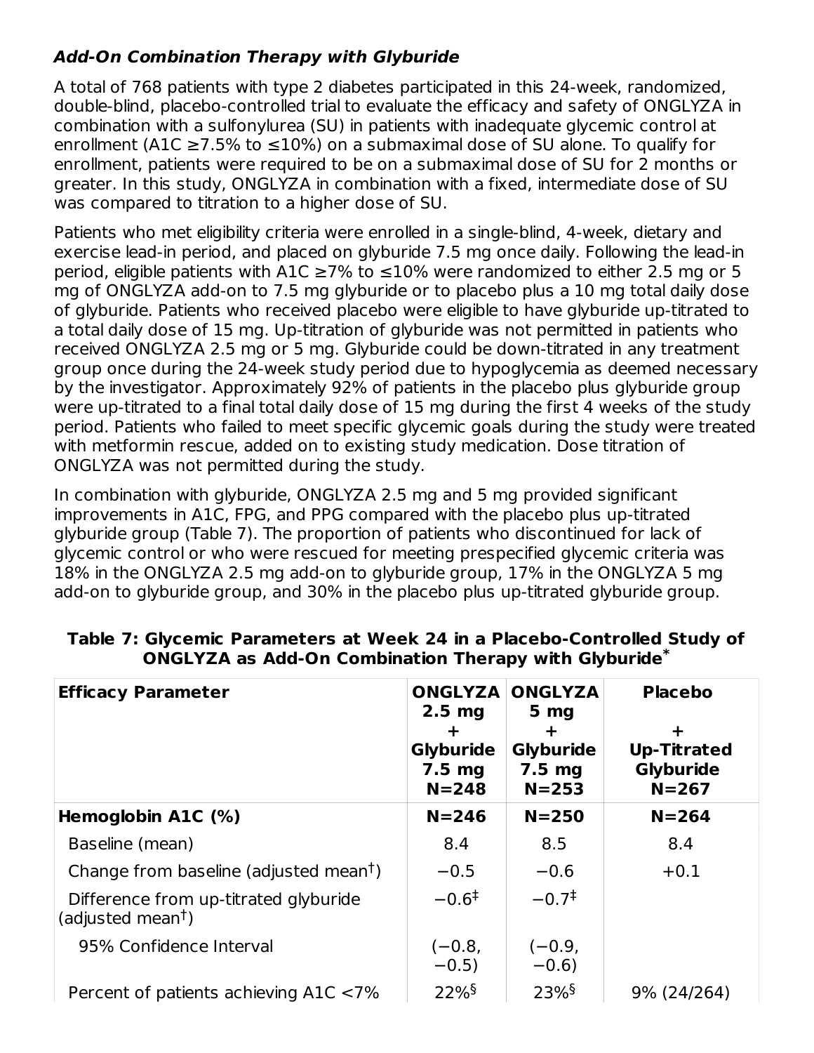### *Add-On Combination Therapy with Glyburide*

A total of 768 patients with type 2 diabetes participated in this 24-week, randomized, double-blind, placebo-controlled trial to evaluate the efficacy and safety of ONGLYZA in combination with a sulfonylurea (SU) in patients with inadequate glycemic control at enrollment (A1C ≥7.5% to ≤10%) on a submaximal dose of SU alone. To qualify for enrollment, patients were required to be on a submaximal dose of SU for 2 months or greater. In this study, ONGLYZA in combination with a fixed, intermediate dose of SU was compared to titration to a higher dose of SU.

Patients who met eligibility criteria were enrolled in a single-blind, 4-week, dietary and exercise lead-in period, and placed on glyburide 7.5 mg once daily. Following the lead-in period, eligible patients with A1C ≥7% to ≤10% were randomized to either 2.5 mg or 5 mg of ONGLYZA add-on to 7.5 mg glyburide or to placebo plus a 10 mg total daily dose of glyburide. Patients who received placebo were eligible to have glyburide up-titrated to a total daily dose of 15 mg. Up-titration of glyburide was not permitted in patients who received ONGLYZA 2.5 mg or 5 mg. Glyburide could be down-titrated in any treatment group once during the 24-week study period due to hypoglycemia as deemed necessary by the investigator. Approximately 92% of patients in the placebo plus glyburide group were up-titrated to a final total daily dose of 15 mg during the first 4 weeks of the study period. Patients who failed to meet specific glycemic goals during the study were treated with metformin rescue, added on to existing study medication. Dose titration of ONGLYZA was not permitted during the study.

In combination with glyburide, ONGLYZA 2.5 mg and 5 mg provided significant improvements in A1C, FPG, and PPG compared with the placebo plus up-titrated glyburide group (Table 7). The proportion of patients who discontinued for lack of glycemic control or who were rescued for meeting prespecified glycemic criteria was 18% in the ONGLYZA 2.5 mg add-on to glyburide group, 17% in the ONGLYZA 5 mg add-on to glyburide group, and 30% in the placebo plus up-titrated glyburide group.

**Table 7: Glycemic Parameters at Week 24 in a Placebo-Controlled Study of ONGLYZA as Add-On Combination Therapy with Glyburide***

| Efficacy Parameter | ONGLYZA 2.5 mg + Glyburide 7.5 mg N=248 | ONGLYZA 5 mg + Glyburide 7.5 mg N=253 | Placebo + Up-Titrated Glyburide N=267 |
|---|---|---|---|
| **Hemoglobin A1C (%)** | **N=246** | **N=250** | **N=264** |
| Baseline (mean) | 8.4 | 8.5 | 8.4 |
| Change from baseline (adjusted mean†) | −0.5 | −0.6 | +0.1 |
| Difference from up-titrated glyburide (adjusted mean†) | −0.6‡ | −0.7‡ | |
| 95% Confidence Interval | (−0.8, −0.5) | (−0.9, −0.6) | |
| Percent of patients achieving A1C <7% | 22%§ | 23%§ | 9% (24/264) |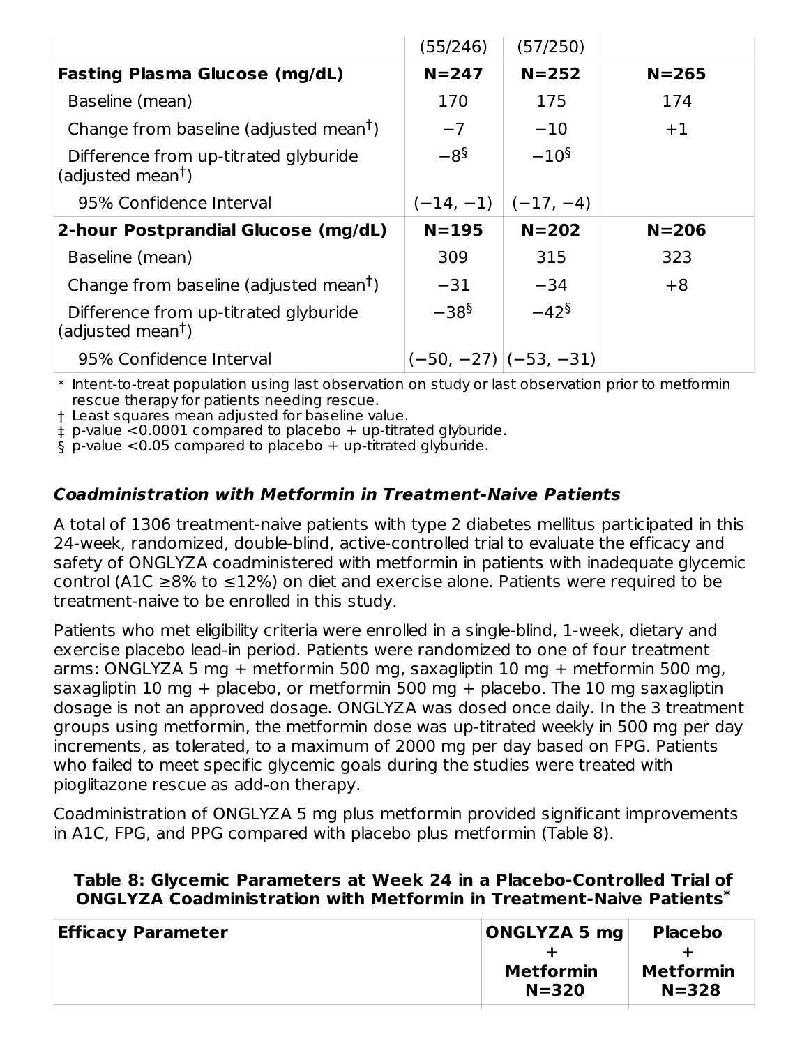| | (55/246) | (57/250) | |
|---|---|---|---|
| **Fasting Plasma Glucose (mg/dL)** | **N=247** | **N=252** | **N=265** |
| Baseline (mean) | 170 | 175 | 174 |
| Change from baseline (adjusted mean†) | −7 | −10 | +1 |
| Difference from up-titrated glyburide (adjusted mean†) | −8§ | −10§ | |
| 95% Confidence Interval | (−14, −1) | (−17, −4) | |
| **2-hour Postprandial Glucose (mg/dL)** | **N=195** | **N=202** | **N=206** |
| Baseline (mean) | 309 | 315 | 323 |
| Change from baseline (adjusted mean†) | −31 | −34 | +8 |
| Difference from up-titrated glyburide (adjusted mean†) | −38§ | −42§ | |
| 95% Confidence Interval | (−50, −27) | (−53, −31) | |

\* Intent-to-treat population using last observation on study or last observation prior to metformin rescue therapy for patients needing rescue.
† Least squares mean adjusted for baseline value.
‡ p-value <0.0001 compared to placebo + up-titrated glyburide.
§ p-value <0.05 compared to placebo + up-titrated glyburide.

### *Coadministration with Metformin in Treatment-Naive Patients*

A total of 1306 treatment-naive patients with type 2 diabetes mellitus participated in this 24-week, randomized, double-blind, active-controlled trial to evaluate the efficacy and safety of ONGLYZA coadministered with metformin in patients with inadequate glycemic control (A1C ≥8% to ≤12%) on diet and exercise alone. Patients were required to be treatment-naive to be enrolled in this study.

Patients who met eligibility criteria were enrolled in a single-blind, 1-week, dietary and exercise placebo lead-in period. Patients were randomized to one of four treatment arms: ONGLYZA 5 mg + metformin 500 mg, saxagliptin 10 mg + metformin 500 mg, saxagliptin 10 mg + placebo, or metformin 500 mg + placebo. The 10 mg saxagliptin dosage is not an approved dosage. ONGLYZA was dosed once daily. In the 3 treatment groups using metformin, the metformin dose was up-titrated weekly in 500 mg per day increments, as tolerated, to a maximum of 2000 mg per day based on FPG. Patients who failed to meet specific glycemic goals during the studies were treated with pioglitazone rescue as add-on therapy.

Coadministration of ONGLYZA 5 mg plus metformin provided significant improvements in A1C, FPG, and PPG compared with placebo plus metformin (Table 8).

**Table 8: Glycemic Parameters at Week 24 in a Placebo-Controlled Trial of ONGLYZA Coadministration with Metformin in Treatment-Naive Patients\***

| Efficacy Parameter | ONGLYZA 5 mg + Metformin N=320 | Placebo + Metformin N=328 |
|---|---|---|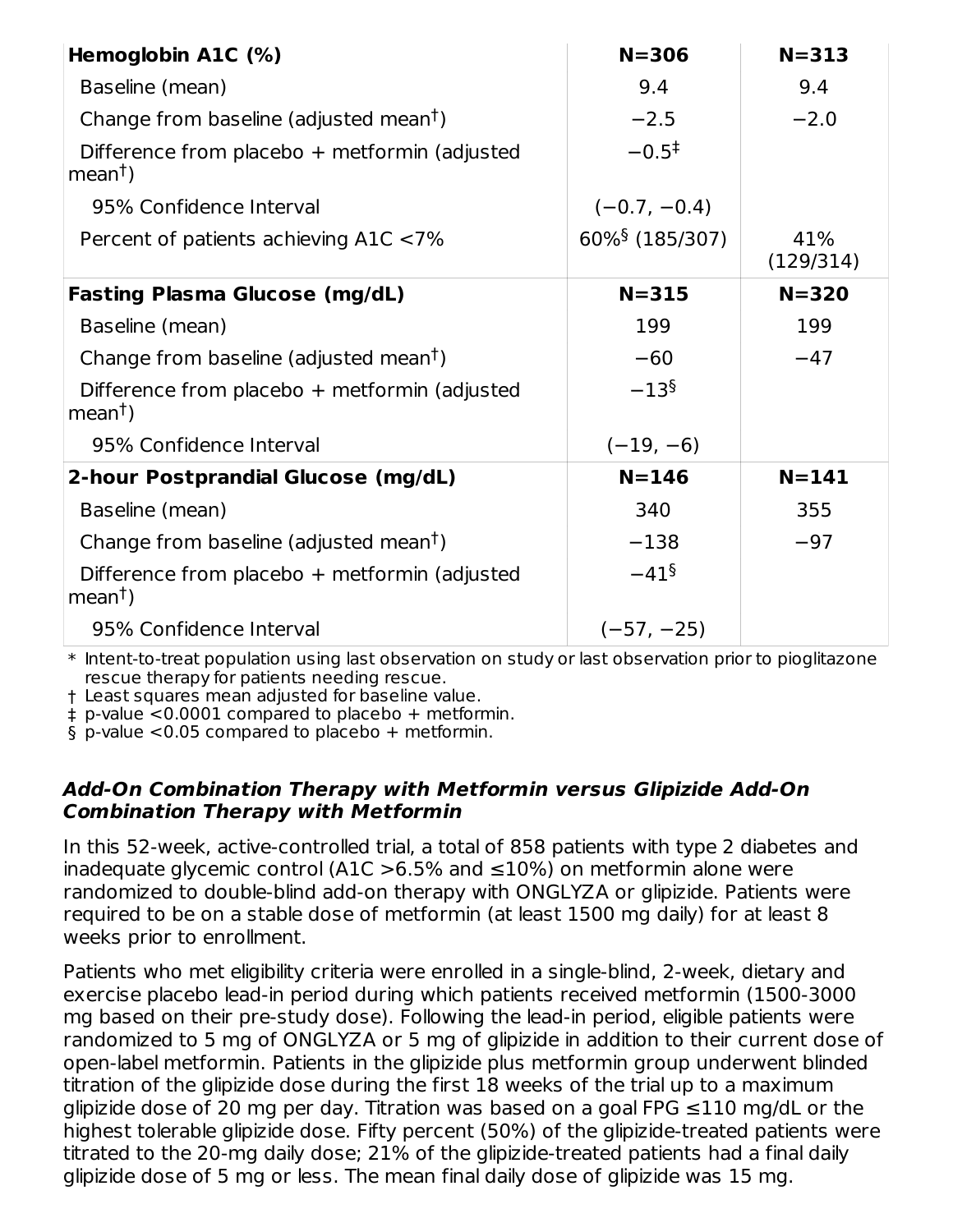| Hemoglobin A1C (%) | N=306 | N=313 |
| --- | --- | --- |
| Baseline (mean) | 9.4 | 9.4 |
| Change from baseline (adjusted mean†) | −2.5 | −2.0 |
| Difference from placebo + metformin (adjusted mean†) | −0.5‡ | |
| 95% Confidence Interval | (−0.7, −0.4) | |
| Percent of patients achieving A1C <7% | 60%§ (185/307) | 41% (129/314) |
| **Fasting Plasma Glucose (mg/dL)** | **N=315** | **N=320** |
| Baseline (mean) | 199 | 199 |
| Change from baseline (adjusted mean†) | −60 | −47 |
| Difference from placebo + metformin (adjusted mean†) | −13§ | |
| 95% Confidence Interval | (−19, −6) | |
| **2-hour Postprandial Glucose (mg/dL)** | **N=146** | **N=141** |
| Baseline (mean) | 340 | 355 |
| Change from baseline (adjusted mean†) | −138 | −97 |
| Difference from placebo + metformin (adjusted mean†) | −41§ | |
| 95% Confidence Interval | (−57, −25) | |

\* Intent-to-treat population using last observation on study or last observation prior to pioglitazone rescue therapy for patients needing rescue.
† Least squares mean adjusted for baseline value.
‡ p-value <0.0001 compared to placebo + metformin.
§ p-value <0.05 compared to placebo + metformin.

### *Add-On Combination Therapy with Metformin versus Glipizide Add-On Combination Therapy with Metformin*

In this 52-week, active-controlled trial, a total of 858 patients with type 2 diabetes and inadequate glycemic control (A1C >6.5% and ≤10%) on metformin alone were randomized to double-blind add-on therapy with ONGLYZA or glipizide. Patients were required to be on a stable dose of metformin (at least 1500 mg daily) for at least 8 weeks prior to enrollment.

Patients who met eligibility criteria were enrolled in a single-blind, 2-week, dietary and exercise placebo lead-in period during which patients received metformin (1500-3000 mg based on their pre-study dose). Following the lead-in period, eligible patients were randomized to 5 mg of ONGLYZA or 5 mg of glipizide in addition to their current dose of open-label metformin. Patients in the glipizide plus metformin group underwent blinded titration of the glipizide dose during the first 18 weeks of the trial up to a maximum glipizide dose of 20 mg per day. Titration was based on a goal FPG ≤110 mg/dL or the highest tolerable glipizide dose. Fifty percent (50%) of the glipizide-treated patients were titrated to the 20-mg daily dose; 21% of the glipizide-treated patients had a final daily glipizide dose of 5 mg or less. The mean final daily dose of glipizide was 15 mg.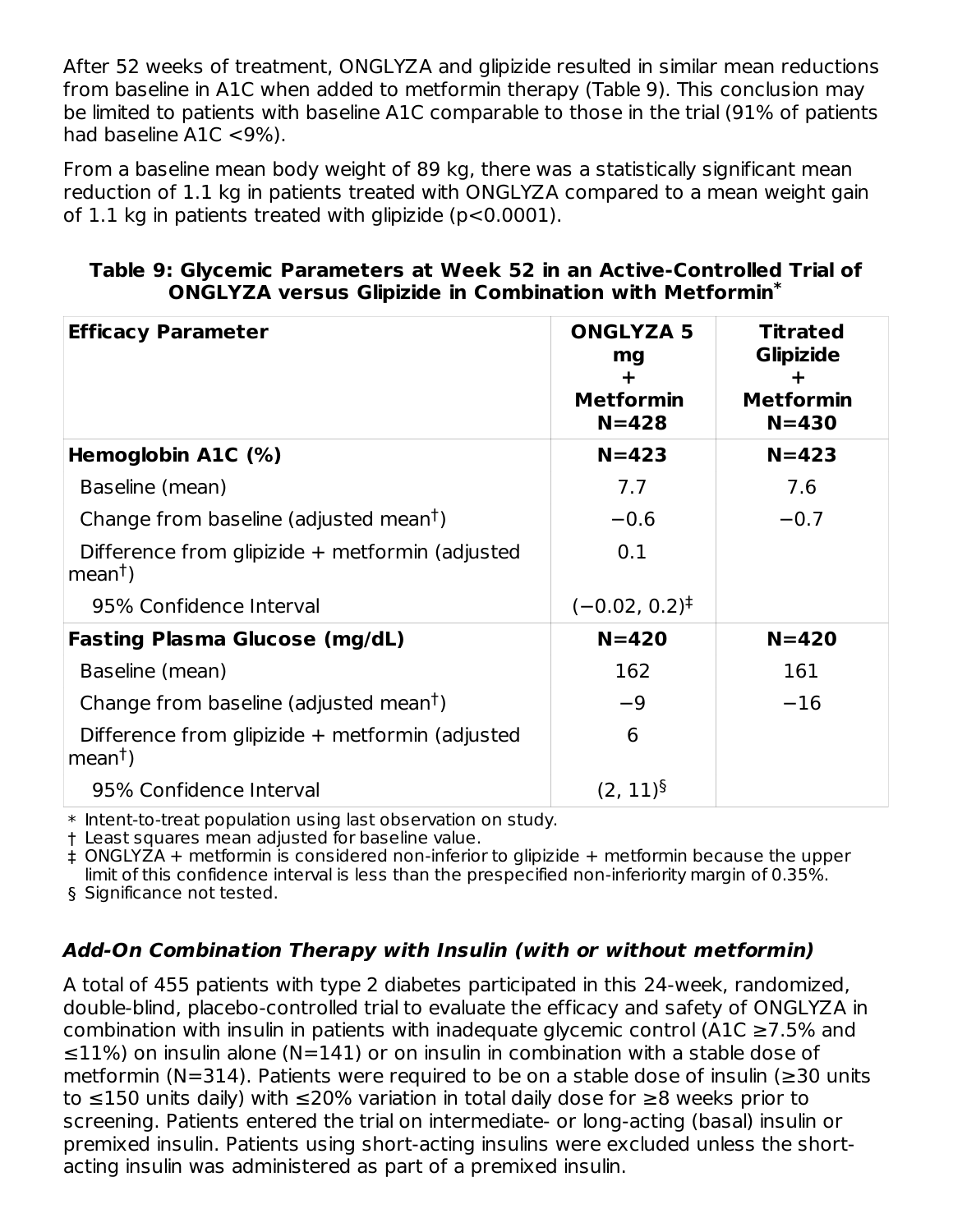After 52 weeks of treatment, ONGLYZA and glipizide resulted in similar mean reductions from baseline in A1C when added to metformin therapy (Table 9). This conclusion may be limited to patients with baseline A1C comparable to those in the trial (91% of patients had baseline A1C <9%).

From a baseline mean body weight of 89 kg, there was a statistically significant mean reduction of 1.1 kg in patients treated with ONGLYZA compared to a mean weight gain of 1.1 kg in patients treated with glipizide (p<0.0001).

**Table 9: Glycemic Parameters at Week 52 in an Active-Controlled Trial of ONGLYZA versus Glipizide in Combination with Metformin***

| Efficacy Parameter | ONGLYZA 5 mg + Metformin N=428 | Titrated Glipizide + Metformin N=430 |
|---|---|---|
| **Hemoglobin A1C (%)** | **N=423** | **N=423** |
| Baseline (mean) | 7.7 | 7.6 |
| Change from baseline (adjusted mean†) | −0.6 | −0.7 |
| Difference from glipizide + metformin (adjusted mean†) | 0.1 | |
| 95% Confidence Interval | (−0.02, 0.2)‡ | |
| **Fasting Plasma Glucose (mg/dL)** | **N=420** | **N=420** |
| Baseline (mean) | 162 | 161 |
| Change from baseline (adjusted mean†) | −9 | −16 |
| Difference from glipizide + metformin (adjusted mean†) | 6 | |
| 95% Confidence Interval | (2, 11)§ | |

\* Intent-to-treat population using last observation on study.
† Least squares mean adjusted for baseline value.
‡ ONGLYZA + metformin is considered non-inferior to glipizide + metformin because the upper limit of this confidence interval is less than the prespecified non-inferiority margin of 0.35%.
§ Significance not tested.

### *Add-On Combination Therapy with Insulin (with or without metformin)*

A total of 455 patients with type 2 diabetes participated in this 24-week, randomized, double-blind, placebo-controlled trial to evaluate the efficacy and safety of ONGLYZA in combination with insulin in patients with inadequate glycemic control (A1C ≥7.5% and ≤11%) on insulin alone (N=141) or on insulin in combination with a stable dose of metformin (N=314). Patients were required to be on a stable dose of insulin (≥30 units to ≤150 units daily) with ≤20% variation in total daily dose for ≥8 weeks prior to screening. Patients entered the trial on intermediate- or long-acting (basal) insulin or premixed insulin. Patients using short-acting insulins were excluded unless the short-acting insulin was administered as part of a premixed insulin.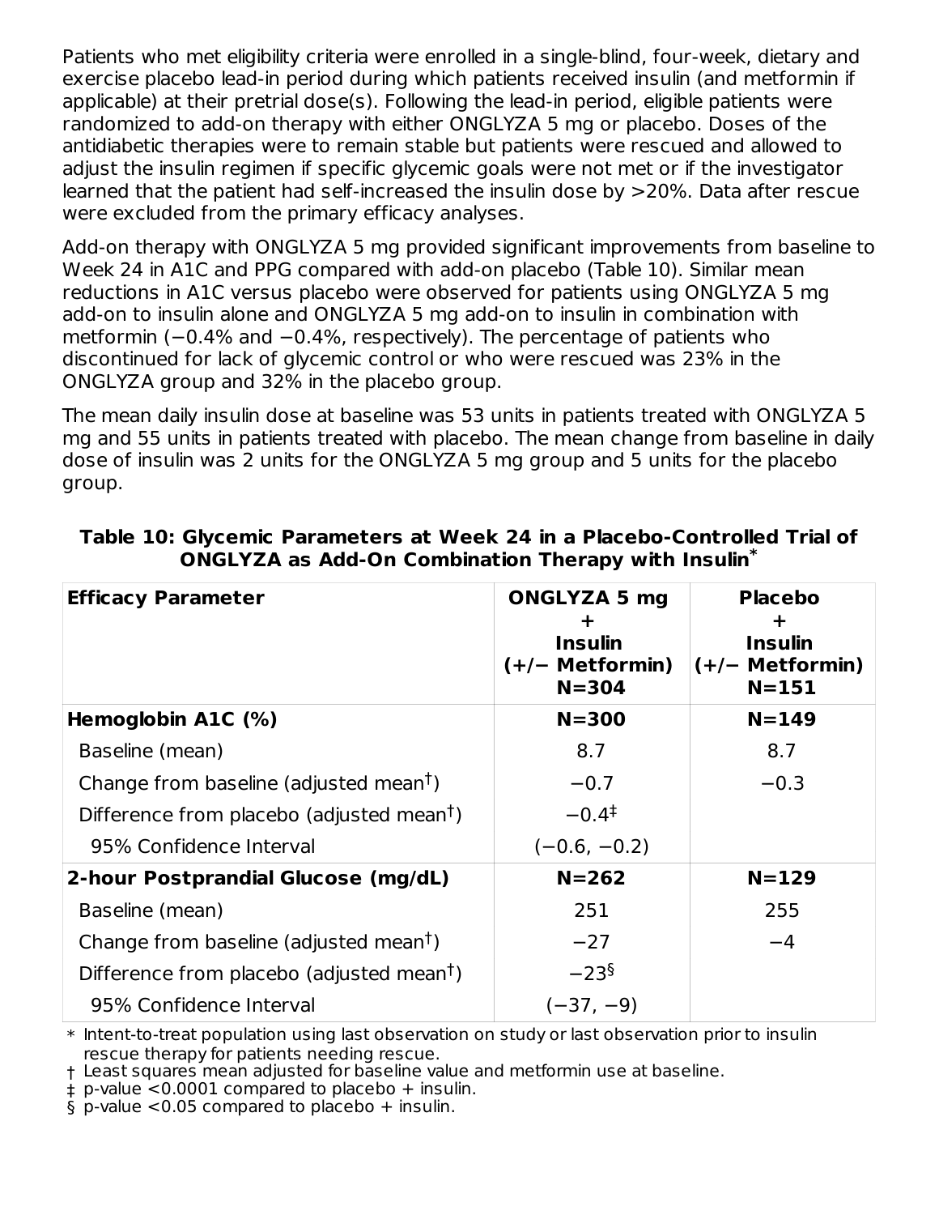Patients who met eligibility criteria were enrolled in a single-blind, four-week, dietary and exercise placebo lead-in period during which patients received insulin (and metformin if applicable) at their pretrial dose(s). Following the lead-in period, eligible patients were randomized to add-on therapy with either ONGLYZA 5 mg or placebo. Doses of the antidiabetic therapies were to remain stable but patients were rescued and allowed to adjust the insulin regimen if specific glycemic goals were not met or if the investigator learned that the patient had self-increased the insulin dose by >20%. Data after rescue were excluded from the primary efficacy analyses.

Add-on therapy with ONGLYZA 5 mg provided significant improvements from baseline to Week 24 in A1C and PPG compared with add-on placebo (Table 10). Similar mean reductions in A1C versus placebo were observed for patients using ONGLYZA 5 mg add-on to insulin alone and ONGLYZA 5 mg add-on to insulin in combination with metformin (−0.4% and −0.4%, respectively). The percentage of patients who discontinued for lack of glycemic control or who were rescued was 23% in the ONGLYZA group and 32% in the placebo group.

The mean daily insulin dose at baseline was 53 units in patients treated with ONGLYZA 5 mg and 55 units in patients treated with placebo. The mean change from baseline in daily dose of insulin was 2 units for the ONGLYZA 5 mg group and 5 units for the placebo group.

**Table 10: Glycemic Parameters at Week 24 in a Placebo-Controlled Trial of ONGLYZA as Add-On Combination Therapy with Insulin***

| Efficacy Parameter | ONGLYZA 5 mg + Insulin (+/− Metformin) N=304 | Placebo + Insulin (+/− Metformin) N=151 |
|---|---|---|
| **Hemoglobin A1C (%)** | **N=300** | **N=149** |
| Baseline (mean) | 8.7 | 8.7 |
| Change from baseline (adjusted mean†) | −0.7 | −0.3 |
| Difference from placebo (adjusted mean†) | −0.4‡ | |
| 95% Confidence Interval | (−0.6, −0.2) | |
| **2-hour Postprandial Glucose (mg/dL)** | **N=262** | **N=129** |
| Baseline (mean) | 251 | 255 |
| Change from baseline (adjusted mean†) | −27 | −4 |
| Difference from placebo (adjusted mean†) | −23§ | |
| 95% Confidence Interval | (−37, −9) | |

\* Intent-to-treat population using last observation on study or last observation prior to insulin rescue therapy for patients needing rescue.
† Least squares mean adjusted for baseline value and metformin use at baseline.
‡ p-value <0.0001 compared to placebo + insulin.
§ p-value <0.05 compared to placebo + insulin.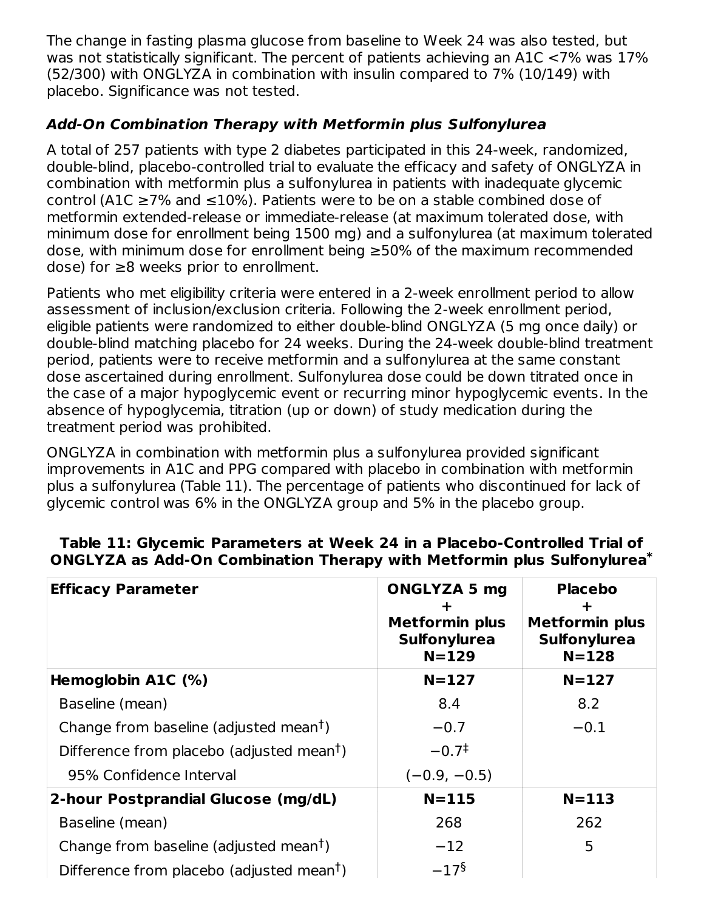The change in fasting plasma glucose from baseline to Week 24 was also tested, but was not statistically significant. The percent of patients achieving an A1C <7% was 17% (52/300) with ONGLYZA in combination with insulin compared to 7% (10/149) with placebo. Significance was not tested.

### *Add-On Combination Therapy with Metformin plus Sulfonylurea*

A total of 257 patients with type 2 diabetes participated in this 24-week, randomized, double-blind, placebo-controlled trial to evaluate the efficacy and safety of ONGLYZA in combination with metformin plus a sulfonylurea in patients with inadequate glycemic control (A1C ≥7% and ≤10%). Patients were to be on a stable combined dose of metformin extended-release or immediate-release (at maximum tolerated dose, with minimum dose for enrollment being 1500 mg) and a sulfonylurea (at maximum tolerated dose, with minimum dose for enrollment being ≥50% of the maximum recommended dose) for ≥8 weeks prior to enrollment.

Patients who met eligibility criteria were entered in a 2-week enrollment period to allow assessment of inclusion/exclusion criteria. Following the 2-week enrollment period, eligible patients were randomized to either double-blind ONGLYZA (5 mg once daily) or double-blind matching placebo for 24 weeks. During the 24-week double-blind treatment period, patients were to receive metformin and a sulfonylurea at the same constant dose ascertained during enrollment. Sulfonylurea dose could be down titrated once in the case of a major hypoglycemic event or recurring minor hypoglycemic events. In the absence of hypoglycemia, titration (up or down) of study medication during the treatment period was prohibited.

ONGLYZA in combination with metformin plus a sulfonylurea provided significant improvements in A1C and PPG compared with placebo in combination with metformin plus a sulfonylurea (Table 11). The percentage of patients who discontinued for lack of glycemic control was 6% in the ONGLYZA group and 5% in the placebo group.

**Table 11: Glycemic Parameters at Week 24 in a Placebo-Controlled Trial of ONGLYZA as Add-On Combination Therapy with Metformin plus Sulfonylurea***

| Efficacy Parameter | ONGLYZA 5 mg + Metformin plus Sulfonylurea N=129 | Placebo + Metformin plus Sulfonylurea N=128 |
|---|---|---|
| **Hemoglobin A1C (%)** | **N=127** | **N=127** |
| Baseline (mean) | 8.4 | 8.2 |
| Change from baseline (adjusted mean†) | −0.7 | −0.1 |
| Difference from placebo (adjusted mean†) | −0.7‡ | |
| 95% Confidence Interval | (−0.9, −0.5) | |
| **2-hour Postprandial Glucose (mg/dL)** | **N=115** | **N=113** |
| Baseline (mean) | 268 | 262 |
| Change from baseline (adjusted mean†) | −12 | 5 |
| Difference from placebo (adjusted mean†) | −17§ | |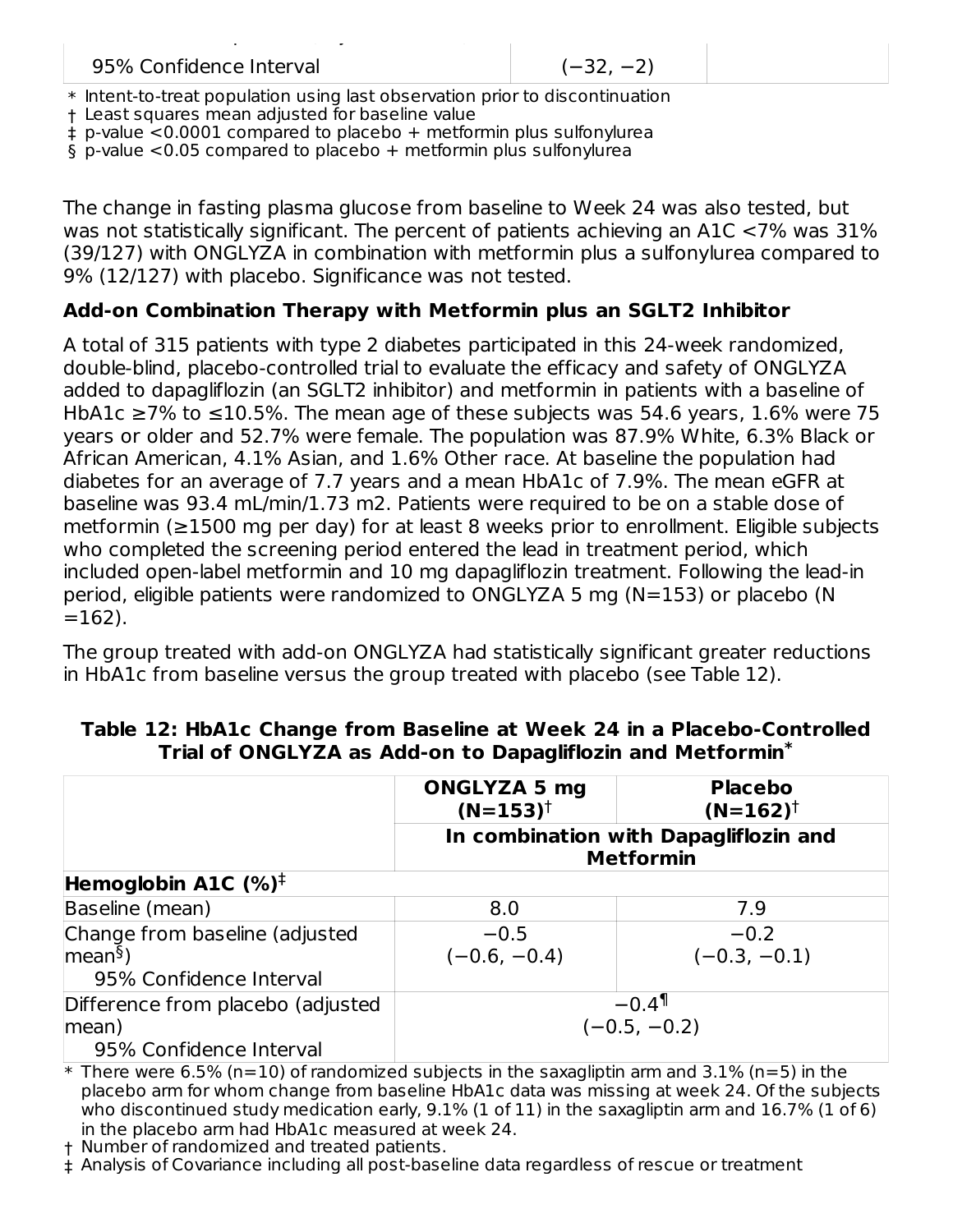| 95% Confidence Interval | (−32, −2) | |
|---|---|---|

* Intent-to-treat population using last observation prior to discontinuation
† Least squares mean adjusted for baseline value
‡ p-value <0.0001 compared to placebo + metformin plus sulfonylurea
§ p-value <0.05 compared to placebo + metformin plus sulfonylurea

The change in fasting plasma glucose from baseline to Week 24 was also tested, but was not statistically significant. The percent of patients achieving an A1C <7% was 31% (39/127) with ONGLYZA in combination with metformin plus a sulfonylurea compared to 9% (12/127) with placebo. Significance was not tested.

### Add-on Combination Therapy with Metformin plus an SGLT2 Inhibitor

A total of 315 patients with type 2 diabetes participated in this 24-week randomized, double-blind, placebo-controlled trial to evaluate the efficacy and safety of ONGLYZA added to dapagliflozin (an SGLT2 inhibitor) and metformin in patients with a baseline of HbA1c ≥7% to ≤10.5%. The mean age of these subjects was 54.6 years, 1.6% were 75 years or older and 52.7% were female. The population was 87.9% White, 6.3% Black or African American, 4.1% Asian, and 1.6% Other race. At baseline the population had diabetes for an average of 7.7 years and a mean HbA1c of 7.9%. The mean eGFR at baseline was 93.4 mL/min/1.73 m2. Patients were required to be on a stable dose of metformin (≥1500 mg per day) for at least 8 weeks prior to enrollment. Eligible subjects who completed the screening period entered the lead in treatment period, which included open-label metformin and 10 mg dapagliflozin treatment. Following the lead-in period, eligible patients were randomized to ONGLYZA 5 mg (N=153) or placebo (N =162).

The group treated with add-on ONGLYZA had statistically significant greater reductions in HbA1c from baseline versus the group treated with placebo (see Table 12).

**Table 12: HbA1c Change from Baseline at Week 24 in a Placebo-Controlled Trial of ONGLYZA as Add-on to Dapagliflozin and Metformin***

| | ONGLYZA 5 mg (N=153)† | Placebo (N=162)† |
|---|---|---|
| | In combination with Dapagliflozin and Metformin | |
| **Hemoglobin A1C (%)‡** | | |
| Baseline (mean) | 8.0 | 7.9 |
| Change from baseline (adjusted mean§)<br>95% Confidence Interval | −0.5<br>(−0.6, −0.4) | −0.2<br>(−0.3, −0.1) |
| Difference from placebo (adjusted mean)<br>95% Confidence Interval | −0.4¶<br>(−0.5, −0.2) | |

* There were 6.5% (n=10) of randomized subjects in the saxagliptin arm and 3.1% (n=5) in the placebo arm for whom change from baseline HbA1c data was missing at week 24. Of the subjects who discontinued study medication early, 9.1% (1 of 11) in the saxagliptin arm and 16.7% (1 of 6) in the placebo arm had HbA1c measured at week 24.
† Number of randomized and treated patients.
‡ Analysis of Covariance including all post-baseline data regardless of rescue or treatment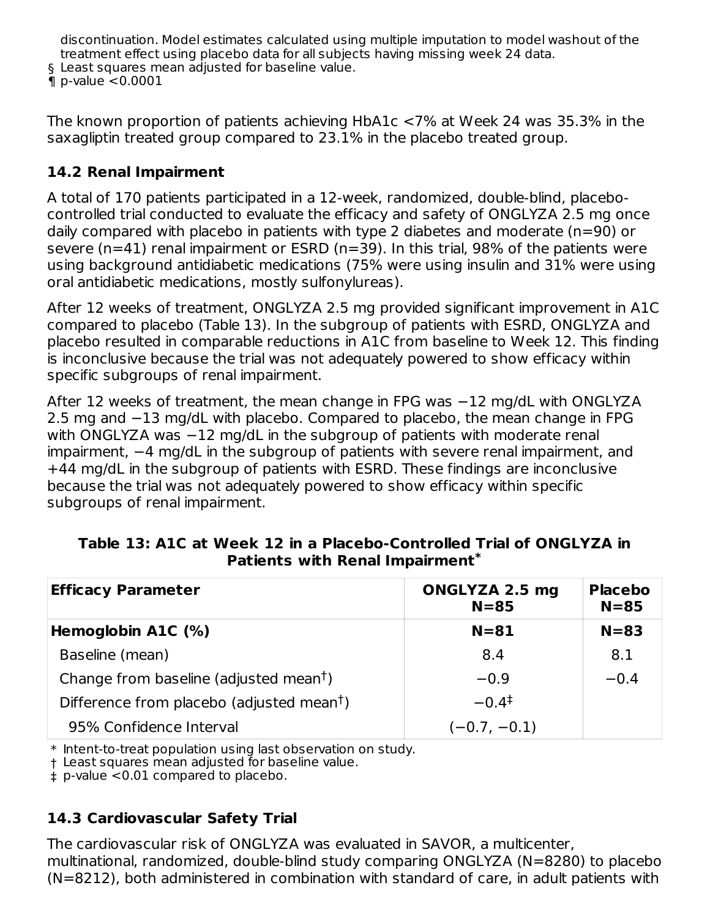discontinuation. Model estimates calculated using multiple imputation to model washout of the treatment effect using placebo data for all subjects having missing week 24 data.
§ Least squares mean adjusted for baseline value.
¶ p-value <0.0001

The known proportion of patients achieving HbA1c <7% at Week 24 was 35.3% in the saxagliptin treated group compared to 23.1% in the placebo treated group.

### 14.2 Renal Impairment

A total of 170 patients participated in a 12-week, randomized, double-blind, placebo-controlled trial conducted to evaluate the efficacy and safety of ONGLYZA 2.5 mg once daily compared with placebo in patients with type 2 diabetes and moderate (n=90) or severe (n=41) renal impairment or ESRD (n=39). In this trial, 98% of the patients were using background antidiabetic medications (75% were using insulin and 31% were using oral antidiabetic medications, mostly sulfonylureas).

After 12 weeks of treatment, ONGLYZA 2.5 mg provided significant improvement in A1C compared to placebo (Table 13). In the subgroup of patients with ESRD, ONGLYZA and placebo resulted in comparable reductions in A1C from baseline to Week 12. This finding is inconclusive because the trial was not adequately powered to show efficacy within specific subgroups of renal impairment.

After 12 weeks of treatment, the mean change in FPG was −12 mg/dL with ONGLYZA 2.5 mg and −13 mg/dL with placebo. Compared to placebo, the mean change in FPG with ONGLYZA was −12 mg/dL in the subgroup of patients with moderate renal impairment, −4 mg/dL in the subgroup of patients with severe renal impairment, and +44 mg/dL in the subgroup of patients with ESRD. These findings are inconclusive because the trial was not adequately powered to show efficacy within specific subgroups of renal impairment.

**Table 13: A1C at Week 12 in a Placebo-Controlled Trial of ONGLYZA in Patients with Renal Impairment***

| Efficacy Parameter | ONGLYZA 2.5 mg N=85 | Placebo N=85 |
|---|---|---|
| **Hemoglobin A1C (%)** | **N=81** | **N=83** |
| Baseline (mean) | 8.4 | 8.1 |
| Change from baseline (adjusted mean†) | −0.9 | −0.4 |
| Difference from placebo (adjusted mean†) | −0.4‡ | |
| 95% Confidence Interval | (−0.7, −0.1) | |

\* Intent-to-treat population using last observation on study.
† Least squares mean adjusted for baseline value.
‡ p-value <0.01 compared to placebo.

### 14.3 Cardiovascular Safety Trial

The cardiovascular risk of ONGLYZA was evaluated in SAVOR, a multicenter, multinational, randomized, double-blind study comparing ONGLYZA (N=8280) to placebo (N=8212), both administered in combination with standard of care, in adult patients with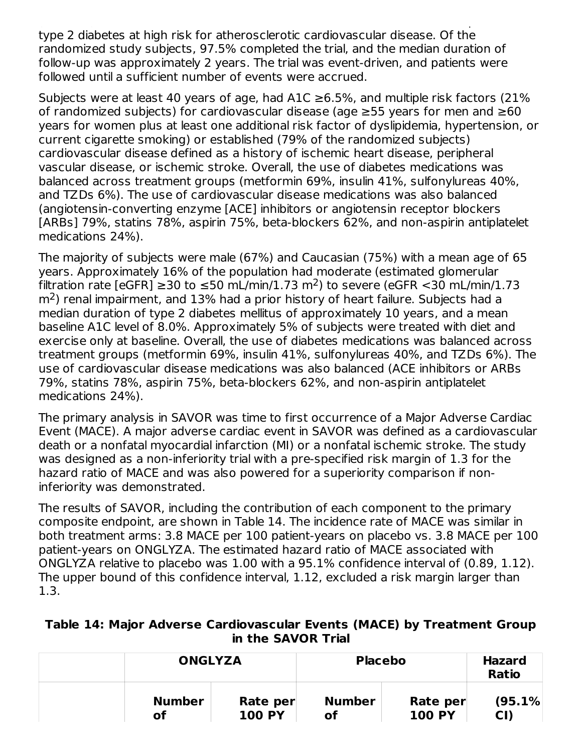type 2 diabetes at high risk for atherosclerotic cardiovascular disease. Of the randomized study subjects, 97.5% completed the trial, and the median duration of follow-up was approximately 2 years. The trial was event-driven, and patients were followed until a sufficient number of events were accrued.

Subjects were at least 40 years of age, had A1C ≥6.5%, and multiple risk factors (21% of randomized subjects) for cardiovascular disease (age ≥55 years for men and ≥60 years for women plus at least one additional risk factor of dyslipidemia, hypertension, or current cigarette smoking) or established (79% of the randomized subjects) cardiovascular disease defined as a history of ischemic heart disease, peripheral vascular disease, or ischemic stroke. Overall, the use of diabetes medications was balanced across treatment groups (metformin 69%, insulin 41%, sulfonylureas 40%, and TZDs 6%). The use of cardiovascular disease medications was also balanced (angiotensin-converting enzyme [ACE] inhibitors or angiotensin receptor blockers [ARBs] 79%, statins 78%, aspirin 75%, beta-blockers 62%, and non-aspirin antiplatelet medications 24%).

The majority of subjects were male (67%) and Caucasian (75%) with a mean age of 65 years. Approximately 16% of the population had moderate (estimated glomerular filtration rate [eGFR] ≥30 to ≤50 mL/min/1.73 $m^2$) to severe (eGFR <30 mL/min/1.73 $m^2$) renal impairment, and 13% had a prior history of heart failure. Subjects had a median duration of type 2 diabetes mellitus of approximately 10 years, and a mean baseline A1C level of 8.0%. Approximately 5% of subjects were treated with diet and exercise only at baseline. Overall, the use of diabetes medications was balanced across treatment groups (metformin 69%, insulin 41%, sulfonylureas 40%, and TZDs 6%). The use of cardiovascular disease medications was also balanced (ACE inhibitors or ARBs 79%, statins 78%, aspirin 75%, beta-blockers 62%, and non-aspirin antiplatelet medications 24%).

The primary analysis in SAVOR was time to first occurrence of a Major Adverse Cardiac Event (MACE). A major adverse cardiac event in SAVOR was defined as a cardiovascular death or a nonfatal myocardial infarction (MI) or a nonfatal ischemic stroke. The study was designed as a non-inferiority trial with a pre-specified risk margin of 1.3 for the hazard ratio of MACE and was also powered for a superiority comparison if non-inferiority was demonstrated.

The results of SAVOR, including the contribution of each component to the primary composite endpoint, are shown in Table 14. The incidence rate of MACE was similar in both treatment arms: 3.8 MACE per 100 patient-years on placebo vs. 3.8 MACE per 100 patient-years on ONGLYZA. The estimated hazard ratio of MACE associated with ONGLYZA relative to placebo was 1.00 with a 95.1% confidence interval of (0.89, 1.12). The upper bound of this confidence interval, 1.12, excluded a risk margin larger than 1.3.

**Table 14: Major Adverse Cardiovascular Events (MACE) by Treatment Group in the SAVOR Trial**

| | ONGLYZA | | Placebo | | Hazard Ratio |
|---|---|---|---|---|---|
| | Number of | Rate per 100 PY | Number of | Rate per 100 PY | (95.1% CI) |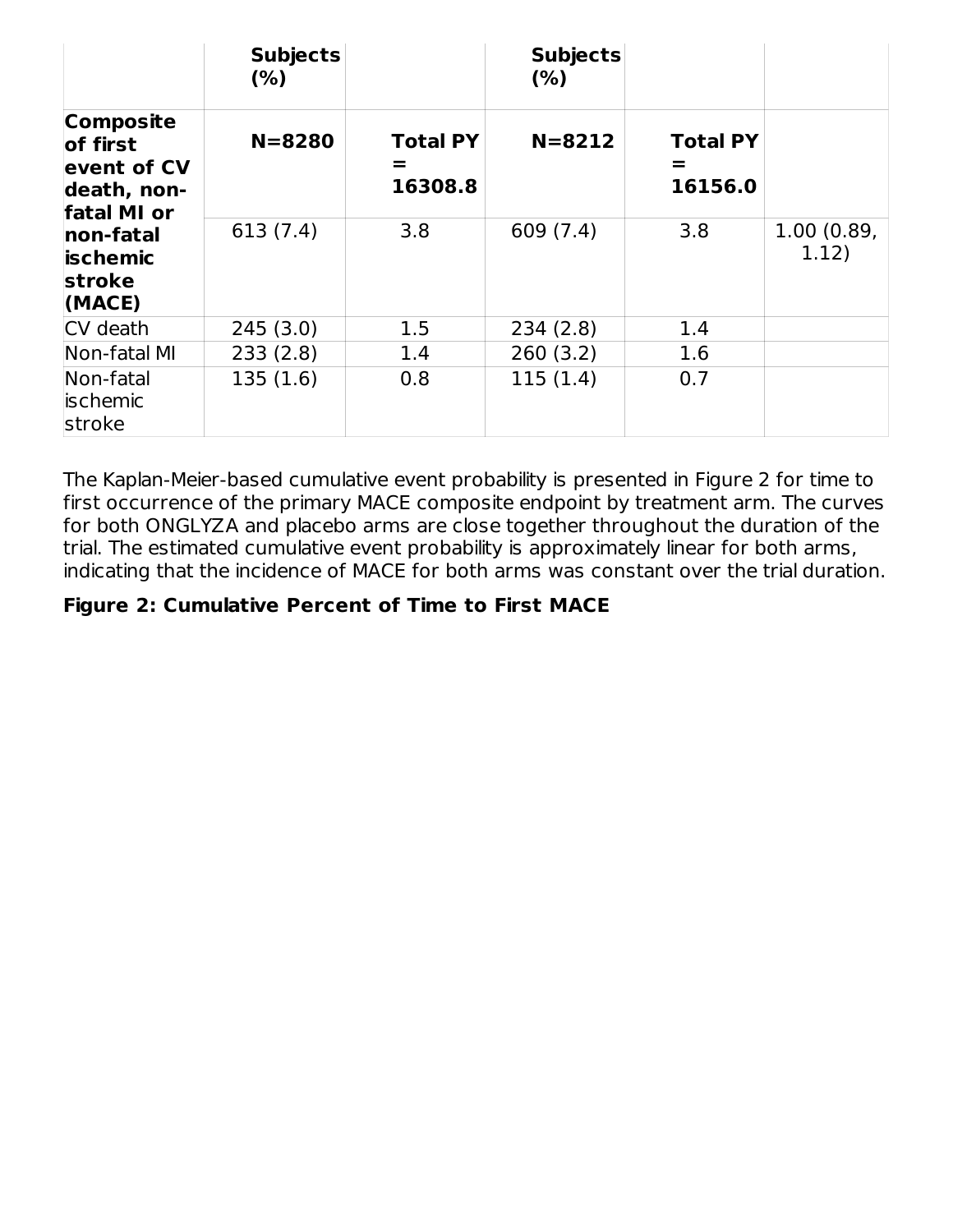| | Subjects (%) | | Subjects (%) | | |
|---|---|---|---|---|---|
| **Composite of first event of CV death, non-fatal MI or non-fatal ischemic stroke (MACE)** | **N=8280** | **Total PY = 16308.8** | **N=8212** | **Total PY = 16156.0** | |
| | 613 (7.4) | 3.8 | 609 (7.4) | 3.8 | 1.00 (0.89, 1.12) |
| CV death | 245 (3.0) | 1.5 | 234 (2.8) | 1.4 | |
| Non-fatal MI | 233 (2.8) | 1.4 | 260 (3.2) | 1.6 | |
| Non-fatal ischemic stroke | 135 (1.6) | 0.8 | 115 (1.4) | 0.7 | |

The Kaplan-Meier-based cumulative event probability is presented in Figure 2 for time to first occurrence of the primary MACE composite endpoint by treatment arm. The curves for both ONGLYZA and placebo arms are close together throughout the duration of the trial. The estimated cumulative event probability is approximately linear for both arms, indicating that the incidence of MACE for both arms was constant over the trial duration.

**Figure 2: Cumulative Percent of Time to First MACE**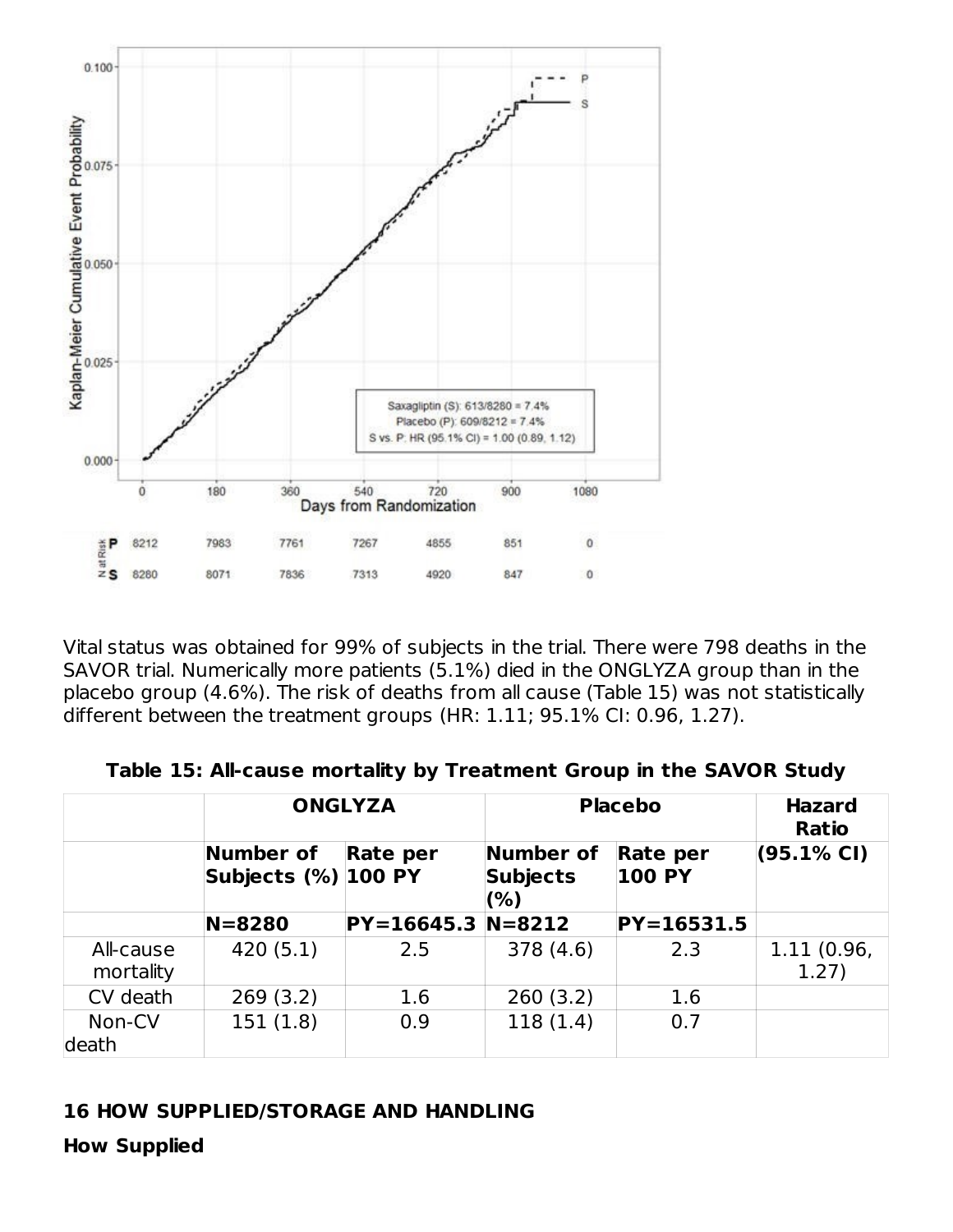Vital status was obtained for 99% of subjects in the trial. There were 798 deaths in the SAVOR trial. Numerically more patients (5.1%) died in the ONGLYZA group than in the placebo group (4.6%). The risk of deaths from all cause (Table 15) was not statistically different between the treatment groups (HR: 1.11; 95.1% CI: 0.96, 1.27).

**Table 15: All-cause mortality by Treatment Group in the SAVOR Study**

| | **ONGLYZA** | | **Placebo** | | **Hazard Ratio** |
|---|---|---|---|---|---|
| | **Number of Subjects (%)** | **Rate per 100 PY** | **Number of Subjects (%)** | **Rate per 100 PY** | **(95.1% CI)** |
| | **N=8280** | **PY=16645.3** | **N=8212** | **PY=16531.5** | |
| All-cause mortality | 420 (5.1) | 2.5 | 378 (4.6) | 2.3 | 1.11 (0.96, 1.27) |
| CV death | 269 (3.2) | 1.6 | 260 (3.2) | 1.6 | |
| Non-CV death | 151 (1.8) | 0.9 | 118 (1.4) | 0.7 | |

## 16 HOW SUPPLIED/STORAGE AND HANDLING

### How Supplied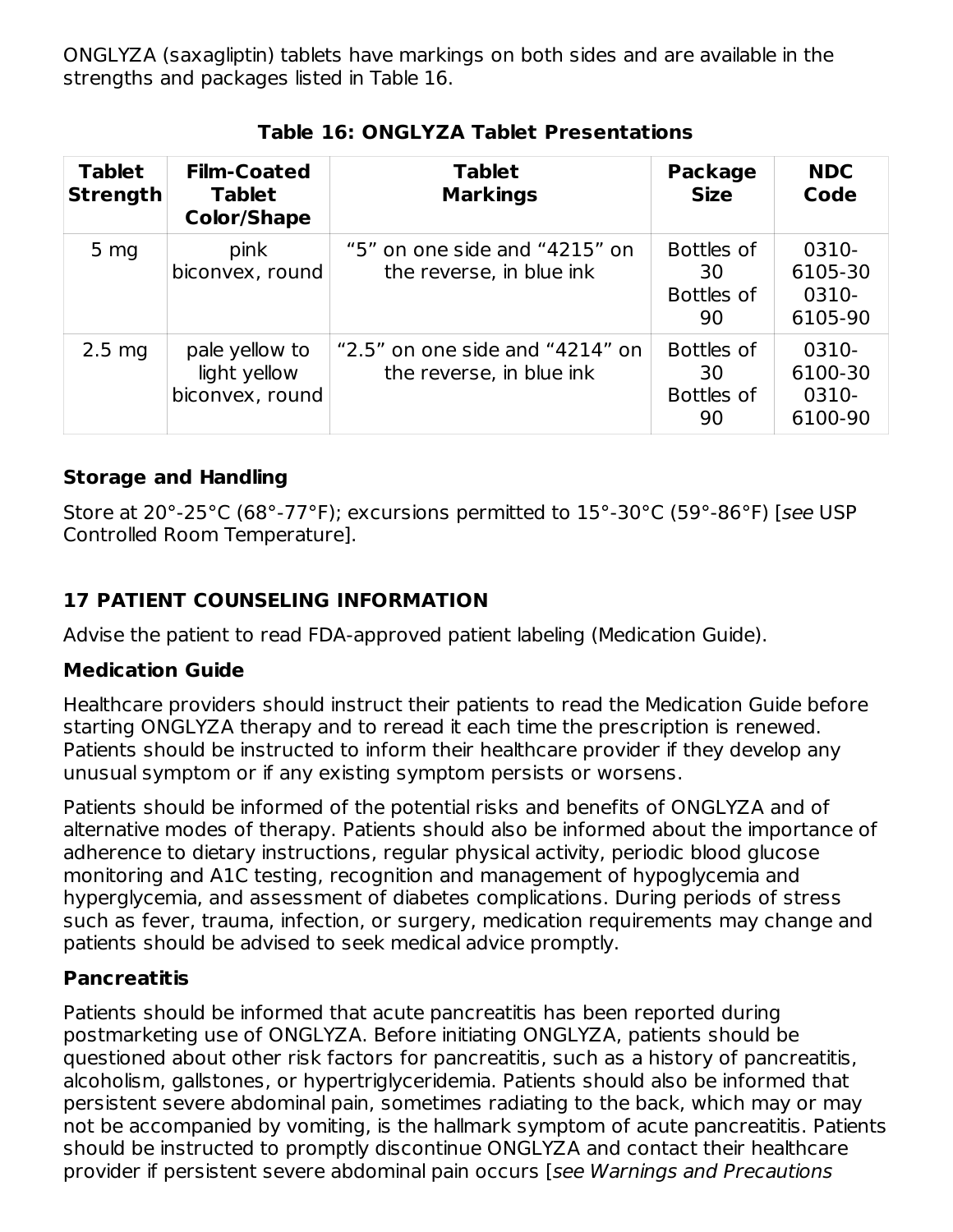ONGLYZA (saxagliptin) tablets have markings on both sides and are available in the strengths and packages listed in Table 16.

**Table 16: ONGLYZA Tablet Presentations**

| Tablet Strength | Film-Coated Tablet Color/Shape | Tablet Markings | Package Size | NDC Code |
|---|---|---|---|---|
| 5 mg | pink biconvex, round | "5" on one side and "4215" on the reverse, in blue ink | Bottles of 30<br>Bottles of 90 | 0310-6105-30<br>0310-6105-90 |
| 2.5 mg | pale yellow to light yellow biconvex, round | "2.5" on one side and "4214" on the reverse, in blue ink | Bottles of 30<br>Bottles of 90 | 0310-6100-30<br>0310-6100-90 |

### Storage and Handling

Store at 20°-25°C (68°-77°F); excursions permitted to 15°-30°C (59°-86°F) [*see* USP Controlled Room Temperature].

## 17 PATIENT COUNSELING INFORMATION

Advise the patient to read FDA-approved patient labeling (Medication Guide).

### Medication Guide

Healthcare providers should instruct their patients to read the Medication Guide before starting ONGLYZA therapy and to reread it each time the prescription is renewed. Patients should be instructed to inform their healthcare provider if they develop any unusual symptom or if any existing symptom persists or worsens.

Patients should be informed of the potential risks and benefits of ONGLYZA and of alternative modes of therapy. Patients should also be informed about the importance of adherence to dietary instructions, regular physical activity, periodic blood glucose monitoring and A1C testing, recognition and management of hypoglycemia and hyperglycemia, and assessment of diabetes complications. During periods of stress such as fever, trauma, infection, or surgery, medication requirements may change and patients should be advised to seek medical advice promptly.

### Pancreatitis

Patients should be informed that acute pancreatitis has been reported during postmarketing use of ONGLYZA. Before initiating ONGLYZA, patients should be questioned about other risk factors for pancreatitis, such as a history of pancreatitis, alcoholism, gallstones, or hypertriglyceridemia. Patients should also be informed that persistent severe abdominal pain, sometimes radiating to the back, which may or may not be accompanied by vomiting, is the hallmark symptom of acute pancreatitis. Patients should be instructed to promptly discontinue ONGLYZA and contact their healthcare provider if persistent severe abdominal pain occurs [*see Warnings and Precautions*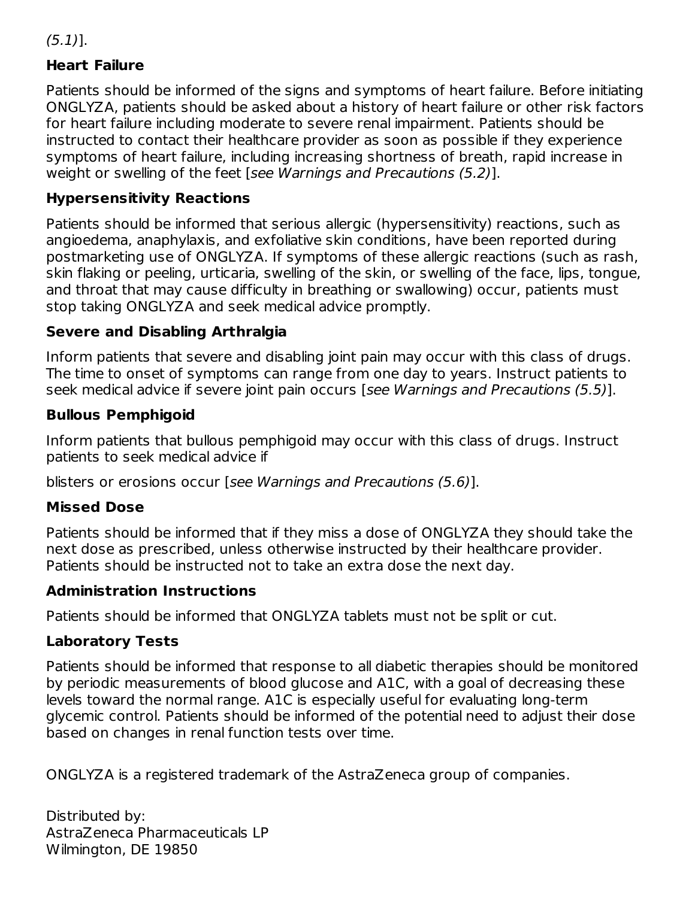*(5.1)*].

### Heart Failure

Patients should be informed of the signs and symptoms of heart failure. Before initiating ONGLYZA, patients should be asked about a history of heart failure or other risk factors for heart failure including moderate to severe renal impairment. Patients should be instructed to contact their healthcare provider as soon as possible if they experience symptoms of heart failure, including increasing shortness of breath, rapid increase in weight or swelling of the feet [*see Warnings and Precautions (5.2)*].

### Hypersensitivity Reactions

Patients should be informed that serious allergic (hypersensitivity) reactions, such as angioedema, anaphylaxis, and exfoliative skin conditions, have been reported during postmarketing use of ONGLYZA. If symptoms of these allergic reactions (such as rash, skin flaking or peeling, urticaria, swelling of the skin, or swelling of the face, lips, tongue, and throat that may cause difficulty in breathing or swallowing) occur, patients must stop taking ONGLYZA and seek medical advice promptly.

### Severe and Disabling Arthralgia

Inform patients that severe and disabling joint pain may occur with this class of drugs. The time to onset of symptoms can range from one day to years. Instruct patients to seek medical advice if severe joint pain occurs [*see Warnings and Precautions (5.5)*].

### Bullous Pemphigoid

Inform patients that bullous pemphigoid may occur with this class of drugs. Instruct patients to seek medical advice if

blisters or erosions occur [*see Warnings and Precautions (5.6)*].

### Missed Dose

Patients should be informed that if they miss a dose of ONGLYZA they should take the next dose as prescribed, unless otherwise instructed by their healthcare provider. Patients should be instructed not to take an extra dose the next day.

### Administration Instructions

Patients should be informed that ONGLYZA tablets must not be split or cut.

### Laboratory Tests

Patients should be informed that response to all diabetic therapies should be monitored by periodic measurements of blood glucose and A1C, with a goal of decreasing these levels toward the normal range. A1C is especially useful for evaluating long-term glycemic control. Patients should be informed of the potential need to adjust their dose based on changes in renal function tests over time.

ONGLYZA is a registered trademark of the AstraZeneca group of companies.

Distributed by:
AstraZeneca Pharmaceuticals LP
Wilmington, DE 19850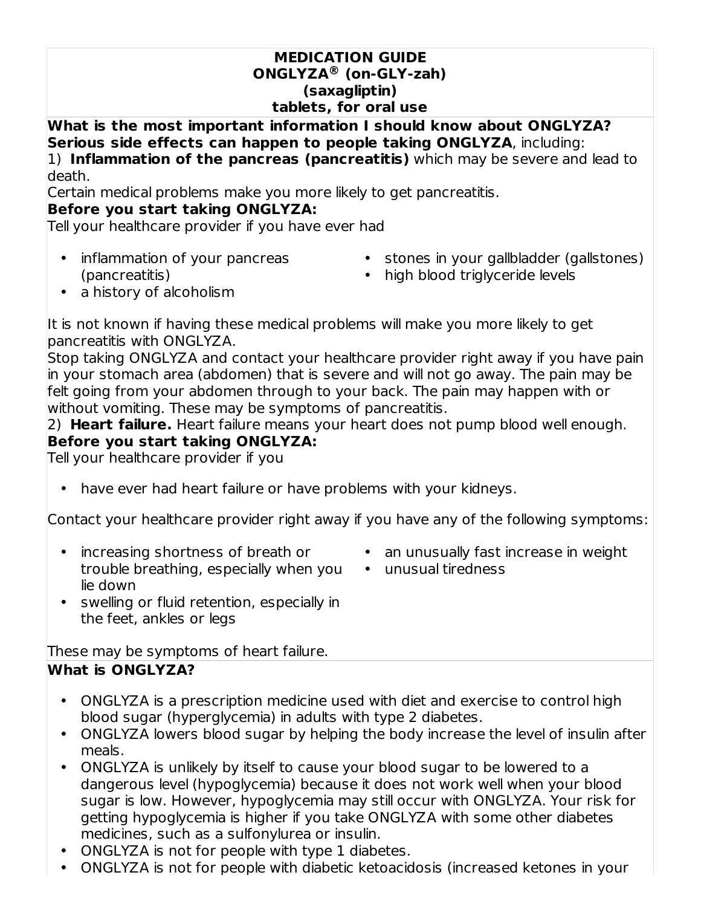# MEDICATION GUIDE
# ONGLYZA® (on-GLY-zah)
# (saxagliptin)
# tablets, for oral use

**What is the most important information I should know about ONGLYZA?**

**Serious side effects can happen to people taking ONGLYZA**, including:

1) **Inflammation of the pancreas (pancreatitis)** which may be severe and lead to death.

Certain medical problems make you more likely to get pancreatitis.

**Before you start taking ONGLYZA:**

Tell your healthcare provider if you have ever had

- inflammation of your pancreas (pancreatitis)
- a history of alcoholism
- stones in your gallbladder (gallstones)
- high blood triglyceride levels

It is not known if having these medical problems will make you more likely to get pancreatitis with ONGLYZA.

Stop taking ONGLYZA and contact your healthcare provider right away if you have pain in your stomach area (abdomen) that is severe and will not go away. The pain may be felt going from your abdomen through to your back. The pain may happen with or without vomiting. These may be symptoms of pancreatitis.

2) **Heart failure.** Heart failure means your heart does not pump blood well enough.

**Before you start taking ONGLYZA:**

Tell your healthcare provider if you

- have ever had heart failure or have problems with your kidneys.

Contact your healthcare provider right away if you have any of the following symptoms:

- increasing shortness of breath or trouble breathing, especially when you lie down
- swelling or fluid retention, especially in the feet, ankles or legs
- an unusually fast increase in weight
- unusual tiredness

These may be symptoms of heart failure.

**What is ONGLYZA?**

- ONGLYZA is a prescription medicine used with diet and exercise to control high blood sugar (hyperglycemia) in adults with type 2 diabetes.
- ONGLYZA lowers blood sugar by helping the body increase the level of insulin after meals.
- ONGLYZA is unlikely by itself to cause your blood sugar to be lowered to a dangerous level (hypoglycemia) because it does not work well when your blood sugar is low. However, hypoglycemia may still occur with ONGLYZA. Your risk for getting hypoglycemia is higher if you take ONGLYZA with some other diabetes medicines, such as a sulfonylurea or insulin.
- ONGLYZA is not for people with type 1 diabetes.
- ONGLYZA is not for people with diabetic ketoacidosis (increased ketones in your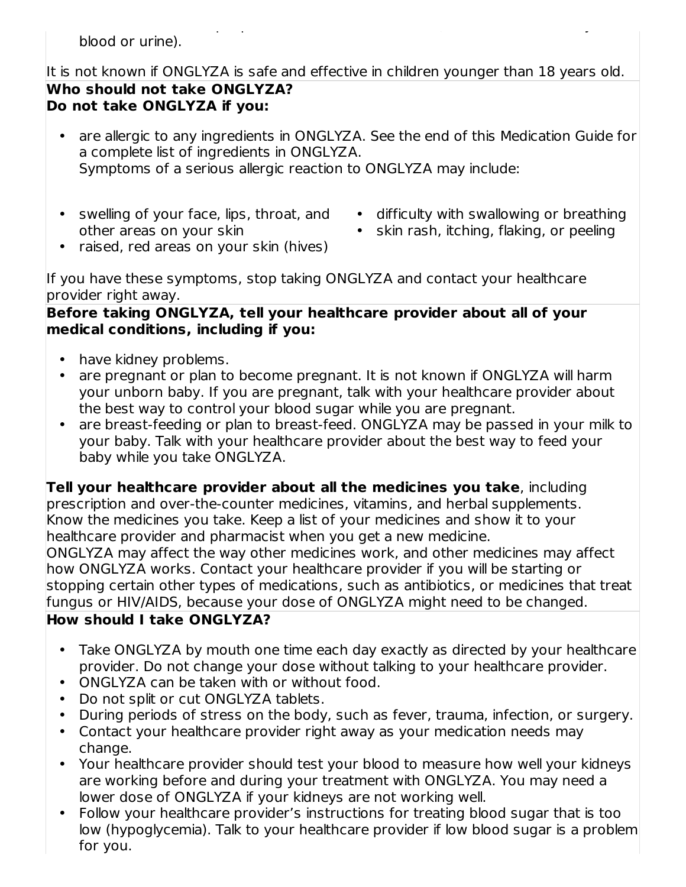blood or urine).

It is not known if ONGLYZA is safe and effective in children younger than 18 years old.

**Who should not take ONGLYZA?**
**Do not take ONGLYZA if you:**

- are allergic to any ingredients in ONGLYZA. See the end of this Medication Guide for a complete list of ingredients in ONGLYZA.
  Symptoms of a serious allergic reaction to ONGLYZA may include:

- swelling of your face, lips, throat, and other areas on your skin
- raised, red areas on your skin (hives)
- difficulty with swallowing or breathing
- skin rash, itching, flaking, or peeling

If you have these symptoms, stop taking ONGLYZA and contact your healthcare provider right away.

**Before taking ONGLYZA, tell your healthcare provider about all of your medical conditions, including if you:**

- have kidney problems.
- are pregnant or plan to become pregnant. It is not known if ONGLYZA will harm your unborn baby. If you are pregnant, talk with your healthcare provider about the best way to control your blood sugar while you are pregnant.
- are breast-feeding or plan to breast-feed. ONGLYZA may be passed in your milk to your baby. Talk with your healthcare provider about the best way to feed your baby while you take ONGLYZA.

**Tell your healthcare provider about all the medicines you take**, including prescription and over-the-counter medicines, vitamins, and herbal supplements. Know the medicines you take. Keep a list of your medicines and show it to your healthcare provider and pharmacist when you get a new medicine.
ONGLYZA may affect the way other medicines work, and other medicines may affect how ONGLYZA works. Contact your healthcare provider if you will be starting or stopping certain other types of medications, such as antibiotics, or medicines that treat fungus or HIV/AIDS, because your dose of ONGLYZA might need to be changed.

**How should I take ONGLYZA?**

- Take ONGLYZA by mouth one time each day exactly as directed by your healthcare provider. Do not change your dose without talking to your healthcare provider.
- ONGLYZA can be taken with or without food.
- Do not split or cut ONGLYZA tablets.
- During periods of stress on the body, such as fever, trauma, infection, or surgery.
- Contact your healthcare provider right away as your medication needs may change.
- Your healthcare provider should test your blood to measure how well your kidneys are working before and during your treatment with ONGLYZA. You may need a lower dose of ONGLYZA if your kidneys are not working well.
- Follow your healthcare provider's instructions for treating blood sugar that is too low (hypoglycemia). Talk to your healthcare provider if low blood sugar is a problem for you.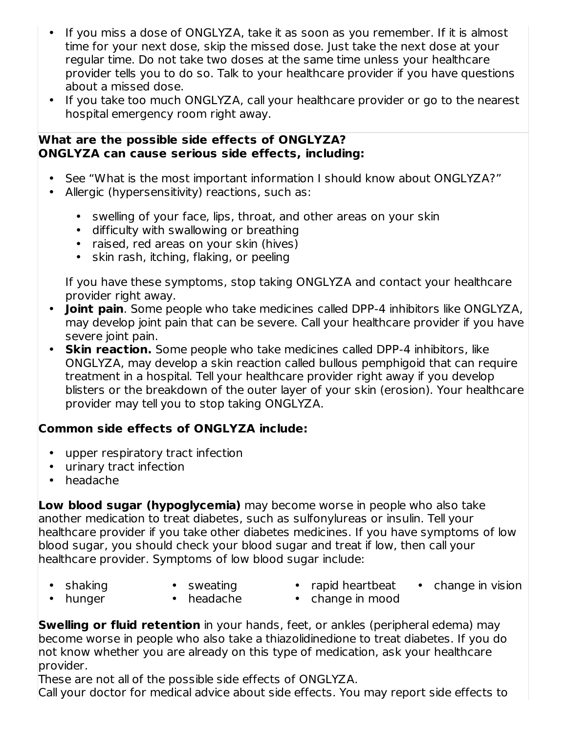- If you miss a dose of ONGLYZA, take it as soon as you remember. If it is almost time for your next dose, skip the missed dose. Just take the next dose at your regular time. Do not take two doses at the same time unless your healthcare provider tells you to do so. Talk to your healthcare provider if you have questions about a missed dose.
- If you take too much ONGLYZA, call your healthcare provider or go to the nearest hospital emergency room right away.

**What are the possible side effects of ONGLYZA?**
**ONGLYZA can cause serious side effects, including:**

- See "What is the most important information I should know about ONGLYZA?"
- Allergic (hypersensitivity) reactions, such as:
  - swelling of your face, lips, throat, and other areas on your skin
  - difficulty with swallowing or breathing
  - raised, red areas on your skin (hives)
  - skin rash, itching, flaking, or peeling

  If you have these symptoms, stop taking ONGLYZA and contact your healthcare provider right away.
- **Joint pain**. Some people who take medicines called DPP-4 inhibitors like ONGLYZA, may develop joint pain that can be severe. Call your healthcare provider if you have severe joint pain.
- **Skin reaction.** Some people who take medicines called DPP-4 inhibitors, like ONGLYZA, may develop a skin reaction called bullous pemphigoid that can require treatment in a hospital. Tell your healthcare provider right away if you develop blisters or the breakdown of the outer layer of your skin (erosion). Your healthcare provider may tell you to stop taking ONGLYZA.

**Common side effects of ONGLYZA include:**

- upper respiratory tract infection
- urinary tract infection
- headache

**Low blood sugar (hypoglycemia)** may become worse in people who also take another medication to treat diabetes, such as sulfonylureas or insulin. Tell your healthcare provider if you take other diabetes medicines. If you have symptoms of low blood sugar, you should check your blood sugar and treat if low, then call your healthcare provider. Symptoms of low blood sugar include:

- shaking
- hunger
- sweating
- headache
- rapid heartbeat
- change in mood
- change in vision

**Swelling or fluid retention** in your hands, feet, or ankles (peripheral edema) may become worse in people who also take a thiazolidinedione to treat diabetes. If you do not know whether you are already on this type of medication, ask your healthcare provider.

These are not all of the possible side effects of ONGLYZA.

Call your doctor for medical advice about side effects. You may report side effects to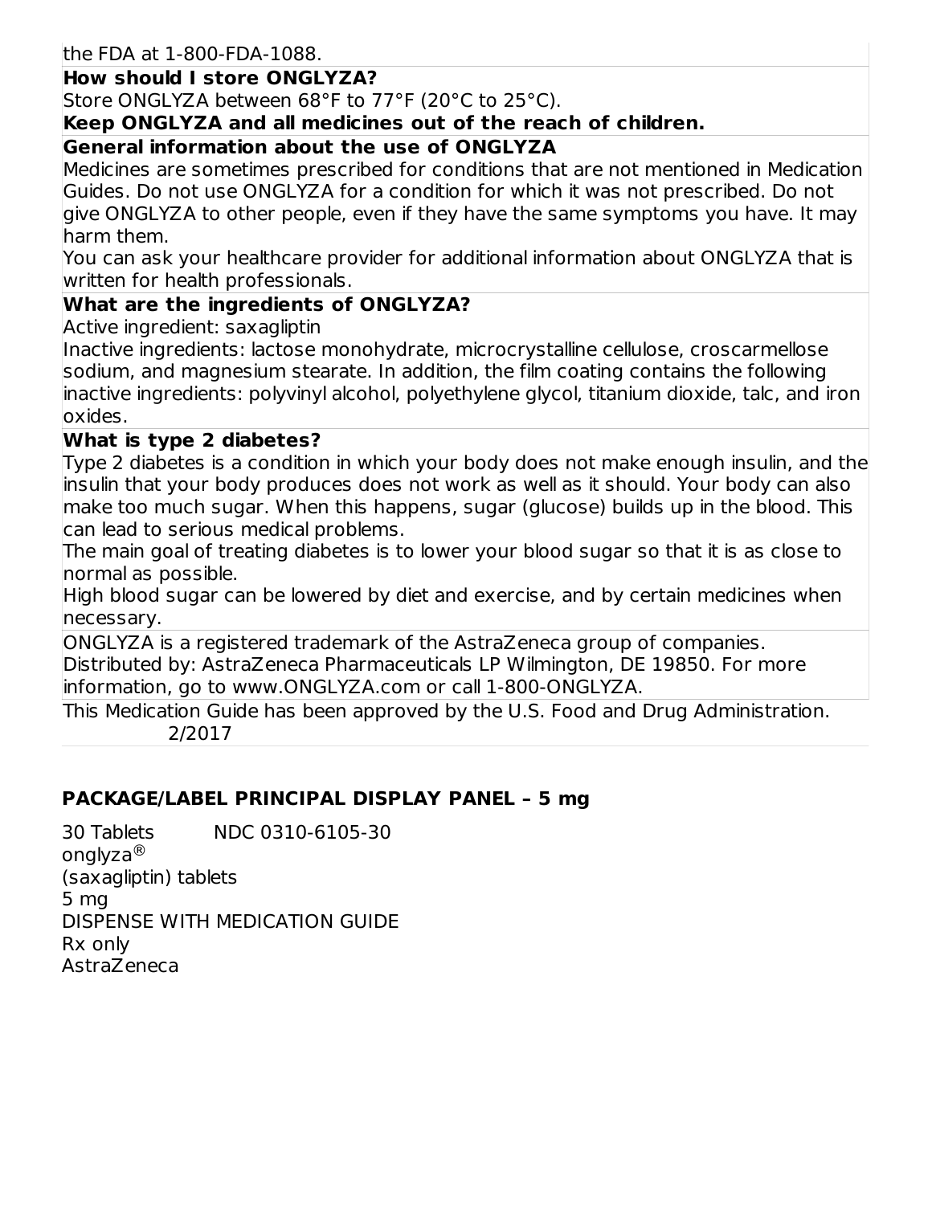the FDA at 1-800-FDA-1088.

**How should I store ONGLYZA?**

Store ONGLYZA between 68°F to 77°F (20°C to 25°C).

**Keep ONGLYZA and all medicines out of the reach of children.**

**General information about the use of ONGLYZA**

Medicines are sometimes prescribed for conditions that are not mentioned in Medication Guides. Do not use ONGLYZA for a condition for which it was not prescribed. Do not give ONGLYZA to other people, even if they have the same symptoms you have. It may harm them.

You can ask your healthcare provider for additional information about ONGLYZA that is written for health professionals.

**What are the ingredients of ONGLYZA?**

Active ingredient: saxagliptin

Inactive ingredients: lactose monohydrate, microcrystalline cellulose, croscarmellose sodium, and magnesium stearate. In addition, the film coating contains the following inactive ingredients: polyvinyl alcohol, polyethylene glycol, titanium dioxide, talc, and iron oxides.

**What is type 2 diabetes?**

Type 2 diabetes is a condition in which your body does not make enough insulin, and the insulin that your body produces does not work as well as it should. Your body can also make too much sugar. When this happens, sugar (glucose) builds up in the blood. This can lead to serious medical problems.

The main goal of treating diabetes is to lower your blood sugar so that it is as close to normal as possible.

High blood sugar can be lowered by diet and exercise, and by certain medicines when necessary.

ONGLYZA is a registered trademark of the AstraZeneca group of companies.
Distributed by: AstraZeneca Pharmaceuticals LP Wilmington, DE 19850. For more information, go to www.ONGLYZA.com or call 1-800-ONGLYZA.

This Medication Guide has been approved by the U.S. Food and Drug Administration.
2/2017

## PACKAGE/LABEL PRINCIPAL DISPLAY PANEL – 5 mg

30 Tablets NDC 0310-6105-30
onglyza®
(saxagliptin) tablets
5 mg
DISPENSE WITH MEDICATION GUIDE
Rx only
AstraZeneca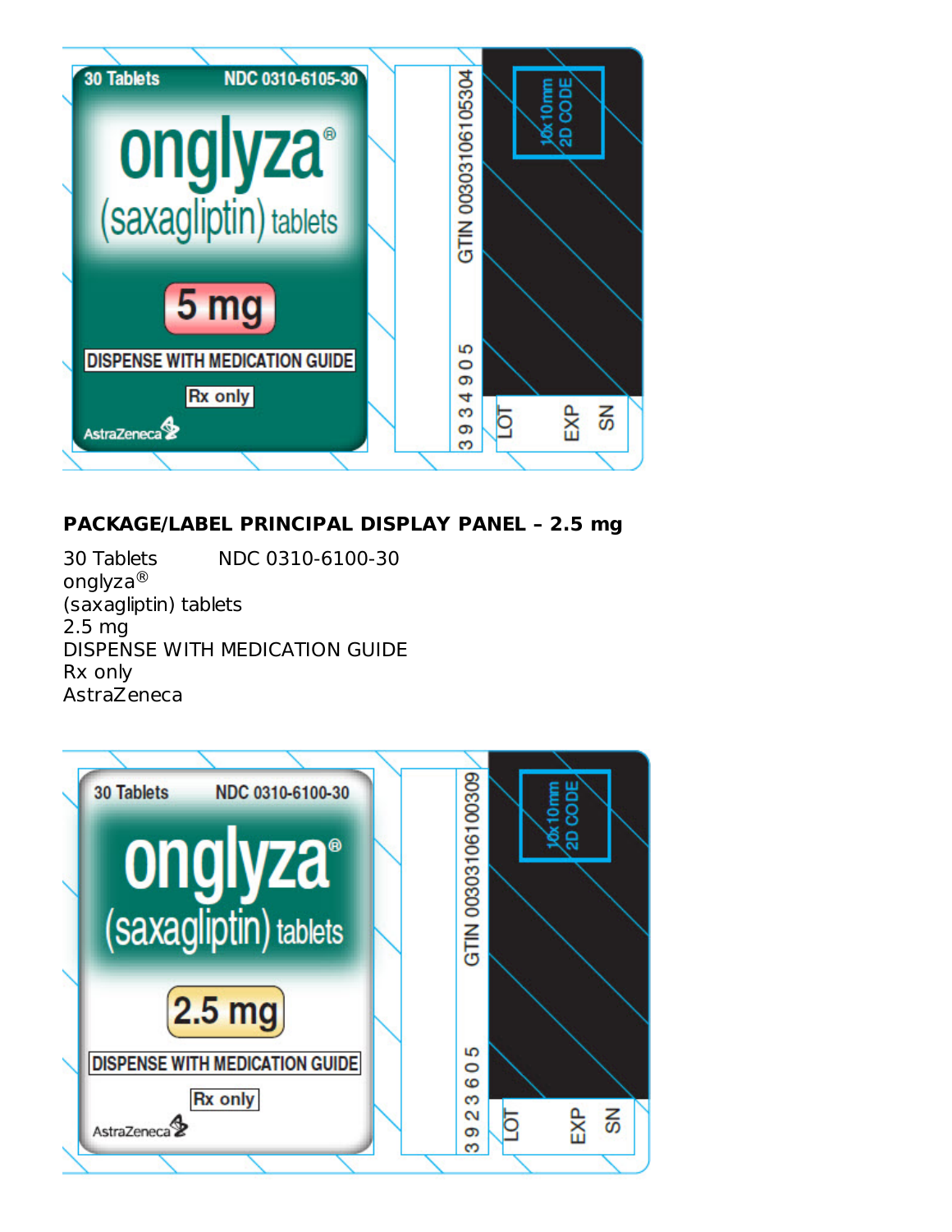30 Tablets NDC 0310-6105-30

onglyza®

(saxagliptin) tablets

5 mg

DISPENSE WITH MEDICATION GUIDE

Rx only

AstraZeneca

GTIN 00303106105304

3 9 3 4 9 0 5

10x10mm 2D CODE

LOT EXP SN

**PACKAGE/LABEL PRINCIPAL DISPLAY PANEL – 2.5 mg**

30 Tablets NDC 0310-6100-30
onglyza®
(saxagliptin) tablets
2.5 mg
DISPENSE WITH MEDICATION GUIDE
Rx only
AstraZeneca

30 Tablets NDC 0310-6100-30

onglyza®

(saxagliptin) tablets

2.5 mg

DISPENSE WITH MEDICATION GUIDE

Rx only

AstraZeneca

GTIN 00303106100309

3 9 2 3 6 0 5

10x10mm 2D CODE

LOT EXP SN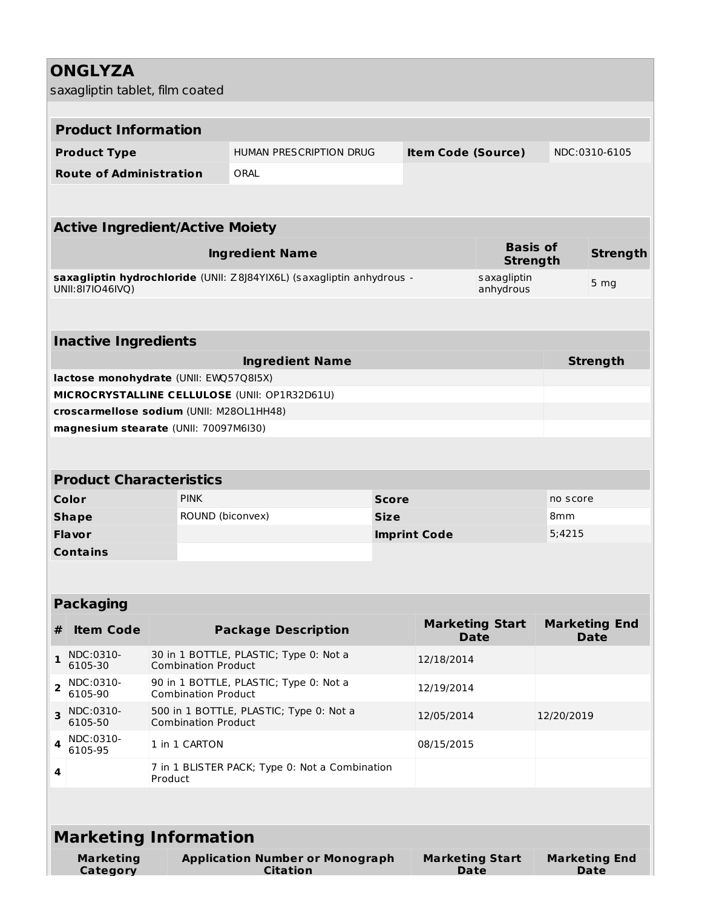# ONGLYZA

saxagliptin tablet, film coated

| Product Information | | | |
|---|---|---|---|
| **Product Type** | HUMAN PRESCRIPTION DRUG | **Item Code (Source)** | NDC:0310-6105 |
| **Route of Administration** | ORAL | | |

| Active Ingredient/Active Moiety | | |
|---|---|---|
| **Ingredient Name** | **Basis of Strength** | **Strength** |
| **saxagliptin hydrochloride** (UNII: Z8J84YIX6L) (saxagliptin anhydrous - UNII:8I7IO46IVQ) | saxagliptin anhydrous | 5 mg |

| Inactive Ingredients | |
|---|---|
| **Ingredient Name** | **Strength** |
| **lactose monohydrate** (UNII: EWQ57Q8I5X) | |
| **MICROCRYSTALLINE CELLULOSE** (UNII: OP1R32D61U) | |
| **croscarmellose sodium** (UNII: M28OL1HH48) | |
| **magnesium stearate** (UNII: 70097M6I30) | |

| Product Characteristics | | | |
|---|---|---|---|
| **Color** | PINK | **Score** | no score |
| **Shape** | ROUND (biconvex) | **Size** | 8mm |
| **Flavor** | | **Imprint Code** | 5;4215 |
| **Contains** | | | |

| Packaging | | | | |
|---|---|---|---|---|
| **#** | **Item Code** | **Package Description** | **Marketing Start Date** | **Marketing End Date** |
| 1 | NDC:0310-6105-30 | 30 in 1 BOTTLE, PLASTIC; Type 0: Not a Combination Product | 12/18/2014 | |
| 2 | NDC:0310-6105-90 | 90 in 1 BOTTLE, PLASTIC; Type 0: Not a Combination Product | 12/19/2014 | |
| 3 | NDC:0310-6105-50 | 500 in 1 BOTTLE, PLASTIC; Type 0: Not a Combination Product | 12/05/2014 | 12/20/2019 |
| 4 | NDC:0310-6105-95 | 1 in 1 CARTON | 08/15/2015 | |
| 4 | | 7 in 1 BLISTER PACK; Type 0: Not a Combination Product | | |

| Marketing Information | | | |
|---|---|---|---|
| **Marketing Category** | **Application Number or Monograph Citation** | **Marketing Start Date** | **Marketing End Date** |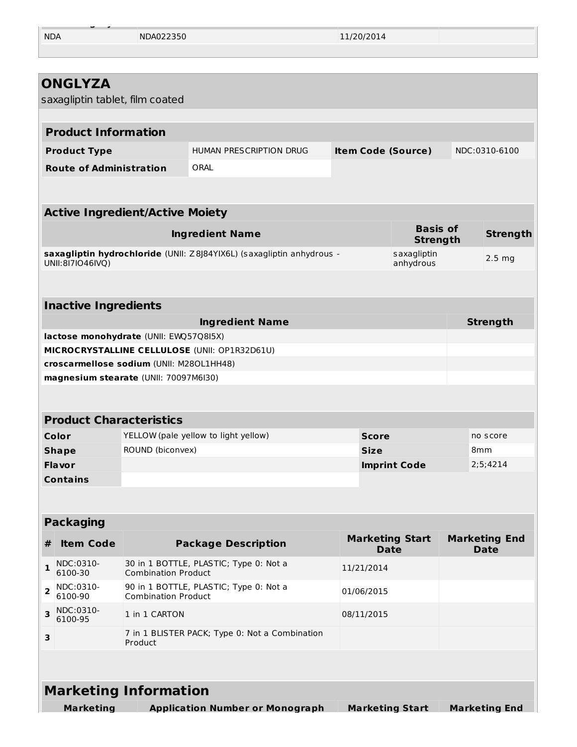| NDA | NDA022350 | 11/20/2014 | |
|---|---|---|---|

## ONGLYZA

saxagliptin tablet, film coated

### Product Information

| Product Type | HUMAN PRESCRIPTION DRUG | Item Code (Source) | NDC:0310-6100 |
|---|---|---|---|
| Route of Administration | ORAL | | |

### Active Ingredient/Active Moiety

| Ingredient Name | Basis of Strength | Strength |
|---|---|---|
| **saxagliptin hydrochloride** (UNII: Z8J84YIX6L) (saxagliptin anhydrous - UNII:8I7IO46IVQ) | saxagliptin anhydrous | 2.5 mg |

### Inactive Ingredients

| Ingredient Name | Strength |
|---|---|
| **lactose monohydrate** (UNII: EWQ57Q8I5X) | |
| **MICROCRYSTALLINE CELLULOSE** (UNII: OP1R32D61U) | |
| **croscarmellose sodium** (UNII: M28OL1HH48) | |
| **magnesium stearate** (UNII: 70097M6I30) | |

### Product Characteristics

| | | | |
|---|---|---|---|
| **Color** | YELLOW (pale yellow to light yellow) | **Score** | no score |
| **Shape** | ROUND (biconvex) | **Size** | 8mm |
| **Flavor** | | **Imprint Code** | 2;5;4214 |
| **Contains** | | | |

### Packaging

| # | Item Code | Package Description | Marketing Start Date | Marketing End Date |
|---|---|---|---|---|
| 1 | NDC:0310-6100-30 | 30 in 1 BOTTLE, PLASTIC; Type 0: Not a Combination Product | 11/21/2014 | |
| 2 | NDC:0310-6100-90 | 90 in 1 BOTTLE, PLASTIC; Type 0: Not a Combination Product | 01/06/2015 | |
| 3 | NDC:0310-6100-95 | 1 in 1 CARTON | 08/11/2015 | |
| 3 | | 7 in 1 BLISTER PACK; Type 0: Not a Combination Product | | |

### Marketing Information

| Marketing | Application Number or Monograph | Marketing Start | Marketing End |
|---|---|---|---|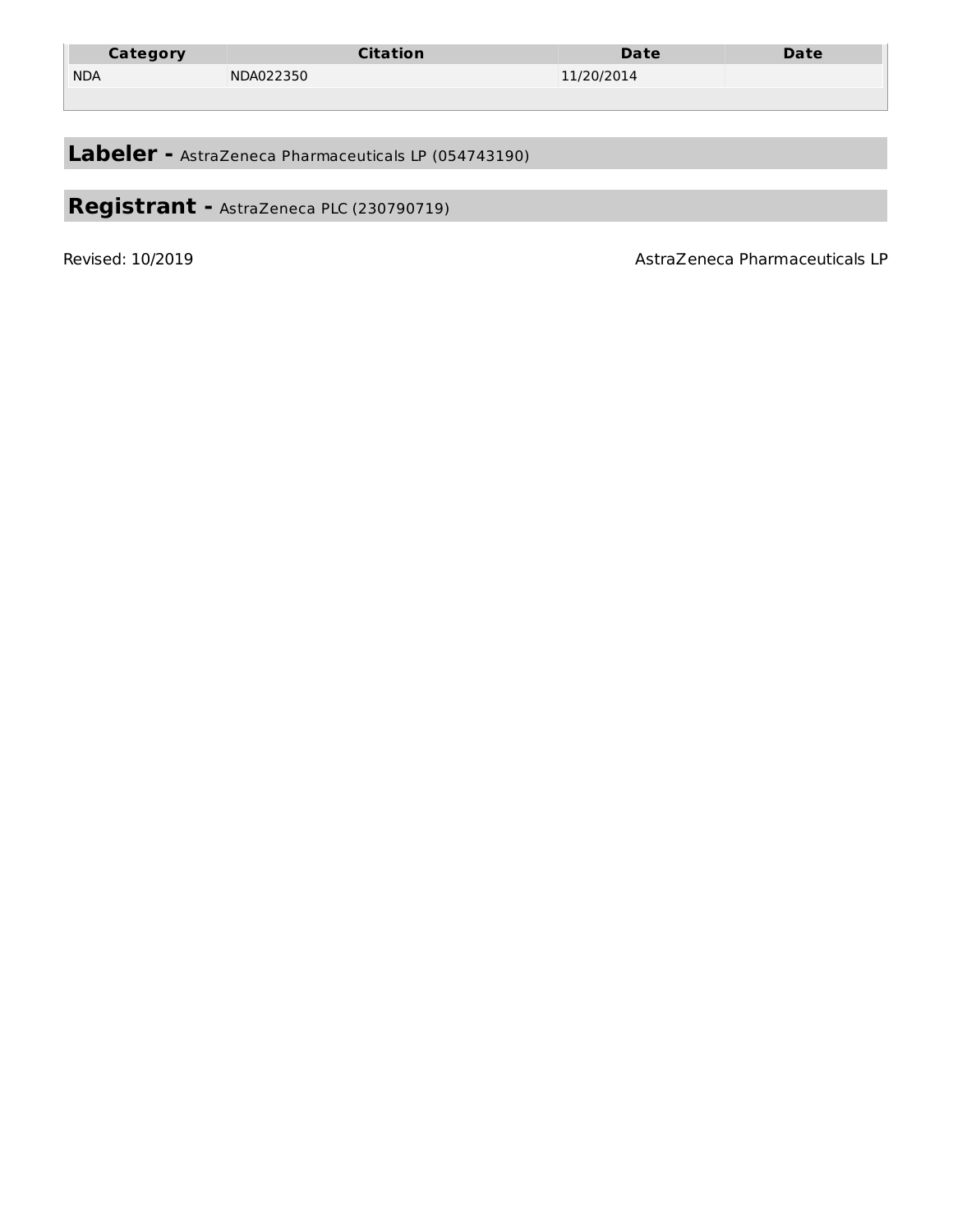| Category | Citation | Date | Date |
| --- | --- | --- | --- |
| NDA | NDA022350 | 11/20/2014 | |

## Labeler - AstraZeneca Pharmaceuticals LP (054743190)

## Registrant - AstraZeneca PLC (230790719)

Revised: 10/2019 AstraZeneca Pharmaceuticals LP